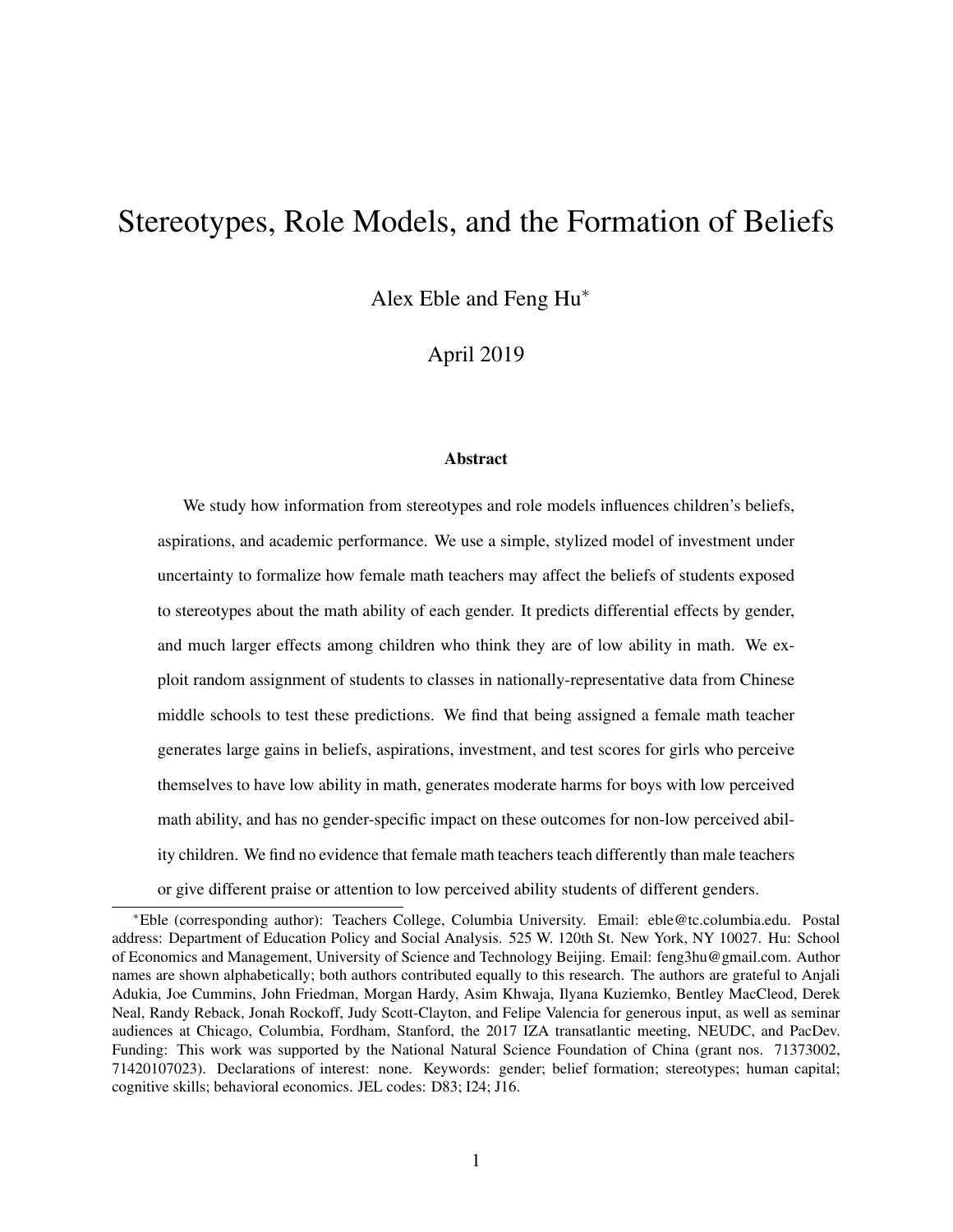# Stereotypes, Role Models, and the Formation of Beliefs

Alex Eble and Feng Hu*

April 2019

## Abstract

We study how information from stereotypes and role models influences children's beliefs, aspirations, and academic performance. We use a simple, stylized model of investment under uncertainty to formalize how female math teachers may affect the beliefs of students exposed to stereotypes about the math ability of each gender. It predicts differential effects by gender, and much larger effects among children who think they are of low ability in math. We exploit random assignment of students to classes in nationally-representative data from Chinese middle schools to test these predictions. We find that being assigned a female math teacher generates large gains in beliefs, aspirations, investment, and test scores for girls who perceive themselves to have low ability in math, generates moderate harms for boys with low perceived math ability, and has no gender-specific impact on these outcomes for non-low perceived ability children. We find no evidence that female math teachers teach differently than male teachers or give different praise or attention to low perceived ability students of different genders.

---

*Eble (corresponding author): Teachers College, Columbia University. Email: eble@tc.columbia.edu. Postal address: Department of Education Policy and Social Analysis. 525 W. 120th St. New York, NY 10027. Hu: School of Economics and Management, University of Science and Technology Beijing. Email: feng3hu@gmail.com. Author names are shown alphabetically; both authors contributed equally to this research. The authors are grateful to Anjali Adukia, Joe Cummins, John Friedman, Morgan Hardy, Asim Khwaja, Ilyana Kuziemko, Bentley MacCleod, Derek Neal, Randy Reback, Jonah Rockoff, Judy Scott-Clayton, and Felipe Valencia for generous input, as well as seminar audiences at Chicago, Columbia, Fordham, Stanford, the 2017 IZA transatlantic meeting, NEUDC, and PacDev. Funding: This work was supported by the National Natural Science Foundation of China (grant nos. 71373002, 71420107023). Declarations of interest: none. Keywords: gender; belief formation; stereotypes; human capital; cognitive skills; behavioral economics. JEL codes: D83; I24; J16.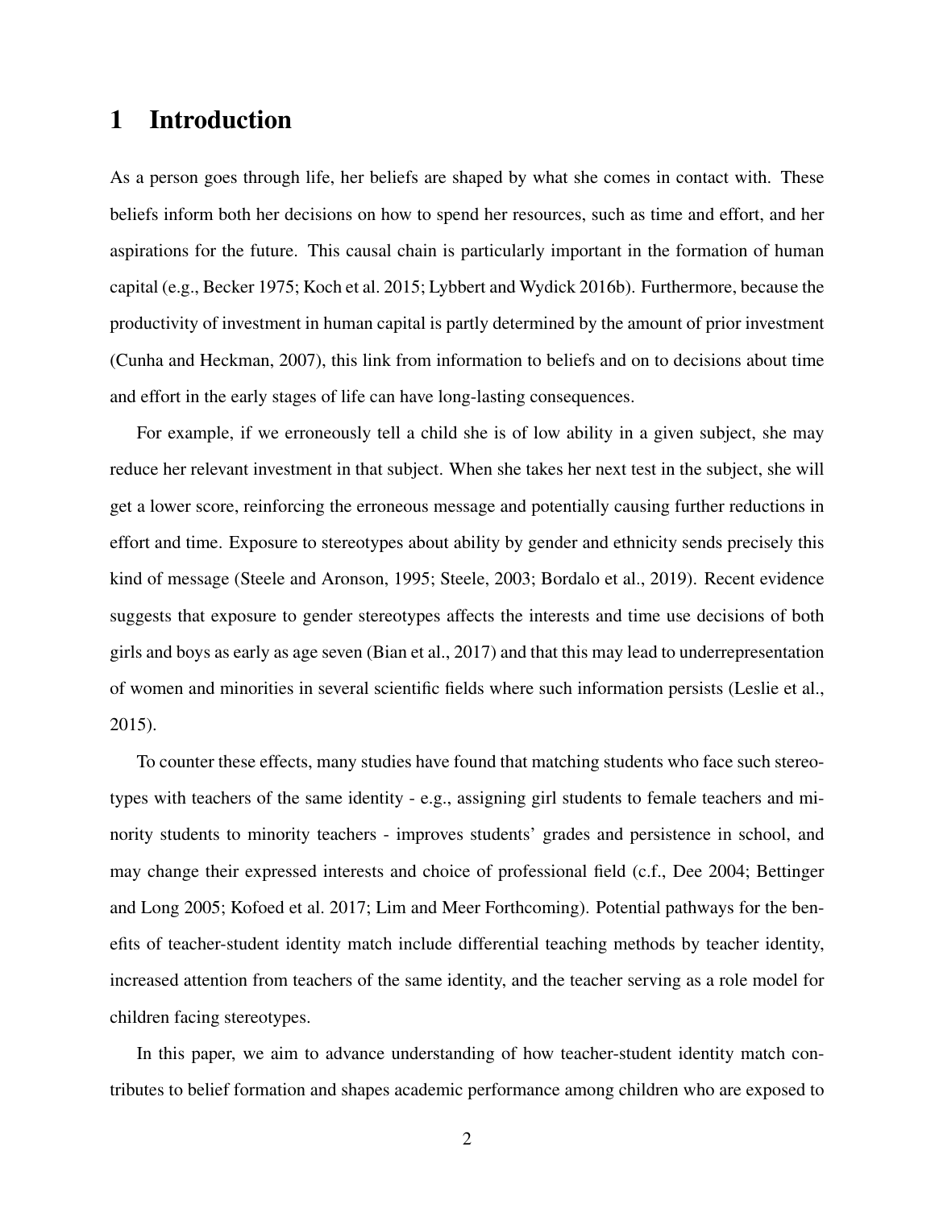# 1 Introduction

As a person goes through life, her beliefs are shaped by what she comes in contact with. These beliefs inform both her decisions on how to spend her resources, such as time and effort, and her aspirations for the future. This causal chain is particularly important in the formation of human capital (e.g., Becker 1975; Koch et al. 2015; Lybbert and Wydick 2016b). Furthermore, because the productivity of investment in human capital is partly determined by the amount of prior investment (Cunha and Heckman, 2007), this link from information to beliefs and on to decisions about time and effort in the early stages of life can have long-lasting consequences.

For example, if we erroneously tell a child she is of low ability in a given subject, she may reduce her relevant investment in that subject. When she takes her next test in the subject, she will get a lower score, reinforcing the erroneous message and potentially causing further reductions in effort and time. Exposure to stereotypes about ability by gender and ethnicity sends precisely this kind of message (Steele and Aronson, 1995; Steele, 2003; Bordalo et al., 2019). Recent evidence suggests that exposure to gender stereotypes affects the interests and time use decisions of both girls and boys as early as age seven (Bian et al., 2017) and that this may lead to underrepresentation of women and minorities in several scientific fields where such information persists (Leslie et al., 2015).

To counter these effects, many studies have found that matching students who face such stereotypes with teachers of the same identity - e.g., assigning girl students to female teachers and minority students to minority teachers - improves students' grades and persistence in school, and may change their expressed interests and choice of professional field (c.f., Dee 2004; Bettinger and Long 2005; Kofoed et al. 2017; Lim and Meer Forthcoming). Potential pathways for the benefits of teacher-student identity match include differential teaching methods by teacher identity, increased attention from teachers of the same identity, and the teacher serving as a role model for children facing stereotypes.

In this paper, we aim to advance understanding of how teacher-student identity match contributes to belief formation and shapes academic performance among children who are exposed to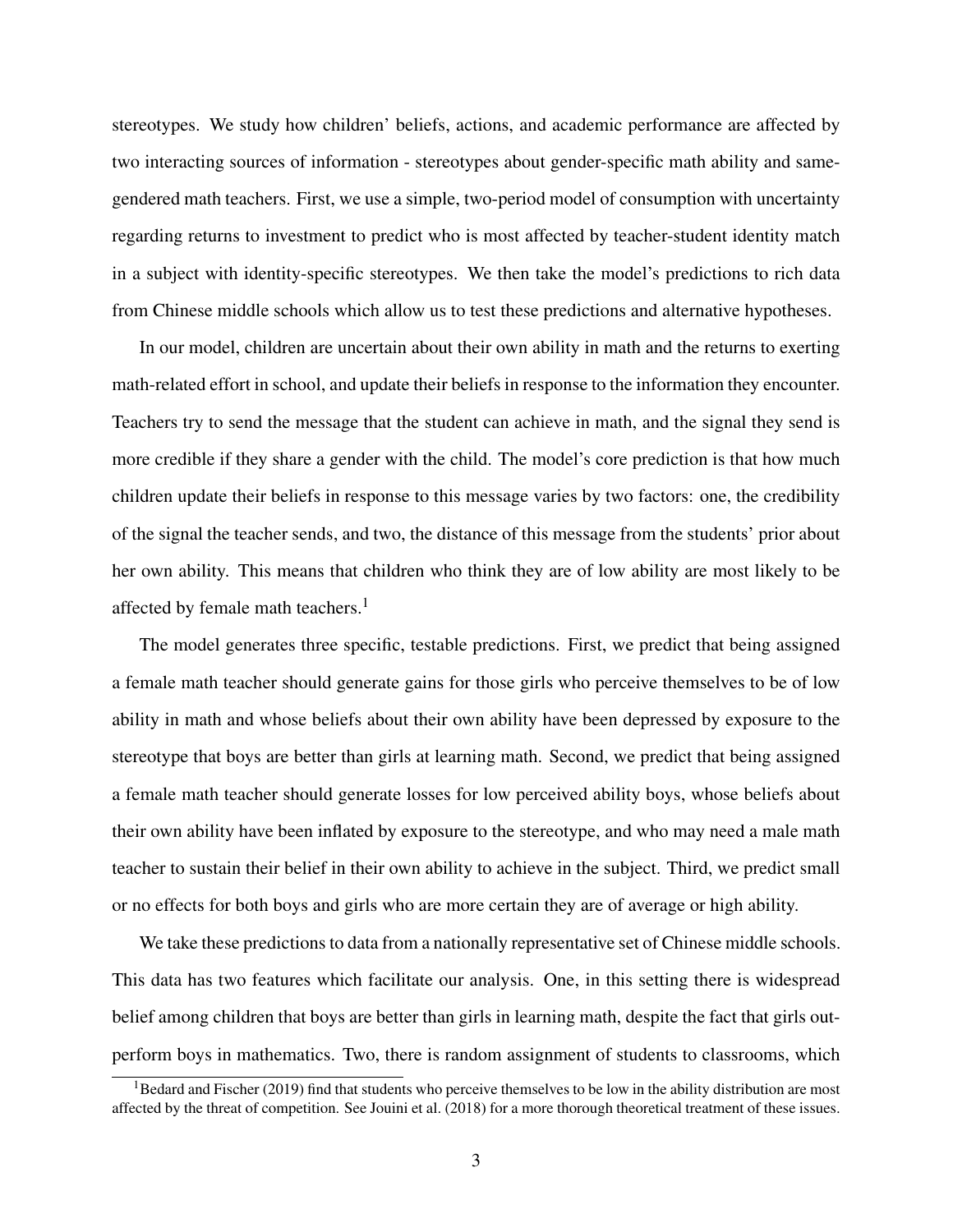stereotypes. We study how children' beliefs, actions, and academic performance are affected by two interacting sources of information - stereotypes about gender-specific math ability and same-gendered math teachers. First, we use a simple, two-period model of consumption with uncertainty regarding returns to investment to predict who is most affected by teacher-student identity match in a subject with identity-specific stereotypes. We then take the model's predictions to rich data from Chinese middle schools which allow us to test these predictions and alternative hypotheses.

In our model, children are uncertain about their own ability in math and the returns to exerting math-related effort in school, and update their beliefs in response to the information they encounter. Teachers try to send the message that the student can achieve in math, and the signal they send is more credible if they share a gender with the child. The model's core prediction is that how much children update their beliefs in response to this message varies by two factors: one, the credibility of the signal the teacher sends, and two, the distance of this message from the students' prior about her own ability. This means that children who think they are of low ability are most likely to be affected by female math teachers.[1]

The model generates three specific, testable predictions. First, we predict that being assigned a female math teacher should generate gains for those girls who perceive themselves to be of low ability in math and whose beliefs about their own ability have been depressed by exposure to the stereotype that boys are better than girls at learning math. Second, we predict that being assigned a female math teacher should generate losses for low perceived ability boys, whose beliefs about their own ability have been inflated by exposure to the stereotype, and who may need a male math teacher to sustain their belief in their own ability to achieve in the subject. Third, we predict small or no effects for both boys and girls who are more certain they are of average or high ability.

We take these predictions to data from a nationally representative set of Chinese middle schools. This data has two features which facilitate our analysis. One, in this setting there is widespread belief among children that boys are better than girls in learning math, despite the fact that girls outperform boys in mathematics. Two, there is random assignment of students to classrooms, which

[1] Bedard and Fischer (2019) find that students who perceive themselves to be low in the ability distribution are most affected by the threat of competition. See Jouini et al. (2018) for a more thorough theoretical treatment of these issues.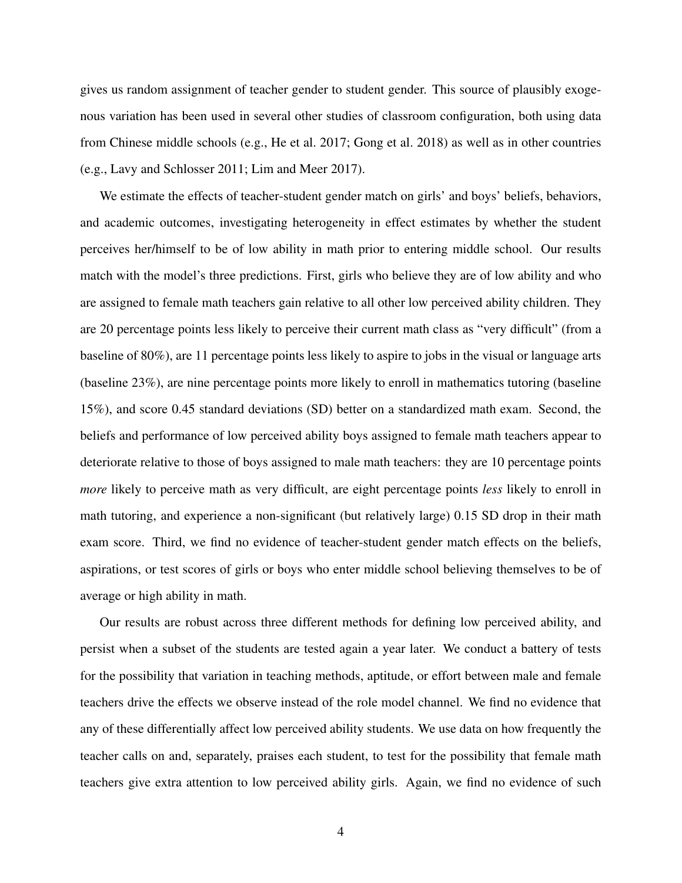gives us random assignment of teacher gender to student gender. This source of plausibly exogenous variation has been used in several other studies of classroom configuration, both using data from Chinese middle schools (e.g., He et al. 2017; Gong et al. 2018) as well as in other countries (e.g., Lavy and Schlosser 2011; Lim and Meer 2017).

We estimate the effects of teacher-student gender match on girls' and boys' beliefs, behaviors, and academic outcomes, investigating heterogeneity in effect estimates by whether the student perceives her/himself to be of low ability in math prior to entering middle school. Our results match with the model's three predictions. First, girls who believe they are of low ability and who are assigned to female math teachers gain relative to all other low perceived ability children. They are 20 percentage points less likely to perceive their current math class as "very difficult" (from a baseline of 80%), are 11 percentage points less likely to aspire to jobs in the visual or language arts (baseline 23%), are nine percentage points more likely to enroll in mathematics tutoring (baseline 15%), and score 0.45 standard deviations (SD) better on a standardized math exam. Second, the beliefs and performance of low perceived ability boys assigned to female math teachers appear to deteriorate relative to those of boys assigned to male math teachers: they are 10 percentage points *more* likely to perceive math as very difficult, are eight percentage points *less* likely to enroll in math tutoring, and experience a non-significant (but relatively large) 0.15 SD drop in their math exam score. Third, we find no evidence of teacher-student gender match effects on the beliefs, aspirations, or test scores of girls or boys who enter middle school believing themselves to be of average or high ability in math.

Our results are robust across three different methods for defining low perceived ability, and persist when a subset of the students are tested again a year later. We conduct a battery of tests for the possibility that variation in teaching methods, aptitude, or effort between male and female teachers drive the effects we observe instead of the role model channel. We find no evidence that any of these differentially affect low perceived ability students. We use data on how frequently the teacher calls on and, separately, praises each student, to test for the possibility that female math teachers give extra attention to low perceived ability girls. Again, we find no evidence of such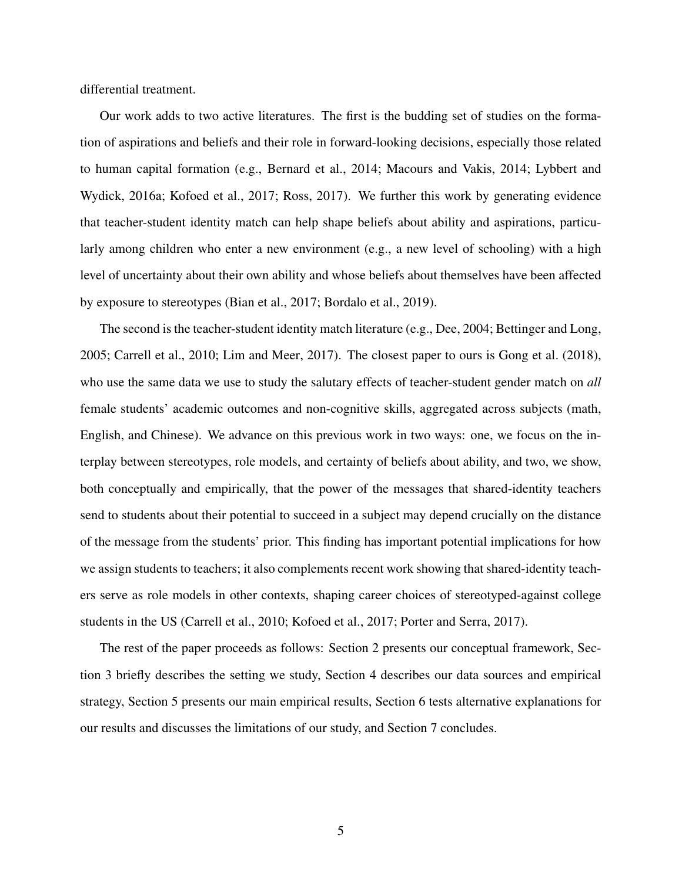differential treatment.

Our work adds to two active literatures. The first is the budding set of studies on the formation of aspirations and beliefs and their role in forward-looking decisions, especially those related to human capital formation (e.g., Bernard et al., 2014; Macours and Vakis, 2014; Lybbert and Wydick, 2016a; Kofoed et al., 2017; Ross, 2017). We further this work by generating evidence that teacher-student identity match can help shape beliefs about ability and aspirations, particularly among children who enter a new environment (e.g., a new level of schooling) with a high level of uncertainty about their own ability and whose beliefs about themselves have been affected by exposure to stereotypes (Bian et al., 2017; Bordalo et al., 2019).

The second is the teacher-student identity match literature (e.g., Dee, 2004; Bettinger and Long, 2005; Carrell et al., 2010; Lim and Meer, 2017). The closest paper to ours is Gong et al. (2018), who use the same data we use to study the salutary effects of teacher-student gender match on *all* female students' academic outcomes and non-cognitive skills, aggregated across subjects (math, English, and Chinese). We advance on this previous work in two ways: one, we focus on the interplay between stereotypes, role models, and certainty of beliefs about ability, and two, we show, both conceptually and empirically, that the power of the messages that shared-identity teachers send to students about their potential to succeed in a subject may depend crucially on the distance of the message from the students' prior. This finding has important potential implications for how we assign students to teachers; it also complements recent work showing that shared-identity teachers serve as role models in other contexts, shaping career choices of stereotyped-against college students in the US (Carrell et al., 2010; Kofoed et al., 2017; Porter and Serra, 2017).

The rest of the paper proceeds as follows: Section 2 presents our conceptual framework, Section 3 briefly describes the setting we study, Section 4 describes our data sources and empirical strategy, Section 5 presents our main empirical results, Section 6 tests alternative explanations for our results and discusses the limitations of our study, and Section 7 concludes.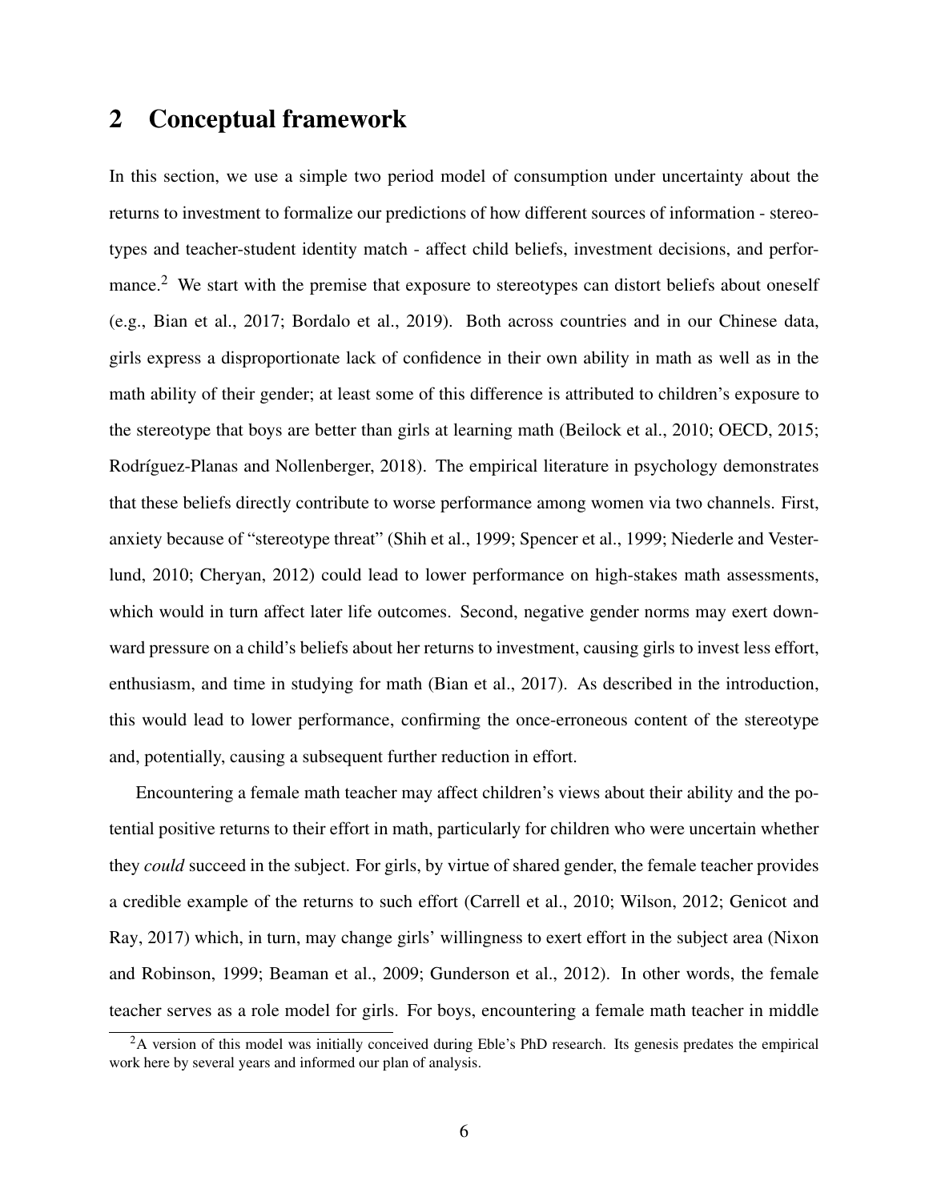## 2 Conceptual framework

In this section, we use a simple two period model of consumption under uncertainty about the returns to investment to formalize our predictions of how different sources of information - stereotypes and teacher-student identity match - affect child beliefs, investment decisions, and performance.[2] We start with the premise that exposure to stereotypes can distort beliefs about oneself (e.g., Bian et al., 2017; Bordalo et al., 2019). Both across countries and in our Chinese data, girls express a disproportionate lack of confidence in their own ability in math as well as in the math ability of their gender; at least some of this difference is attributed to children's exposure to the stereotype that boys are better than girls at learning math (Beilock et al., 2010; OECD, 2015; Rodríguez-Planas and Nollenberger, 2018). The empirical literature in psychology demonstrates that these beliefs directly contribute to worse performance among women via two channels. First, anxiety because of "stereotype threat" (Shih et al., 1999; Spencer et al., 1999; Niederle and Vesterlund, 2010; Cheryan, 2012) could lead to lower performance on high-stakes math assessments, which would in turn affect later life outcomes. Second, negative gender norms may exert downward pressure on a child's beliefs about her returns to investment, causing girls to invest less effort, enthusiasm, and time in studying for math (Bian et al., 2017). As described in the introduction, this would lead to lower performance, confirming the once-erroneous content of the stereotype and, potentially, causing a subsequent further reduction in effort.

Encountering a female math teacher may affect children's views about their ability and the potential positive returns to their effort in math, particularly for children who were uncertain whether they *could* succeed in the subject. For girls, by virtue of shared gender, the female teacher provides a credible example of the returns to such effort (Carrell et al., 2010; Wilson, 2012; Genicot and Ray, 2017) which, in turn, may change girls' willingness to exert effort in the subject area (Nixon and Robinson, 1999; Beaman et al., 2009; Gunderson et al., 2012). In other words, the female teacher serves as a role model for girls. For boys, encountering a female math teacher in middle

[2] A version of this model was initially conceived during Eble's PhD research. Its genesis predates the empirical work here by several years and informed our plan of analysis.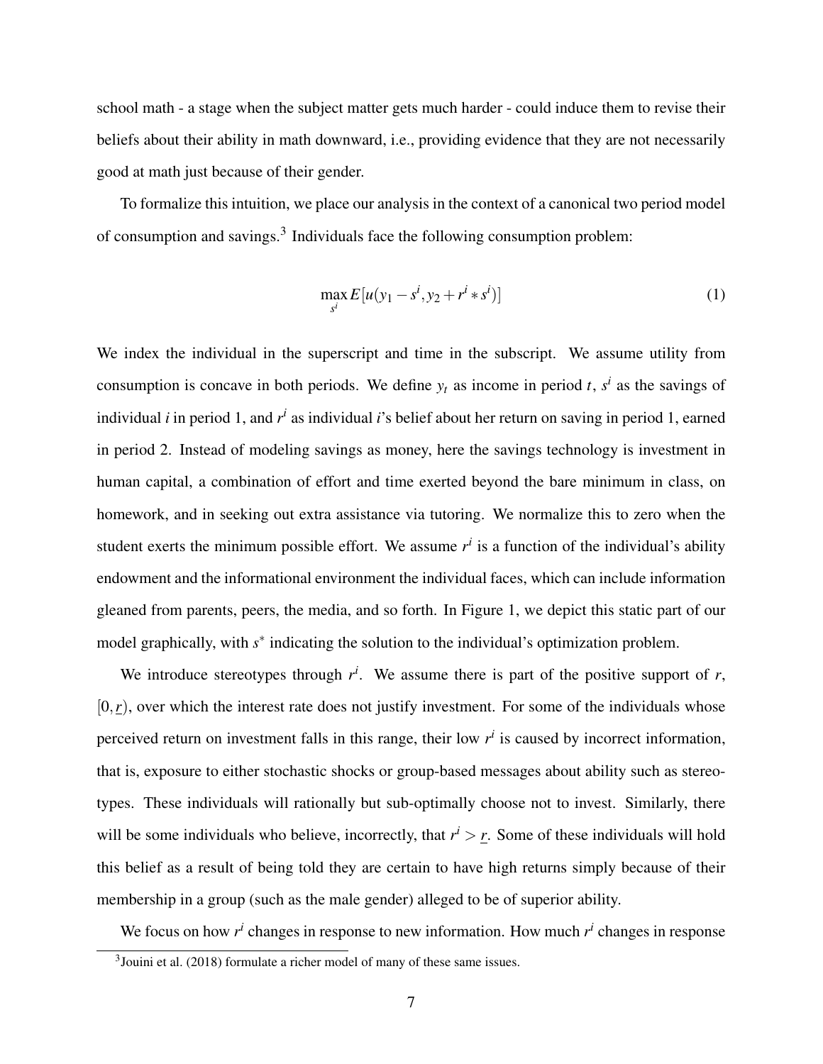school math - a stage when the subject matter gets much harder - could induce them to revise their beliefs about their ability in math downward, i.e., providing evidence that they are not necessarily good at math just because of their gender.

To formalize this intuition, we place our analysis in the context of a canonical two period model of consumption and savings.[3] Individuals face the following consumption problem:

$$\max_{s^i} E[u(y_1 - s^i, y_2 + r^i * s^i)] \tag{1}$$

We index the individual in the superscript and time in the subscript. We assume utility from consumption is concave in both periods. We define $y_t$ as income in period $t$, $s^i$ as the savings of individual $i$ in period 1, and $r^i$ as individual $i$'s belief about her return on saving in period 1, earned in period 2. Instead of modeling savings as money, here the savings technology is investment in human capital, a combination of effort and time exerted beyond the bare minimum in class, on homework, and in seeking out extra assistance via tutoring. We normalize this to zero when the student exerts the minimum possible effort. We assume $r^i$ is a function of the individual's ability endowment and the informational environment the individual faces, which can include information gleaned from parents, peers, the media, and so forth. In Figure 1, we depict this static part of our model graphically, with $s^*$ indicating the solution to the individual's optimization problem.

We introduce stereotypes through $r^i$. We assume there is part of the positive support of $r$, $[0, \underline{r})$, over which the interest rate does not justify investment. For some of the individuals whose perceived return on investment falls in this range, their low $r^i$ is caused by incorrect information, that is, exposure to either stochastic shocks or group-based messages about ability such as stereotypes. These individuals will rationally but sub-optimally choose not to invest. Similarly, there will be some individuals who believe, incorrectly, that $r^i > \underline{r}$. Some of these individuals will hold this belief as a result of being told they are certain to have high returns simply because of their membership in a group (such as the male gender) alleged to be of superior ability.

We focus on how $r^i$ changes in response to new information. How much $r^i$ changes in response

[3] Jouini et al. (2018) formulate a richer model of many of these same issues.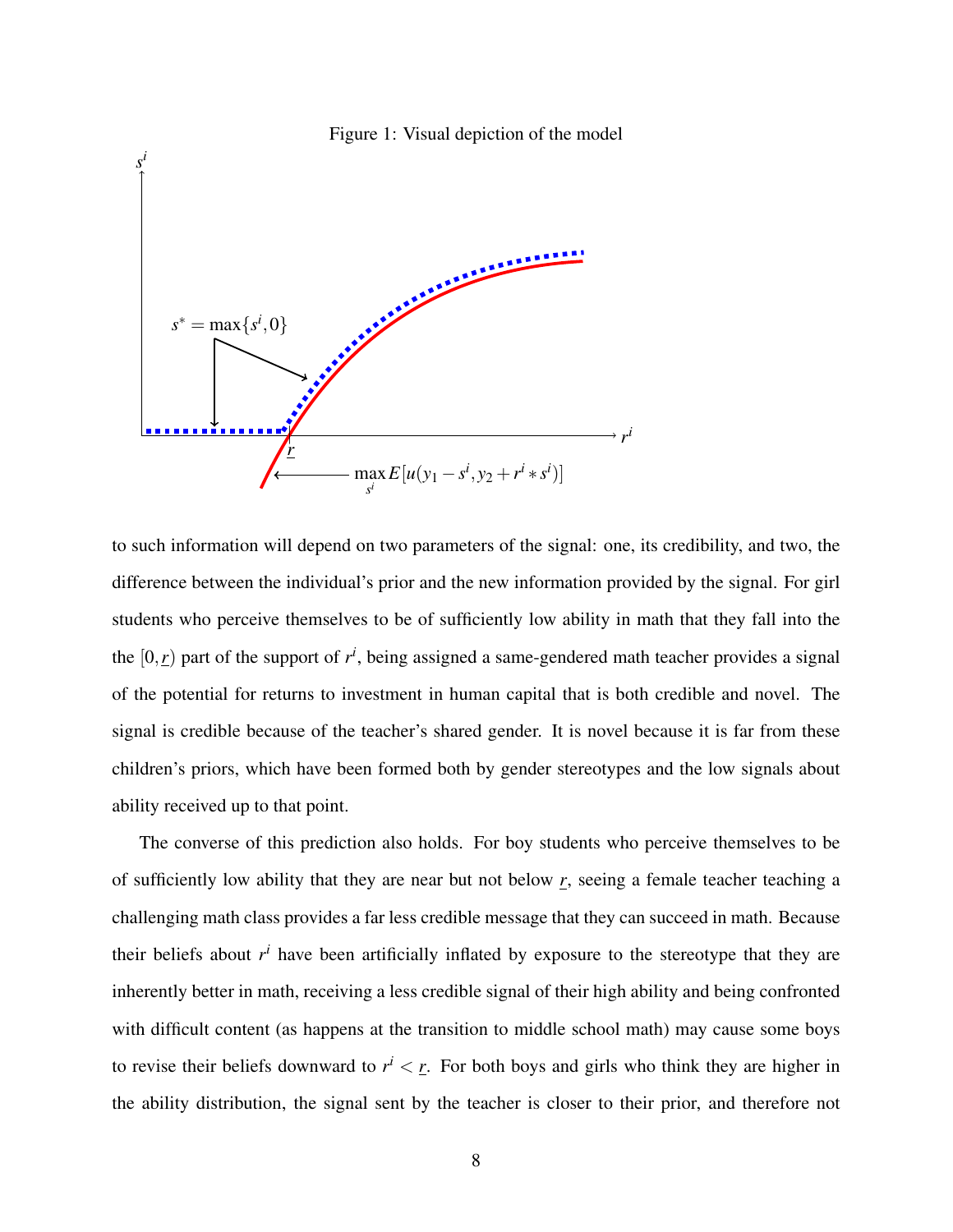Figure 1: Visual depiction of the model

to such information will depend on two parameters of the signal: one, its credibility, and two, the difference between the individual's prior and the new information provided by the signal. For girl students who perceive themselves to be of sufficiently low ability in math that they fall into the the $[0, \underline{r})$ part of the support of $r^i$, being assigned a same-gendered math teacher provides a signal of the potential for returns to investment in human capital that is both credible and novel. The signal is credible because of the teacher's shared gender. It is novel because it is far from these children's priors, which have been formed both by gender stereotypes and the low signals about ability received up to that point.

The converse of this prediction also holds. For boy students who perceive themselves to be of sufficiently low ability that they are near but not below $\underline{r}$, seeing a female teacher teaching a challenging math class provides a far less credible message that they can succeed in math. Because their beliefs about $r^i$ have been artificially inflated by exposure to the stereotype that they are inherently better in math, receiving a less credible signal of their high ability and being confronted with difficult content (as happens at the transition to middle school math) may cause some boys to revise their beliefs downward to $r^i < \underline{r}$. For both boys and girls who think they are higher in the ability distribution, the signal sent by the teacher is closer to their prior, and therefore not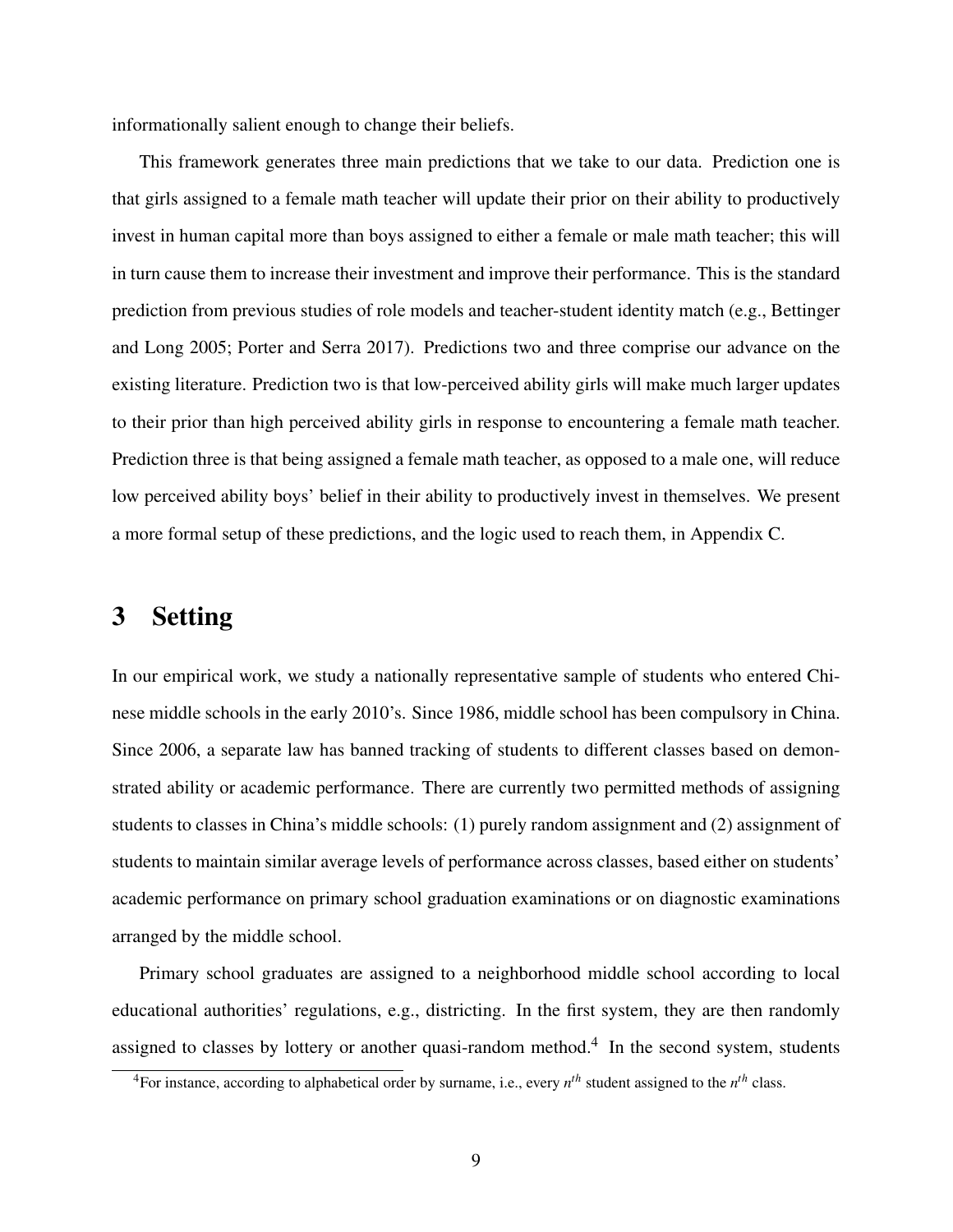informationally salient enough to change their beliefs.

This framework generates three main predictions that we take to our data. Prediction one is that girls assigned to a female math teacher will update their prior on their ability to productively invest in human capital more than boys assigned to either a female or male math teacher; this will in turn cause them to increase their investment and improve their performance. This is the standard prediction from previous studies of role models and teacher-student identity match (e.g., Bettinger and Long 2005; Porter and Serra 2017). Predictions two and three comprise our advance on the existing literature. Prediction two is that low-perceived ability girls will make much larger updates to their prior than high perceived ability girls in response to encountering a female math teacher. Prediction three is that being assigned a female math teacher, as opposed to a male one, will reduce low perceived ability boys' belief in their ability to productively invest in themselves. We present a more formal setup of these predictions, and the logic used to reach them, in Appendix C.

# 3 Setting

In our empirical work, we study a nationally representative sample of students who entered Chinese middle schools in the early 2010's. Since 1986, middle school has been compulsory in China. Since 2006, a separate law has banned tracking of students to different classes based on demonstrated ability or academic performance. There are currently two permitted methods of assigning students to classes in China's middle schools: (1) purely random assignment and (2) assignment of students to maintain similar average levels of performance across classes, based either on students' academic performance on primary school graduation examinations or on diagnostic examinations arranged by the middle school.

Primary school graduates are assigned to a neighborhood middle school according to local educational authorities' regulations, e.g., districting. In the first system, they are then randomly assigned to classes by lottery or another quasi-random method.[4] In the second system, students

[4] For instance, according to alphabetical order by surname, i.e., every $n^{th}$ student assigned to the $n^{th}$ class.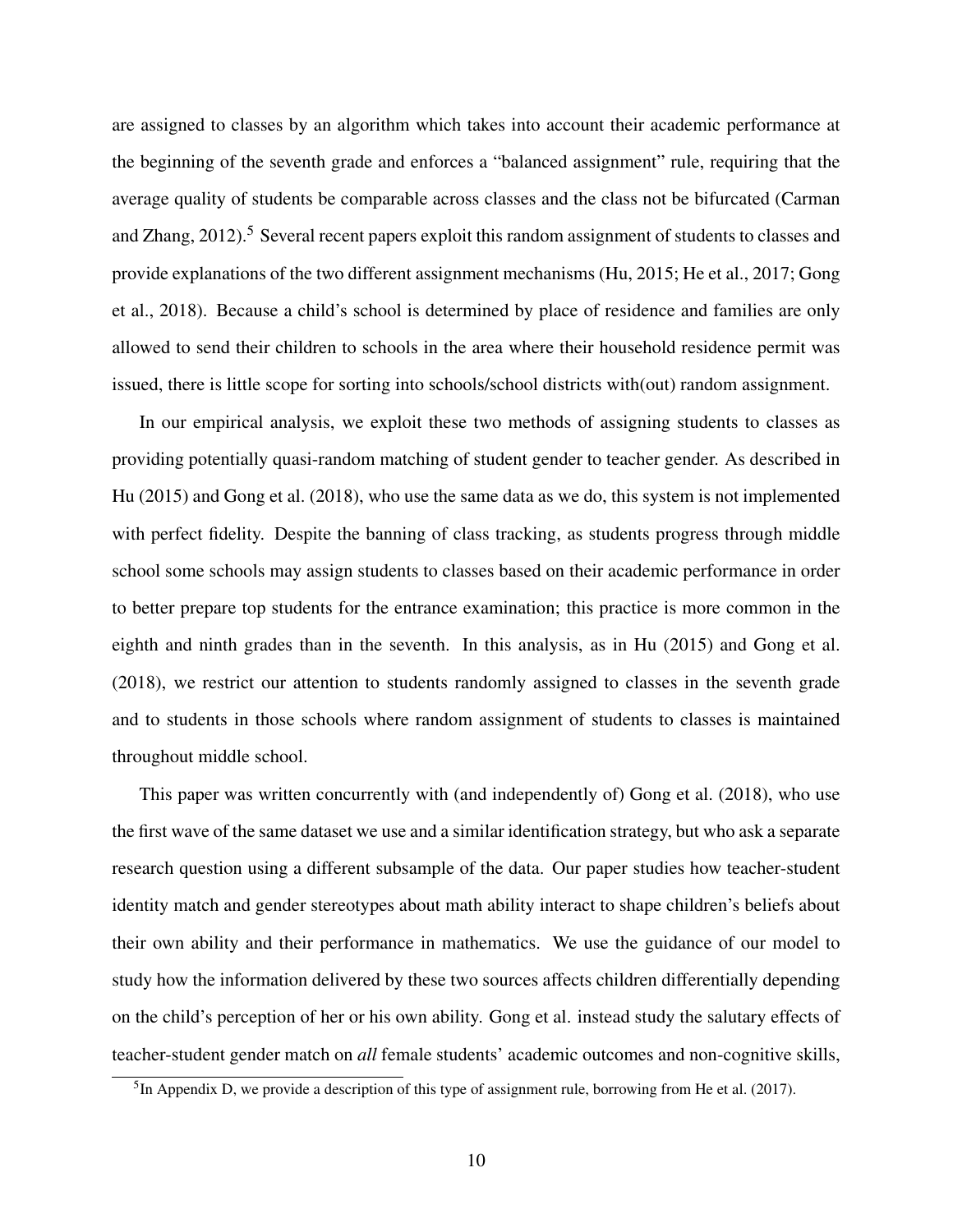are assigned to classes by an algorithm which takes into account their academic performance at the beginning of the seventh grade and enforces a "balanced assignment" rule, requiring that the average quality of students be comparable across classes and the class not be bifurcated (Carman and Zhang, 2012).[5] Several recent papers exploit this random assignment of students to classes and provide explanations of the two different assignment mechanisms (Hu, 2015; He et al., 2017; Gong et al., 2018). Because a child's school is determined by place of residence and families are only allowed to send their children to schools in the area where their household residence permit was issued, there is little scope for sorting into schools/school districts with(out) random assignment.

In our empirical analysis, we exploit these two methods of assigning students to classes as providing potentially quasi-random matching of student gender to teacher gender. As described in Hu (2015) and Gong et al. (2018), who use the same data as we do, this system is not implemented with perfect fidelity. Despite the banning of class tracking, as students progress through middle school some schools may assign students to classes based on their academic performance in order to better prepare top students for the entrance examination; this practice is more common in the eighth and ninth grades than in the seventh. In this analysis, as in Hu (2015) and Gong et al. (2018), we restrict our attention to students randomly assigned to classes in the seventh grade and to students in those schools where random assignment of students to classes is maintained throughout middle school.

This paper was written concurrently with (and independently of) Gong et al. (2018), who use the first wave of the same dataset we use and a similar identification strategy, but who ask a separate research question using a different subsample of the data. Our paper studies how teacher-student identity match and gender stereotypes about math ability interact to shape children's beliefs about their own ability and their performance in mathematics. We use the guidance of our model to study how the information delivered by these two sources affects children differentially depending on the child's perception of her or his own ability. Gong et al. instead study the salutary effects of teacher-student gender match on *all* female students' academic outcomes and non-cognitive skills,

[5] In Appendix D, we provide a description of this type of assignment rule, borrowing from He et al. (2017).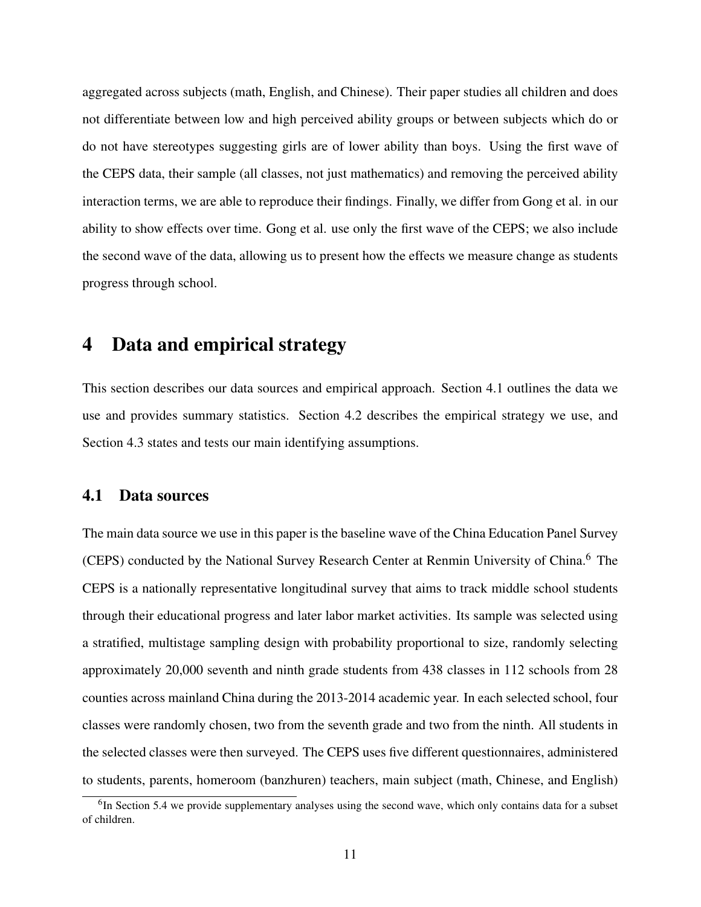aggregated across subjects (math, English, and Chinese). Their paper studies all children and does not differentiate between low and high perceived ability groups or between subjects which do or do not have stereotypes suggesting girls are of lower ability than boys. Using the first wave of the CEPS data, their sample (all classes, not just mathematics) and removing the perceived ability interaction terms, we are able to reproduce their findings. Finally, we differ from Gong et al. in our ability to show effects over time. Gong et al. use only the first wave of the CEPS; we also include the second wave of the data, allowing us to present how the effects we measure change as students progress through school.

# 4 Data and empirical strategy

This section describes our data sources and empirical approach. Section 4.1 outlines the data we use and provides summary statistics. Section 4.2 describes the empirical strategy we use, and Section 4.3 states and tests our main identifying assumptions.

## 4.1 Data sources

The main data source we use in this paper is the baseline wave of the China Education Panel Survey (CEPS) conducted by the National Survey Research Center at Renmin University of China.[6] The CEPS is a nationally representative longitudinal survey that aims to track middle school students through their educational progress and later labor market activities. Its sample was selected using a stratified, multistage sampling design with probability proportional to size, randomly selecting approximately 20,000 seventh and ninth grade students from 438 classes in 112 schools from 28 counties across mainland China during the 2013-2014 academic year. In each selected school, four classes were randomly chosen, two from the seventh grade and two from the ninth. All students in the selected classes were then surveyed. The CEPS uses five different questionnaires, administered to students, parents, homeroom (banzhuren) teachers, main subject (math, Chinese, and English)

[6] In Section 5.4 we provide supplementary analyses using the second wave, which only contains data for a subset of children.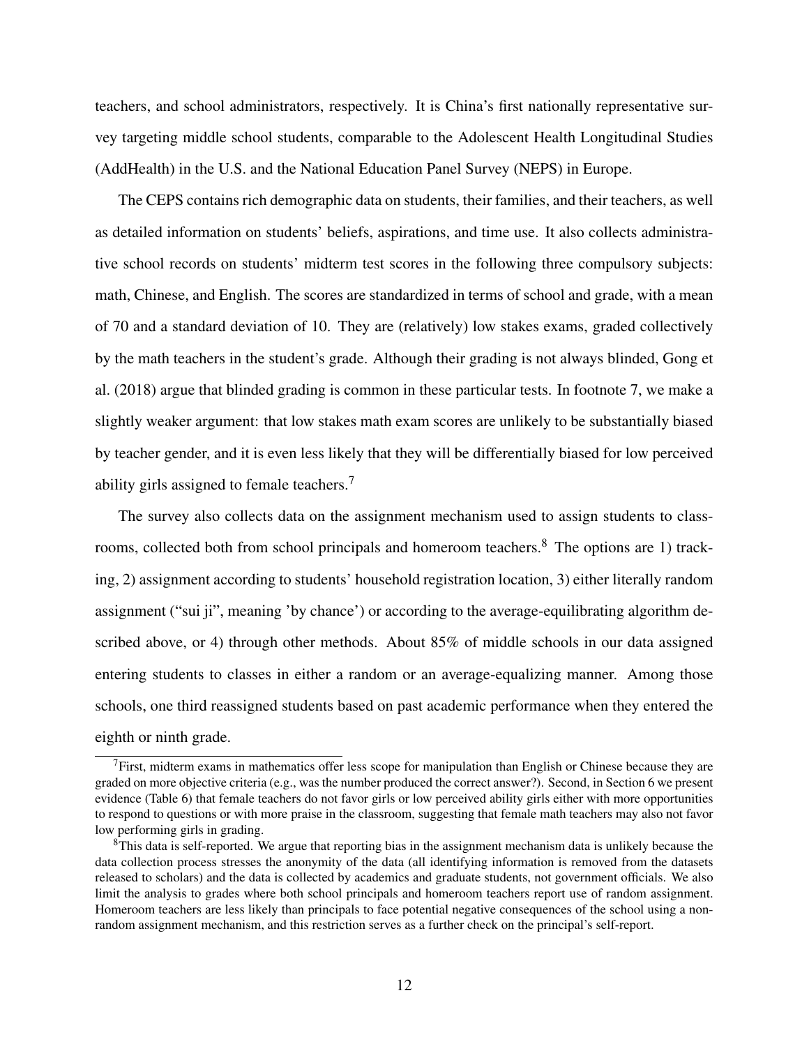teachers, and school administrators, respectively. It is China's first nationally representative survey targeting middle school students, comparable to the Adolescent Health Longitudinal Studies (AddHealth) in the U.S. and the National Education Panel Survey (NEPS) in Europe.

The CEPS contains rich demographic data on students, their families, and their teachers, as well as detailed information on students' beliefs, aspirations, and time use. It also collects administrative school records on students' midterm test scores in the following three compulsory subjects: math, Chinese, and English. The scores are standardized in terms of school and grade, with a mean of 70 and a standard deviation of 10. They are (relatively) low stakes exams, graded collectively by the math teachers in the student's grade. Although their grading is not always blinded, Gong et al. (2018) argue that blinded grading is common in these particular tests. In footnote 7, we make a slightly weaker argument: that low stakes math exam scores are unlikely to be substantially biased by teacher gender, and it is even less likely that they will be differentially biased for low perceived ability girls assigned to female teachers.[7]

The survey also collects data on the assignment mechanism used to assign students to classrooms, collected both from school principals and homeroom teachers.[8] The options are 1) tracking, 2) assignment according to students' household registration location, 3) either literally random assignment ("sui ji", meaning 'by chance') or according to the average-equilibrating algorithm described above, or 4) through other methods. About 85% of middle schools in our data assigned entering students to classes in either a random or an average-equalizing manner. Among those schools, one third reassigned students based on past academic performance when they entered the eighth or ninth grade.

[7] First, midterm exams in mathematics offer less scope for manipulation than English or Chinese because they are graded on more objective criteria (e.g., was the number produced the correct answer?). Second, in Section 6 we present evidence (Table 6) that female teachers do not favor girls or low perceived ability girls either with more opportunities to respond to questions or with more praise in the classroom, suggesting that female math teachers may also not favor low performing girls in grading.

[8] This data is self-reported. We argue that reporting bias in the assignment mechanism data is unlikely because the data collection process stresses the anonymity of the data (all identifying information is removed from the datasets released to scholars) and the data is collected by academics and graduate students, not government officials. We also limit the analysis to grades where both school principals and homeroom teachers report use of random assignment. Homeroom teachers are less likely than principals to face potential negative consequences of the school using a non-random assignment mechanism, and this restriction serves as a further check on the principal's self-report.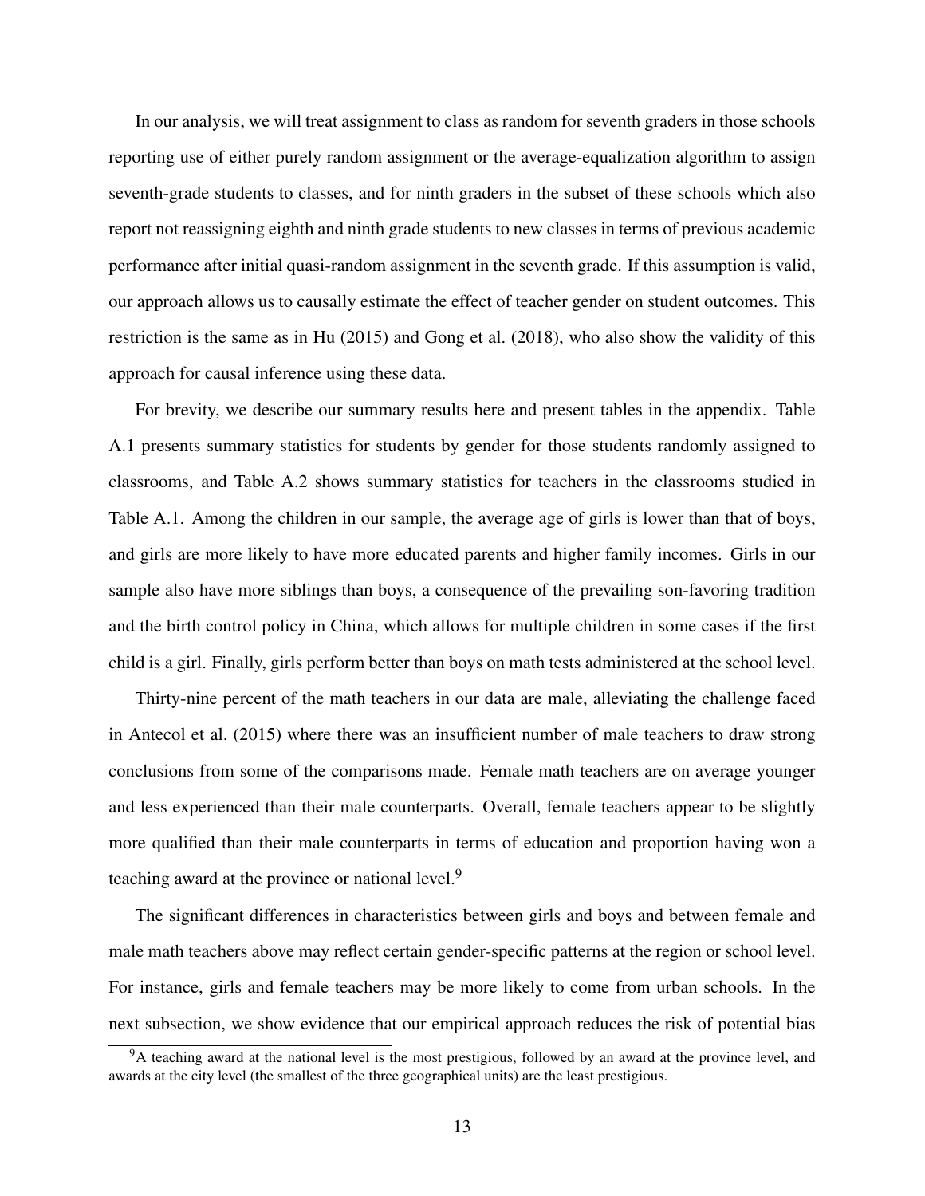In our analysis, we will treat assignment to class as random for seventh graders in those schools reporting use of either purely random assignment or the average-equalization algorithm to assign seventh-grade students to classes, and for ninth graders in the subset of these schools which also report not reassigning eighth and ninth grade students to new classes in terms of previous academic performance after initial quasi-random assignment in the seventh grade. If this assumption is valid, our approach allows us to causally estimate the effect of teacher gender on student outcomes. This restriction is the same as in Hu (2015) and Gong et al. (2018), who also show the validity of this approach for causal inference using these data.

For brevity, we describe our summary results here and present tables in the appendix. Table A.1 presents summary statistics for students by gender for those students randomly assigned to classrooms, and Table A.2 shows summary statistics for teachers in the classrooms studied in Table A.1. Among the children in our sample, the average age of girls is lower than that of boys, and girls are more likely to have more educated parents and higher family incomes. Girls in our sample also have more siblings than boys, a consequence of the prevailing son-favoring tradition and the birth control policy in China, which allows for multiple children in some cases if the first child is a girl. Finally, girls perform better than boys on math tests administered at the school level.

Thirty-nine percent of the math teachers in our data are male, alleviating the challenge faced in Antecol et al. (2015) where there was an insufficient number of male teachers to draw strong conclusions from some of the comparisons made. Female math teachers are on average younger and less experienced than their male counterparts. Overall, female teachers appear to be slightly more qualified than their male counterparts in terms of education and proportion having won a teaching award at the province or national level.[9]

The significant differences in characteristics between girls and boys and between female and male math teachers above may reflect certain gender-specific patterns at the region or school level. For instance, girls and female teachers may be more likely to come from urban schools. In the next subsection, we show evidence that our empirical approach reduces the risk of potential bias

[9] A teaching award at the national level is the most prestigious, followed by an award at the province level, and awards at the city level (the smallest of the three geographical units) are the least prestigious.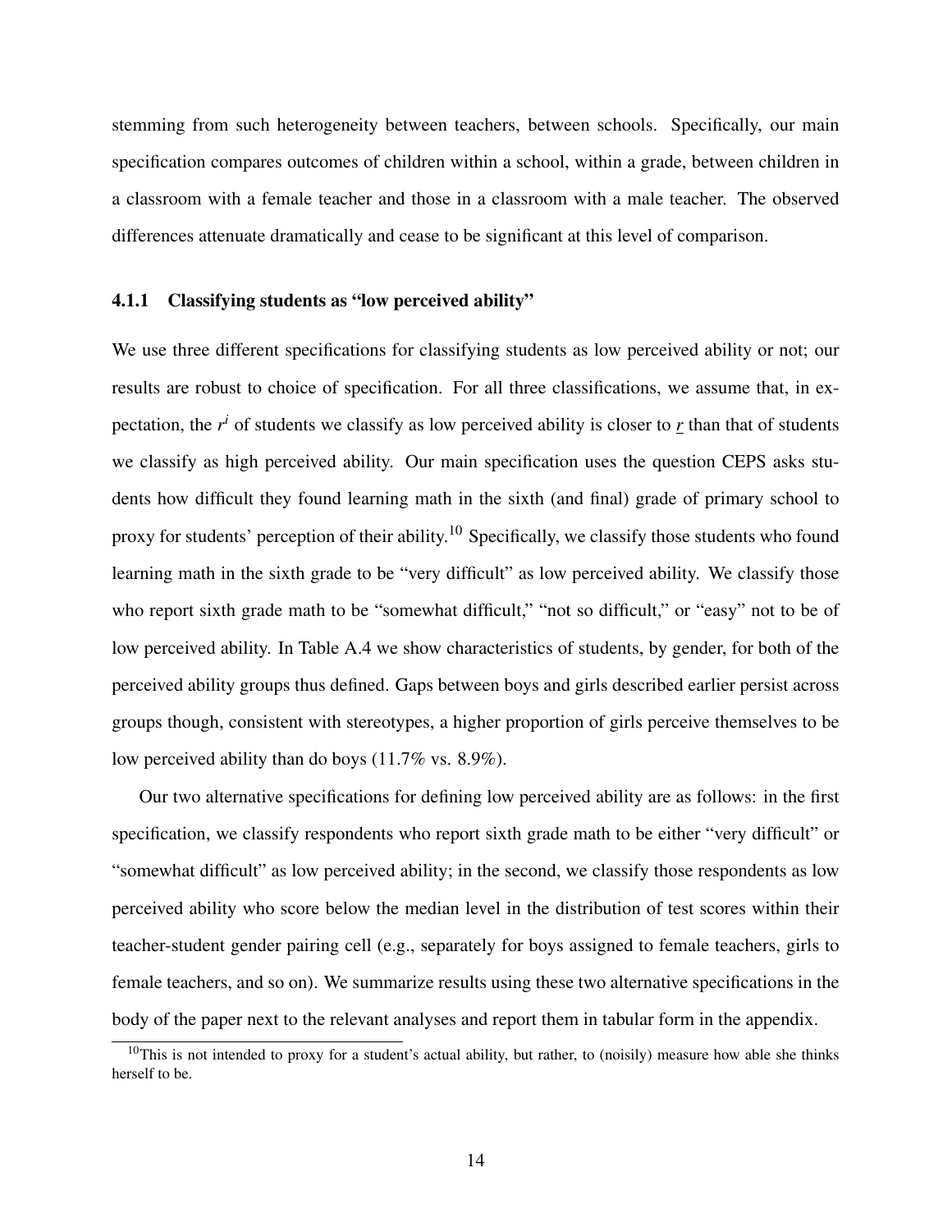stemming from such heterogeneity between teachers, between schools. Specifically, our main specification compares outcomes of children within a school, within a grade, between children in a classroom with a female teacher and those in a classroom with a male teacher. The observed differences attenuate dramatically and cease to be significant at this level of comparison.

### 4.1.1 Classifying students as "low perceived ability"

We use three different specifications for classifying students as low perceived ability or not; our results are robust to choice of specification. For all three classifications, we assume that, in expectation, the $r^i$ of students we classify as low perceived ability is closer to $\underline{r}$ than that of students we classify as high perceived ability. Our main specification uses the question CEPS asks students how difficult they found learning math in the sixth (and final) grade of primary school to proxy for students' perception of their ability.[10] Specifically, we classify those students who found learning math in the sixth grade to be "very difficult" as low perceived ability. We classify those who report sixth grade math to be "somewhat difficult," "not so difficult," or "easy" not to be of low perceived ability. In Table A.4 we show characteristics of students, by gender, for both of the perceived ability groups thus defined. Gaps between boys and girls described earlier persist across groups though, consistent with stereotypes, a higher proportion of girls perceive themselves to be low perceived ability than do boys (11.7% vs. 8.9%).

Our two alternative specifications for defining low perceived ability are as follows: in the first specification, we classify respondents who report sixth grade math to be either "very difficult" or "somewhat difficult" as low perceived ability; in the second, we classify those respondents as low perceived ability who score below the median level in the distribution of test scores within their teacher-student gender pairing cell (e.g., separately for boys assigned to female teachers, girls to female teachers, and so on). We summarize results using these two alternative specifications in the body of the paper next to the relevant analyses and report them in tabular form in the appendix.

[10] This is not intended to proxy for a student's actual ability, but rather, to (noisily) measure how able she thinks herself to be.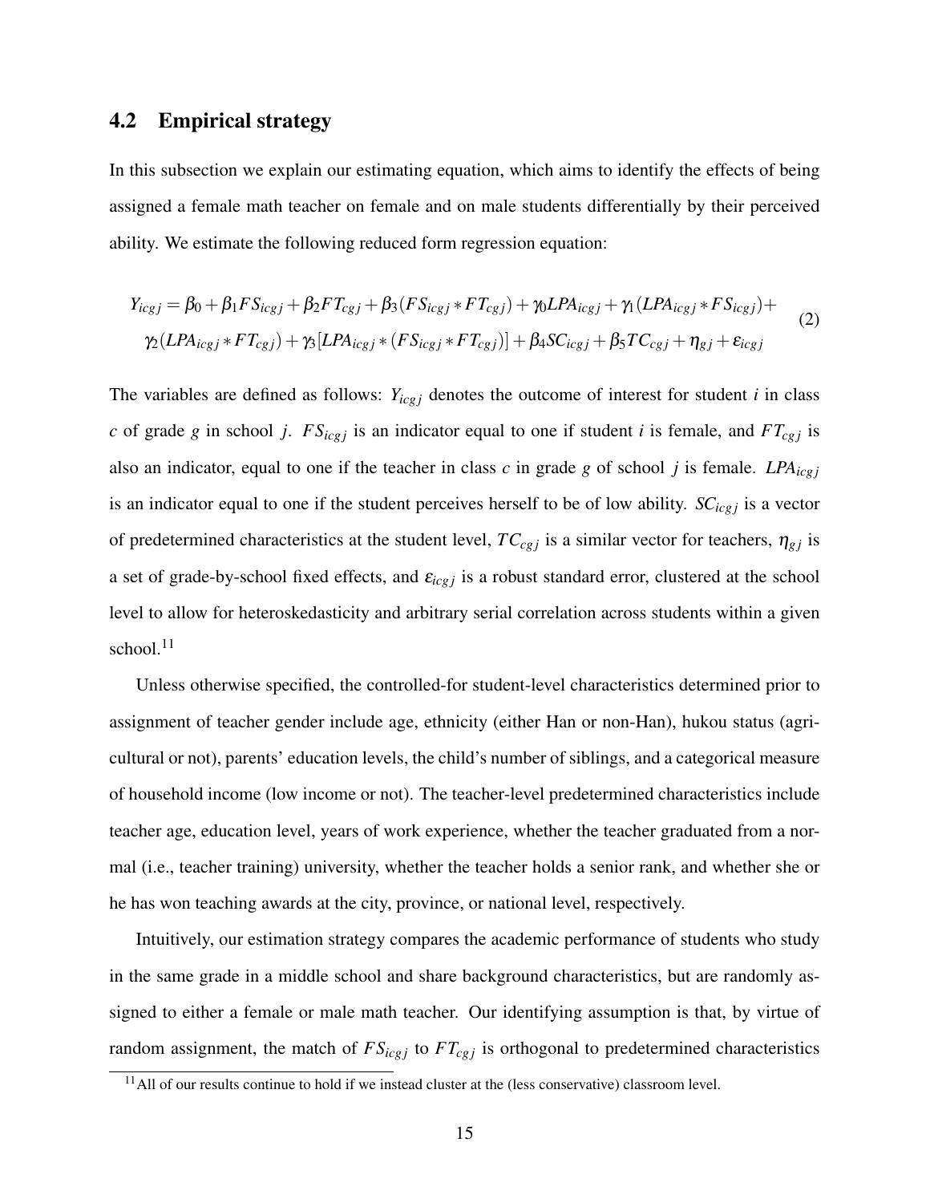## 4.2 Empirical strategy

In this subsection we explain our estimating equation, which aims to identify the effects of being assigned a female math teacher on female and on male students differentially by their perceived ability. We estimate the following reduced form regression equation:

$$
\begin{aligned}
Y_{icgj} = \beta_0 + \beta_1 FS_{icgj} + \beta_2 FT_{cgj} + \beta_3 (FS_{icgj} * FT_{cgj}) + \gamma_0 LPA_{icgj} + \gamma_1 (LPA_{icgj} * FS_{icgj}) + \\
\gamma_2 (LPA_{icgj} * FT_{cgj}) + \gamma_3 [LPA_{icgj} * (FS_{icgj} * FT_{cgj})] + \beta_4 SC_{icgj} + \beta_5 TC_{cgj} + \eta_{gj} + \varepsilon_{icgj}
\end{aligned}
\tag{2}
$$

The variables are defined as follows: $Y_{icgj}$ denotes the outcome of interest for student $i$ in class $c$ of grade $g$ in school $j$. $FS_{icgj}$ is an indicator equal to one if student $i$ is female, and $FT_{cgj}$ is also an indicator, equal to one if the teacher in class $c$ in grade $g$ of school $j$ is female. $LPA_{icgj}$ is an indicator equal to one if the student perceives herself to be of low ability. $SC_{icgj}$ is a vector of predetermined characteristics at the student level, $TC_{cgj}$ is a similar vector for teachers, $\eta_{gj}$ is a set of grade-by-school fixed effects, and $\varepsilon_{icgj}$ is a robust standard error, clustered at the school level to allow for heteroskedasticity and arbitrary serial correlation across students within a given school.[11]

Unless otherwise specified, the controlled-for student-level characteristics determined prior to assignment of teacher gender include age, ethnicity (either Han or non-Han), hukou status (agricultural or not), parents' education levels, the child's number of siblings, and a categorical measure of household income (low income or not). The teacher-level predetermined characteristics include teacher age, education level, years of work experience, whether the teacher graduated from a normal (i.e., teacher training) university, whether the teacher holds a senior rank, and whether she or he has won teaching awards at the city, province, or national level, respectively.

Intuitively, our estimation strategy compares the academic performance of students who study in the same grade in a middle school and share background characteristics, but are randomly assigned to either a female or male math teacher. Our identifying assumption is that, by virtue of random assignment, the match of $FS_{icgj}$ to $FT_{cgj}$ is orthogonal to predetermined characteristics

[11] All of our results continue to hold if we instead cluster at the (less conservative) classroom level.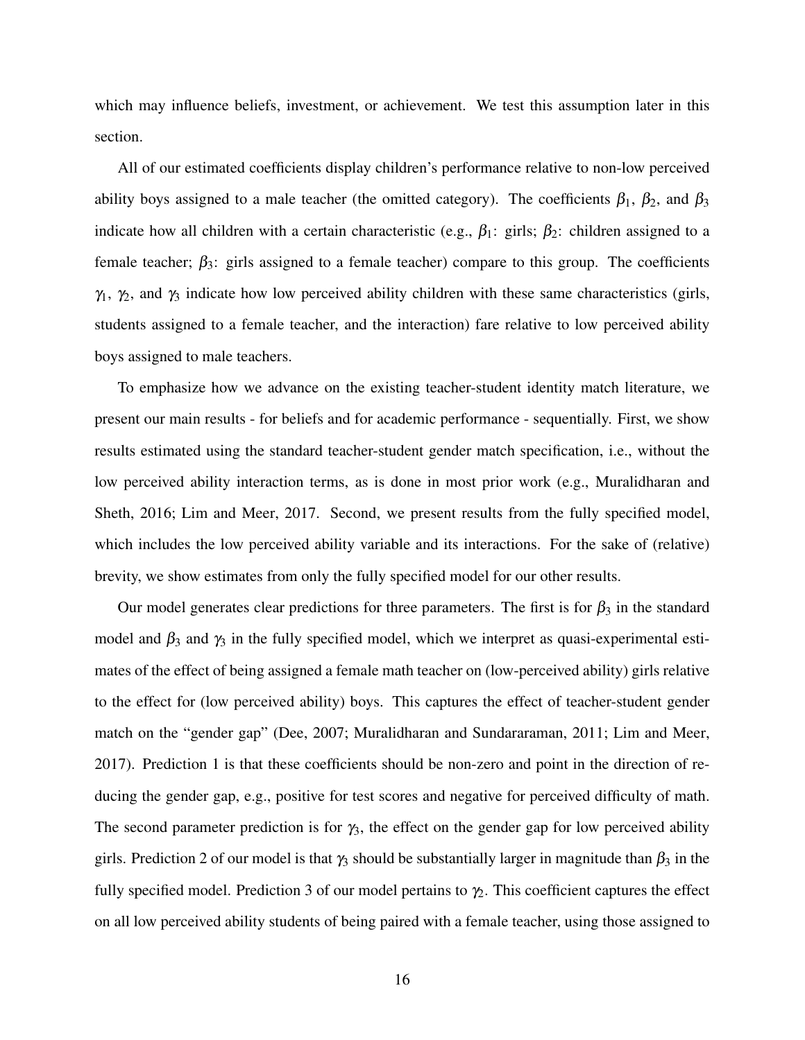which may influence beliefs, investment, or achievement. We test this assumption later in this section.

All of our estimated coefficients display children's performance relative to non-low perceived ability boys assigned to a male teacher (the omitted category). The coefficients $\beta_1$, $\beta_2$, and $\beta_3$ indicate how all children with a certain characteristic (e.g., $\beta_1$: girls; $\beta_2$: children assigned to a female teacher; $\beta_3$: girls assigned to a female teacher) compare to this group. The coefficients $\gamma_1$, $\gamma_2$, and $\gamma_3$ indicate how low perceived ability children with these same characteristics (girls, students assigned to a female teacher, and the interaction) fare relative to low perceived ability boys assigned to male teachers.

To emphasize how we advance on the existing teacher-student identity match literature, we present our main results - for beliefs and for academic performance - sequentially. First, we show results estimated using the standard teacher-student gender match specification, i.e., without the low perceived ability interaction terms, as is done in most prior work (e.g., Muralidharan and Sheth, 2016; Lim and Meer, 2017. Second, we present results from the fully specified model, which includes the low perceived ability variable and its interactions. For the sake of (relative) brevity, we show estimates from only the fully specified model for our other results.

Our model generates clear predictions for three parameters. The first is for $\beta_3$ in the standard model and $\beta_3$ and $\gamma_3$ in the fully specified model, which we interpret as quasi-experimental estimates of the effect of being assigned a female math teacher on (low-perceived ability) girls relative to the effect for (low perceived ability) boys. This captures the effect of teacher-student gender match on the "gender gap" (Dee, 2007; Muralidharan and Sundararaman, 2011; Lim and Meer, 2017). Prediction 1 is that these coefficients should be non-zero and point in the direction of reducing the gender gap, e.g., positive for test scores and negative for perceived difficulty of math. The second parameter prediction is for $\gamma_3$, the effect on the gender gap for low perceived ability girls. Prediction 2 of our model is that $\gamma_3$ should be substantially larger in magnitude than $\beta_3$ in the fully specified model. Prediction 3 of our model pertains to $\gamma_2$. This coefficient captures the effect on all low perceived ability students of being paired with a female teacher, using those assigned to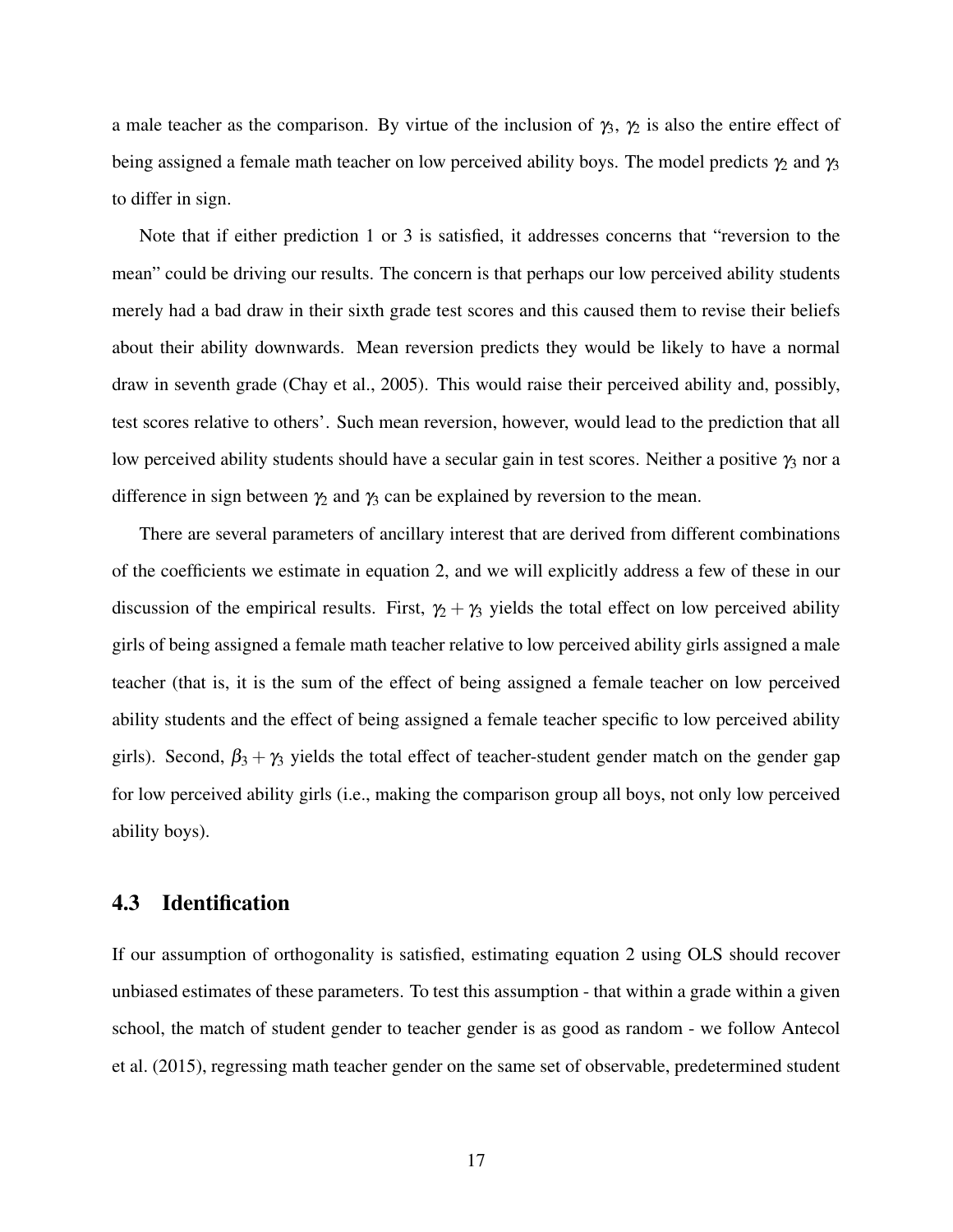a male teacher as the comparison. By virtue of the inclusion of $\gamma_3$, $\gamma_2$ is also the entire effect of being assigned a female math teacher on low perceived ability boys. The model predicts $\gamma_2$ and $\gamma_3$ to differ in sign.

Note that if either prediction 1 or 3 is satisfied, it addresses concerns that "reversion to the mean" could be driving our results. The concern is that perhaps our low perceived ability students merely had a bad draw in their sixth grade test scores and this caused them to revise their beliefs about their ability downwards. Mean reversion predicts they would be likely to have a normal draw in seventh grade (Chay et al., 2005). This would raise their perceived ability and, possibly, test scores relative to others'. Such mean reversion, however, would lead to the prediction that all low perceived ability students should have a secular gain in test scores. Neither a positive $\gamma_3$ nor a difference in sign between $\gamma_2$ and $\gamma_3$ can be explained by reversion to the mean.

There are several parameters of ancillary interest that are derived from different combinations of the coefficients we estimate in equation 2, and we will explicitly address a few of these in our discussion of the empirical results. First, $\gamma_2 + \gamma_3$ yields the total effect on low perceived ability girls of being assigned a female math teacher relative to low perceived ability girls assigned a male teacher (that is, it is the sum of the effect of being assigned a female teacher on low perceived ability students and the effect of being assigned a female teacher specific to low perceived ability girls). Second, $\beta_3 + \gamma_3$ yields the total effect of teacher-student gender match on the gender gap for low perceived ability girls (i.e., making the comparison group all boys, not only low perceived ability boys).

## 4.3 Identification

If our assumption of orthogonality is satisfied, estimating equation 2 using OLS should recover unbiased estimates of these parameters. To test this assumption - that within a grade within a given school, the match of student gender to teacher gender is as good as random - we follow Antecol et al. (2015), regressing math teacher gender on the same set of observable, predetermined student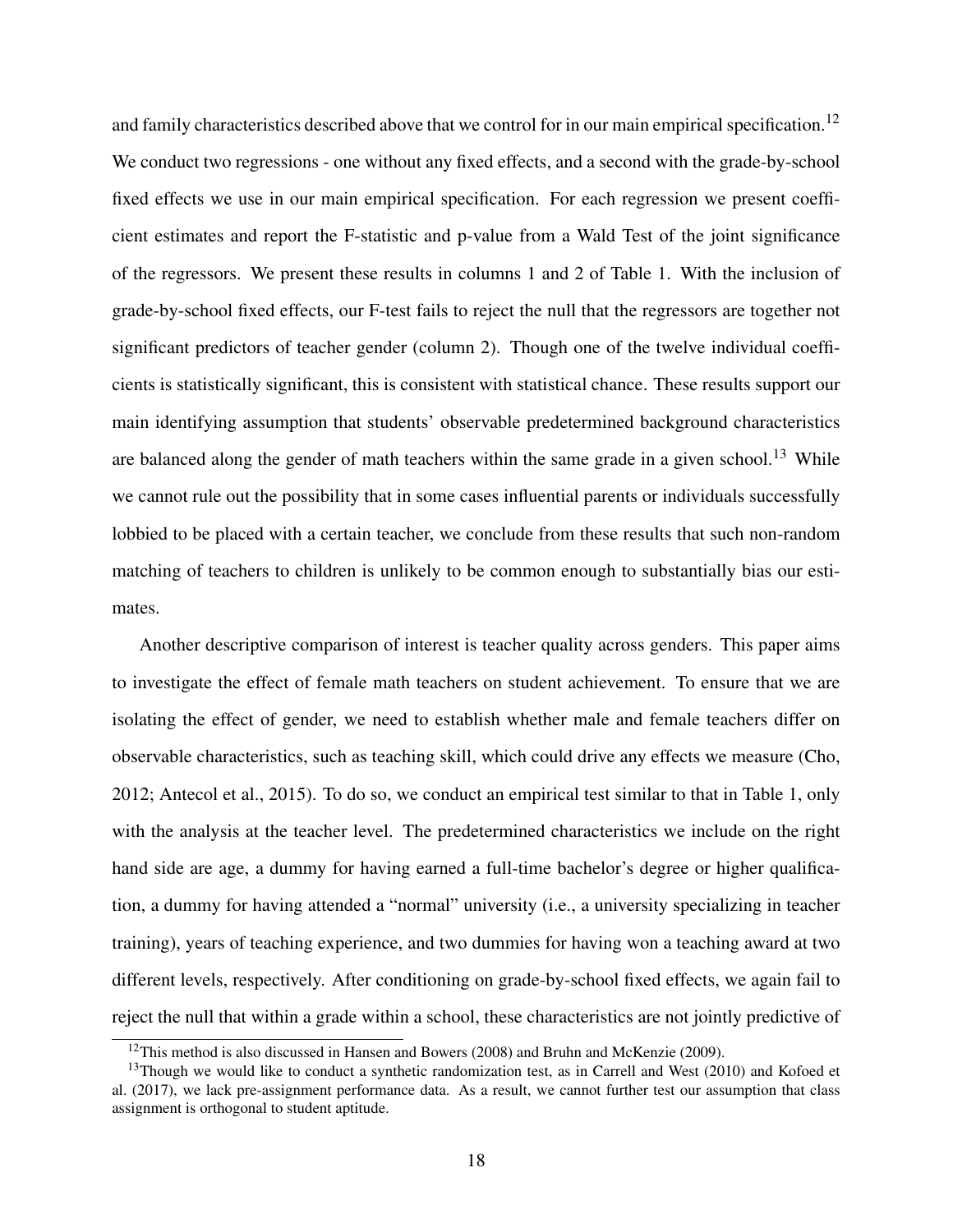and family characteristics described above that we control for in our main empirical specification.[12] We conduct two regressions - one without any fixed effects, and a second with the grade-by-school fixed effects we use in our main empirical specification. For each regression we present coefficient estimates and report the F-statistic and p-value from a Wald Test of the joint significance of the regressors. We present these results in columns 1 and 2 of Table 1. With the inclusion of grade-by-school fixed effects, our F-test fails to reject the null that the regressors are together not significant predictors of teacher gender (column 2). Though one of the twelve individual coefficients is statistically significant, this is consistent with statistical chance. These results support our main identifying assumption that students' observable predetermined background characteristics are balanced along the gender of math teachers within the same grade in a given school.[13] While we cannot rule out the possibility that in some cases influential parents or individuals successfully lobbied to be placed with a certain teacher, we conclude from these results that such non-random matching of teachers to children is unlikely to be common enough to substantially bias our estimates.

Another descriptive comparison of interest is teacher quality across genders. This paper aims to investigate the effect of female math teachers on student achievement. To ensure that we are isolating the effect of gender, we need to establish whether male and female teachers differ on observable characteristics, such as teaching skill, which could drive any effects we measure (Cho, 2012; Antecol et al., 2015). To do so, we conduct an empirical test similar to that in Table 1, only with the analysis at the teacher level. The predetermined characteristics we include on the right hand side are age, a dummy for having earned a full-time bachelor's degree or higher qualification, a dummy for having attended a "normal" university (i.e., a university specializing in teacher training), years of teaching experience, and two dummies for having won a teaching award at two different levels, respectively. After conditioning on grade-by-school fixed effects, we again fail to reject the null that within a grade within a school, these characteristics are not jointly predictive of

[12] This method is also discussed in Hansen and Bowers (2008) and Bruhn and McKenzie (2009).

[13] Though we would like to conduct a synthetic randomization test, as in Carrell and West (2010) and Kofoed et al. (2017), we lack pre-assignment performance data. As a result, we cannot further test our assumption that class assignment is orthogonal to student aptitude.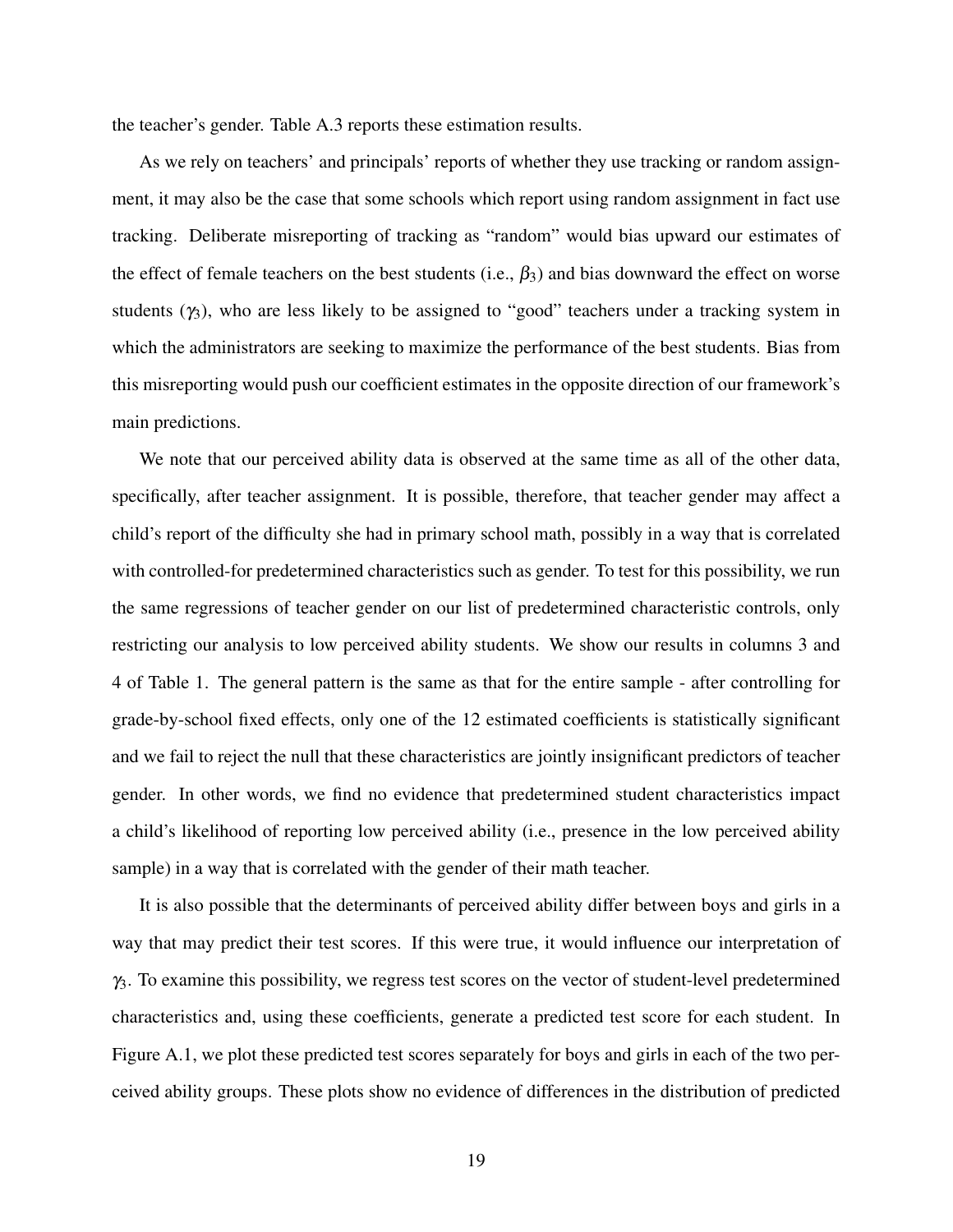the teacher's gender. Table A.3 reports these estimation results.

As we rely on teachers' and principals' reports of whether they use tracking or random assignment, it may also be the case that some schools which report using random assignment in fact use tracking. Deliberate misreporting of tracking as "random" would bias upward our estimates of the effect of female teachers on the best students (i.e., $\beta_3$) and bias downward the effect on worse students ($\gamma_3$), who are less likely to be assigned to "good" teachers under a tracking system in which the administrators are seeking to maximize the performance of the best students. Bias from this misreporting would push our coefficient estimates in the opposite direction of our framework's main predictions.

We note that our perceived ability data is observed at the same time as all of the other data, specifically, after teacher assignment. It is possible, therefore, that teacher gender may affect a child's report of the difficulty she had in primary school math, possibly in a way that is correlated with controlled-for predetermined characteristics such as gender. To test for this possibility, we run the same regressions of teacher gender on our list of predetermined characteristic controls, only restricting our analysis to low perceived ability students. We show our results in columns 3 and 4 of Table 1. The general pattern is the same as that for the entire sample - after controlling for grade-by-school fixed effects, only one of the 12 estimated coefficients is statistically significant and we fail to reject the null that these characteristics are jointly insignificant predictors of teacher gender. In other words, we find no evidence that predetermined student characteristics impact a child's likelihood of reporting low perceived ability (i.e., presence in the low perceived ability sample) in a way that is correlated with the gender of their math teacher.

It is also possible that the determinants of perceived ability differ between boys and girls in a way that may predict their test scores. If this were true, it would influence our interpretation of $\gamma_3$. To examine this possibility, we regress test scores on the vector of student-level predetermined characteristics and, using these coefficients, generate a predicted test score for each student. In Figure A.1, we plot these predicted test scores separately for boys and girls in each of the two perceived ability groups. These plots show no evidence of differences in the distribution of predicted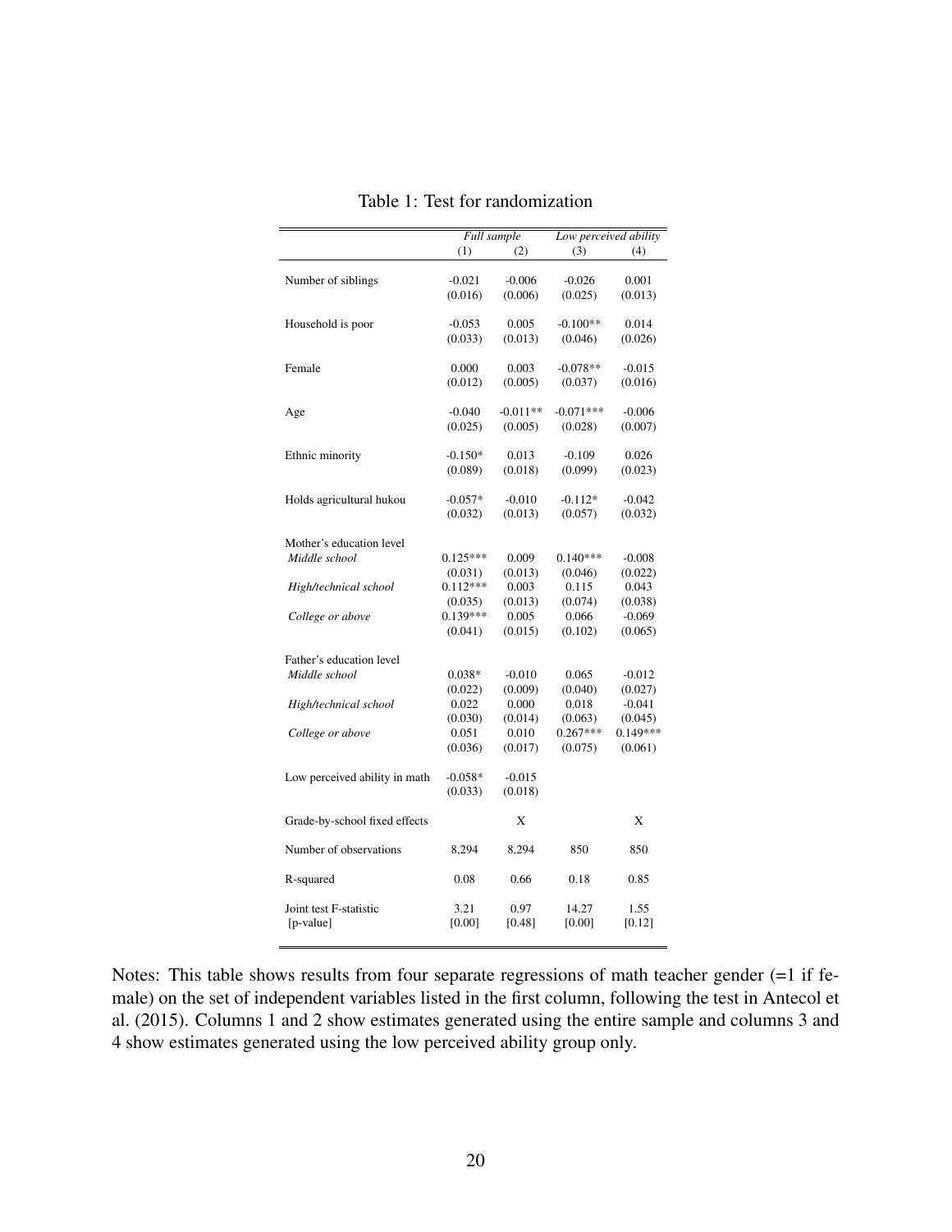Table 1: Test for randomization

| | *Full sample* | | *Low perceived ability* | |
|---|---|---|---|---|
| | (1) | (2) | (3) | (4) |
| Number of siblings | -0.021 | -0.006 | -0.026 | 0.001 |
| | (0.016) | (0.006) | (0.025) | (0.013) |
| Household is poor | -0.053 | 0.005 | -0.100** | 0.014 |
| | (0.033) | (0.013) | (0.046) | (0.026) |
| Female | 0.000 | 0.003 | -0.078** | -0.015 |
| | (0.012) | (0.005) | (0.037) | (0.016) |
| Age | -0.040 | -0.011** | -0.071*** | -0.006 |
| | (0.025) | (0.005) | (0.028) | (0.007) |
| Ethnic minority | -0.150* | 0.013 | -0.109 | 0.026 |
| | (0.089) | (0.018) | (0.099) | (0.023) |
| Holds agricultural hukou | -0.057* | -0.010 | -0.112* | -0.042 |
| | (0.032) | (0.013) | (0.057) | (0.032) |
| Mother's education level | | | | |
| *Middle school* | 0.125*** | 0.009 | 0.140*** | -0.008 |
| | (0.031) | (0.013) | (0.046) | (0.022) |
| *High/technical school* | 0.112*** | 0.003 | 0.115 | 0.043 |
| | (0.035) | (0.013) | (0.074) | (0.038) |
| *College or above* | 0.139*** | 0.005 | 0.066 | -0.069 |
| | (0.041) | (0.015) | (0.102) | (0.065) |
| Father's education level | | | | |
| *Middle school* | 0.038* | -0.010 | 0.065 | -0.012 |
| | (0.022) | (0.009) | (0.040) | (0.027) |
| *High/technical school* | 0.022 | 0.000 | 0.018 | -0.041 |
| | (0.030) | (0.014) | (0.063) | (0.045) |
| *College or above* | 0.051 | 0.010 | 0.267*** | 0.149*** |
| | (0.036) | (0.017) | (0.075) | (0.061) |
| Low perceived ability in math | -0.058* | -0.015 | | |
| | (0.033) | (0.018) | | |
| Grade-by-school fixed effects | | X | | X |
| Number of observations | 8,294 | 8,294 | 850 | 850 |
| R-squared | 0.08 | 0.66 | 0.18 | 0.85 |
| Joint test F-statistic | 3.21 | 0.97 | 14.27 | 1.55 |
| [p-value] | [0.00] | [0.48] | [0.00] | [0.12] |

Notes: This table shows results from four separate regressions of math teacher gender (=1 if female) on the set of independent variables listed in the first column, following the test in Antecol et al. (2015). Columns 1 and 2 show estimates generated using the entire sample and columns 3 and 4 show estimates generated using the low perceived ability group only.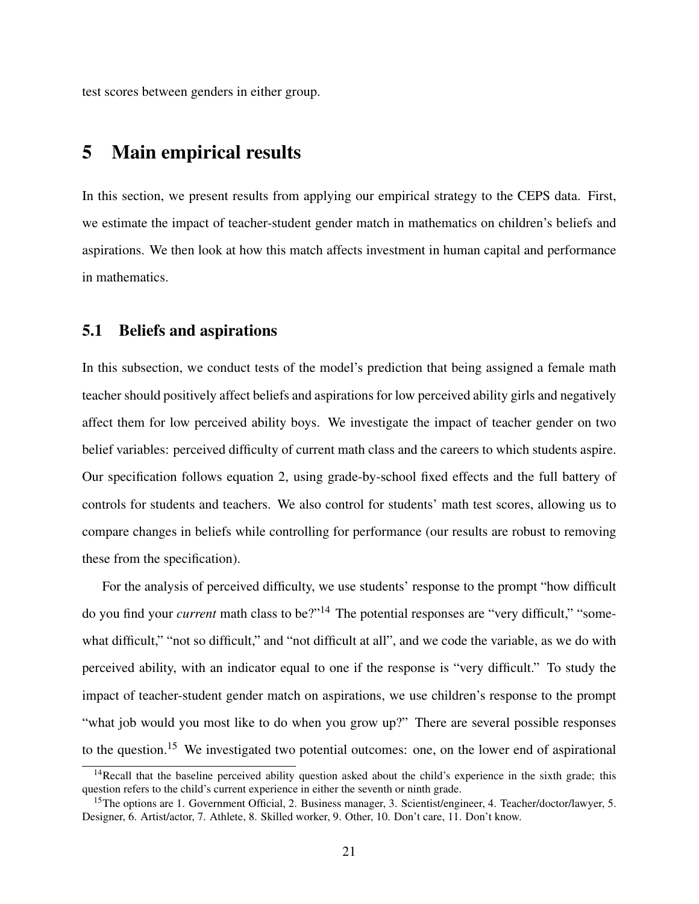test scores between genders in either group.

# 5 Main empirical results

In this section, we present results from applying our empirical strategy to the CEPS data. First, we estimate the impact of teacher-student gender match in mathematics on children's beliefs and aspirations. We then look at how this match affects investment in human capital and performance in mathematics.

## 5.1 Beliefs and aspirations

In this subsection, we conduct tests of the model's prediction that being assigned a female math teacher should positively affect beliefs and aspirations for low perceived ability girls and negatively affect them for low perceived ability boys. We investigate the impact of teacher gender on two belief variables: perceived difficulty of current math class and the careers to which students aspire. Our specification follows equation 2, using grade-by-school fixed effects and the full battery of controls for students and teachers. We also control for students' math test scores, allowing us to compare changes in beliefs while controlling for performance (our results are robust to removing these from the specification).

For the analysis of perceived difficulty, we use students' response to the prompt "how difficult do you find your *current* math class to be?"[14] The potential responses are "very difficult," "somewhat difficult," "not so difficult," and "not difficult at all", and we code the variable, as we do with perceived ability, with an indicator equal to one if the response is "very difficult." To study the impact of teacher-student gender match on aspirations, we use children's response to the prompt "what job would you most like to do when you grow up?" There are several possible responses to the question.[15] We investigated two potential outcomes: one, on the lower end of aspirational

[14] Recall that the baseline perceived ability question asked about the child's experience in the sixth grade; this question refers to the child's current experience in either the seventh or ninth grade.

[15] The options are 1. Government Official, 2. Business manager, 3. Scientist/engineer, 4. Teacher/doctor/lawyer, 5. Designer, 6. Artist/actor, 7. Athlete, 8. Skilled worker, 9. Other, 10. Don't care, 11. Don't know.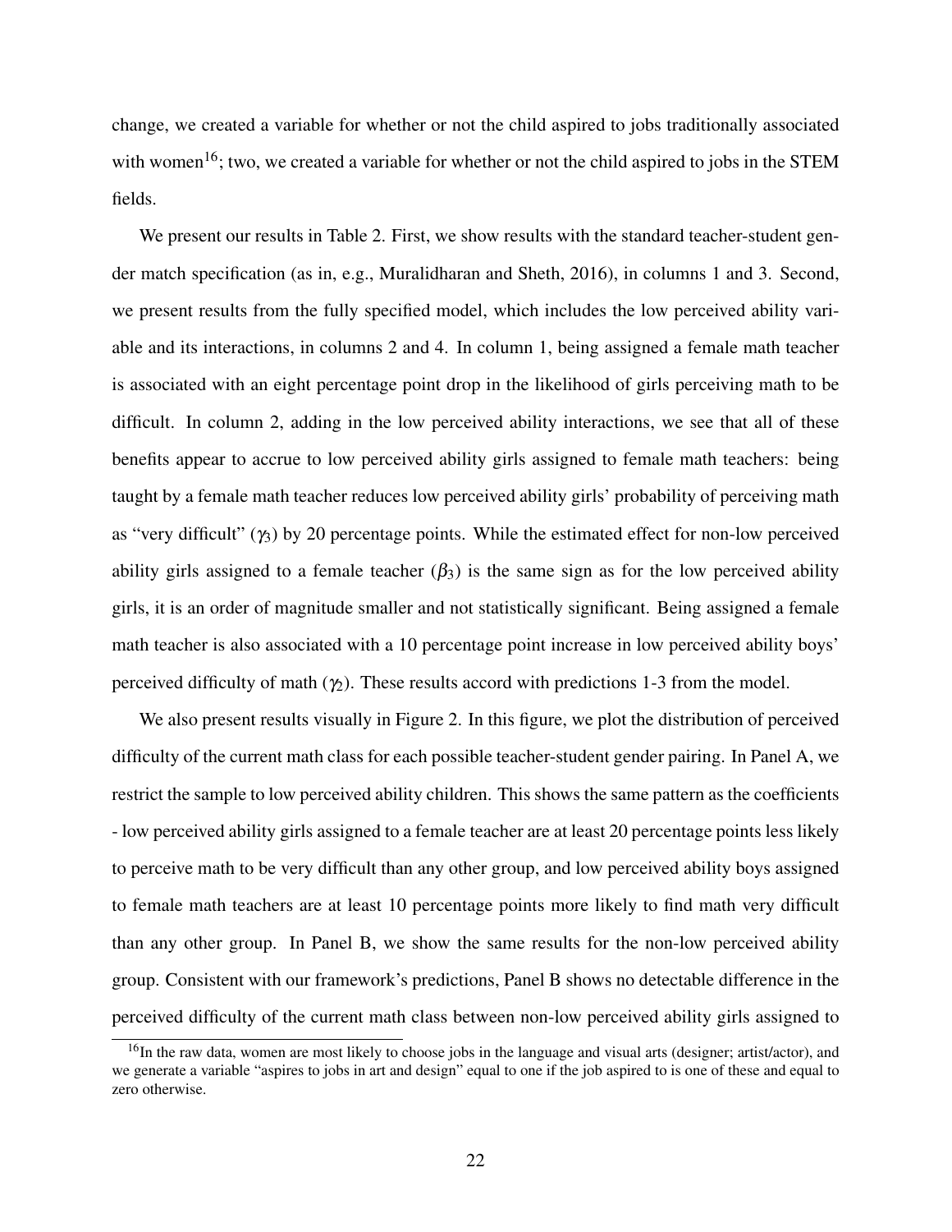change, we created a variable for whether or not the child aspired to jobs traditionally associated with women[16]; two, we created a variable for whether or not the child aspired to jobs in the STEM fields.

We present our results in Table 2. First, we show results with the standard teacher-student gender match specification (as in, e.g., Muralidharan and Sheth, 2016), in columns 1 and 3. Second, we present results from the fully specified model, which includes the low perceived ability variable and its interactions, in columns 2 and 4. In column 1, being assigned a female math teacher is associated with an eight percentage point drop in the likelihood of girls perceiving math to be difficult. In column 2, adding in the low perceived ability interactions, we see that all of these benefits appear to accrue to low perceived ability girls assigned to female math teachers: being taught by a female math teacher reduces low perceived ability girls' probability of perceiving math as "very difficult" ($\gamma_3$) by 20 percentage points. While the estimated effect for non-low perceived ability girls assigned to a female teacher ($\beta_3$) is the same sign as for the low perceived ability girls, it is an order of magnitude smaller and not statistically significant. Being assigned a female math teacher is also associated with a 10 percentage point increase in low perceived ability boys' perceived difficulty of math ($\gamma_2$). These results accord with predictions 1-3 from the model.

We also present results visually in Figure 2. In this figure, we plot the distribution of perceived difficulty of the current math class for each possible teacher-student gender pairing. In Panel A, we restrict the sample to low perceived ability children. This shows the same pattern as the coefficients - low perceived ability girls assigned to a female teacher are at least 20 percentage points less likely to perceive math to be very difficult than any other group, and low perceived ability boys assigned to female math teachers are at least 10 percentage points more likely to find math very difficult than any other group. In Panel B, we show the same results for the non-low perceived ability group. Consistent with our framework's predictions, Panel B shows no detectable difference in the perceived difficulty of the current math class between non-low perceived ability girls assigned to

[16] In the raw data, women are most likely to choose jobs in the language and visual arts (designer; artist/actor), and we generate a variable "aspires to jobs in art and design" equal to one if the job aspired to is one of these and equal to zero otherwise.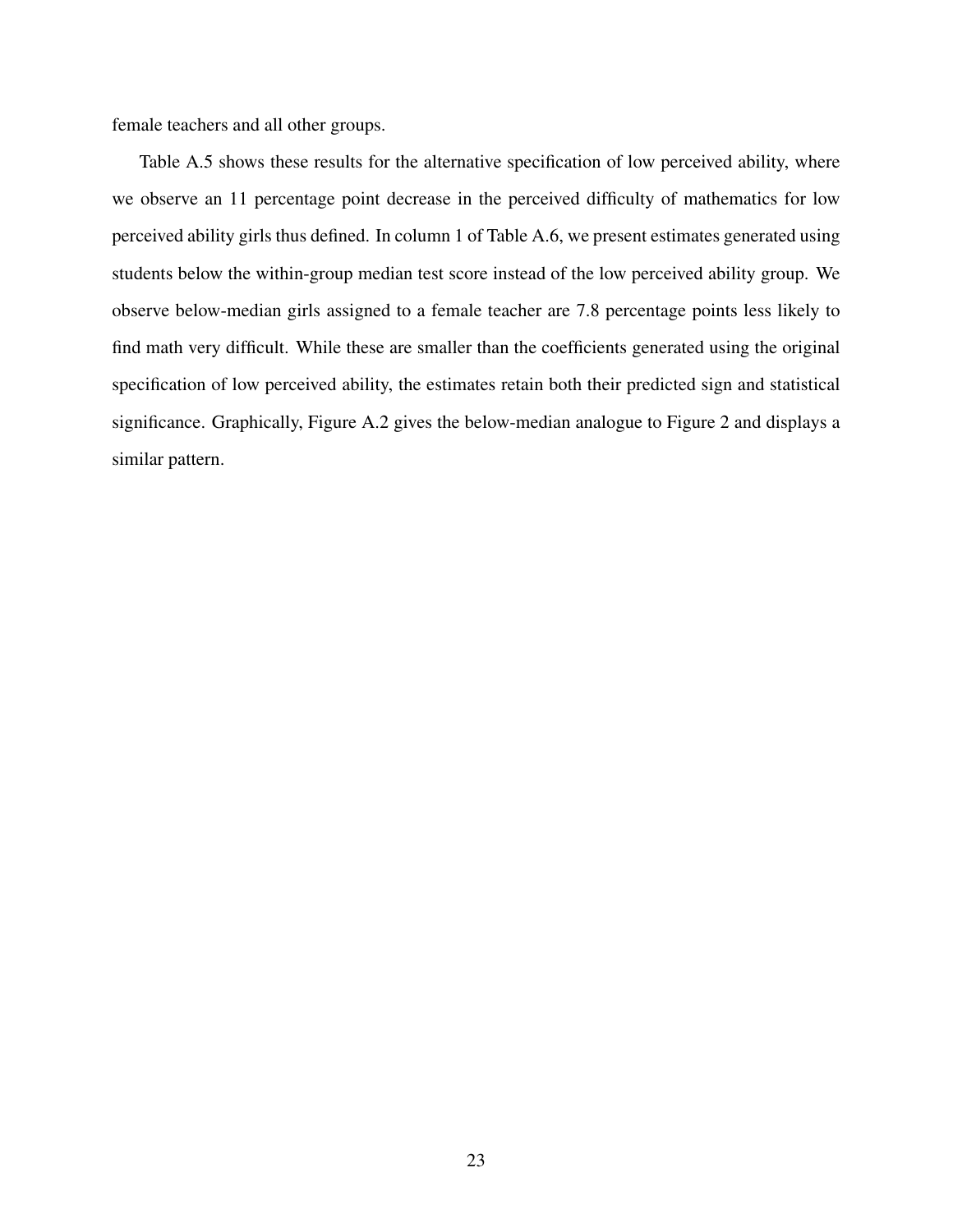female teachers and all other groups.

Table A.5 shows these results for the alternative specification of low perceived ability, where we observe an 11 percentage point decrease in the perceived difficulty of mathematics for low perceived ability girls thus defined. In column 1 of Table A.6, we present estimates generated using students below the within-group median test score instead of the low perceived ability group. We observe below-median girls assigned to a female teacher are 7.8 percentage points less likely to find math very difficult. While these are smaller than the coefficients generated using the original specification of low perceived ability, the estimates retain both their predicted sign and statistical significance. Graphically, Figure A.2 gives the below-median analogue to Figure 2 and displays a similar pattern.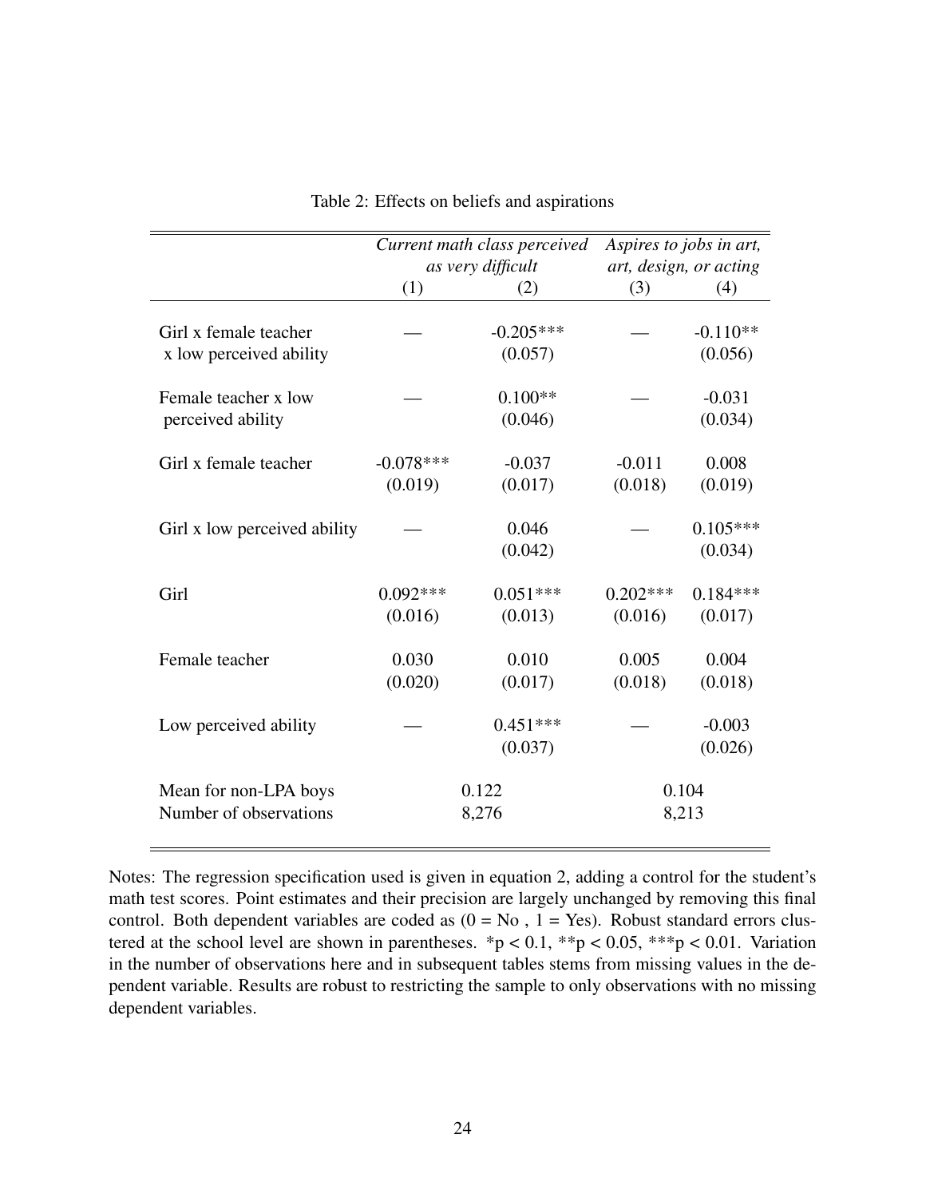Table 2: Effects on beliefs and aspirations

| | *Current math class perceived as very difficult* | | *Aspires to jobs in art, art, design, or acting* | |
|---|---|---|---|---|
| | (1) | (2) | (3) | (4) |
| Girl x female teacher x low perceived ability | — | -0.205*** | — | -0.110** |
| | | (0.057) | | (0.056) |
| Female teacher x low perceived ability | — | 0.100** | — | -0.031 |
| | | (0.046) | | (0.034) |
| Girl x female teacher | -0.078*** | -0.037 | -0.011 | 0.008 |
| | (0.019) | (0.017) | (0.018) | (0.019) |
| Girl x low perceived ability | — | 0.046 | — | 0.105*** |
| | | (0.042) | | (0.034) |
| Girl | 0.092*** | 0.051*** | 0.202*** | 0.184*** |
| | (0.016) | (0.013) | (0.016) | (0.017) |
| Female teacher | 0.030 | 0.010 | 0.005 | 0.004 |
| | (0.020) | (0.017) | (0.018) | (0.018) |
| Low perceived ability | — | 0.451*** | — | -0.003 |
| | | (0.037) | | (0.026) |
| Mean for non-LPA boys | 0.122 | | 0.104 | |
| Number of observations | 8,276 | | 8,213 | |

Notes: The regression specification used is given in equation 2, adding a control for the student's math test scores. Point estimates and their precision are largely unchanged by removing this final control. Both dependent variables are coded as (0 = No , 1 = Yes). Robust standard errors clustered at the school level are shown in parentheses. *p < 0.1, **p < 0.05, ***p < 0.01. Variation in the number of observations here and in subsequent tables stems from missing values in the dependent variable. Results are robust to restricting the sample to only observations with no missing dependent variables.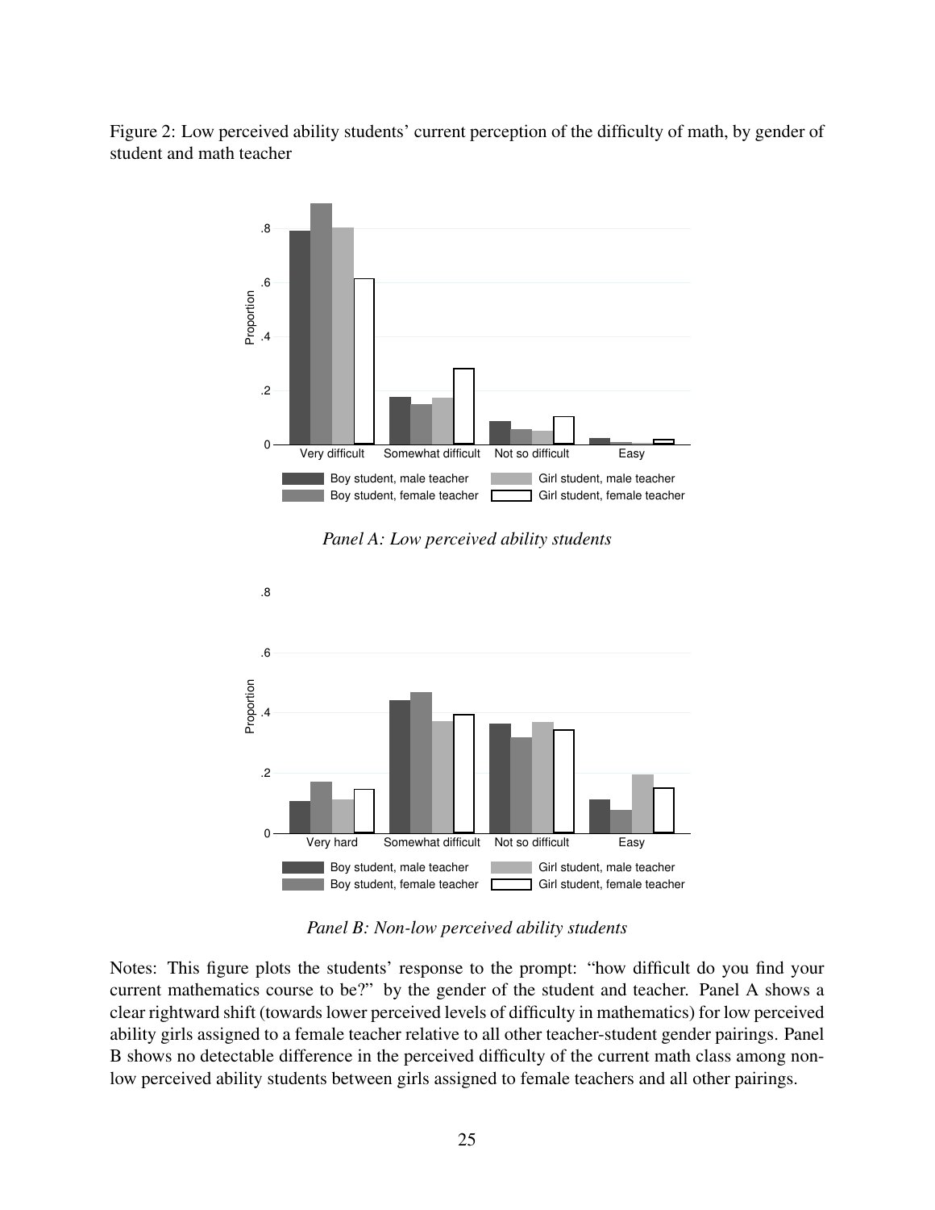Figure 2: Low perceived ability students' current perception of the difficulty of math, by gender of student and math teacher

*Panel A: Low perceived ability students*

*Panel B: Non-low perceived ability students*

Notes: This figure plots the students' response to the prompt: "how difficult do you find your current mathematics course to be?" by the gender of the student and teacher. Panel A shows a clear rightward shift (towards lower perceived levels of difficulty in mathematics) for low perceived ability girls assigned to a female teacher relative to all other teacher-student gender pairings. Panel B shows no detectable difference in the perceived difficulty of the current math class among non-low perceived ability students between girls assigned to female teachers and all other pairings.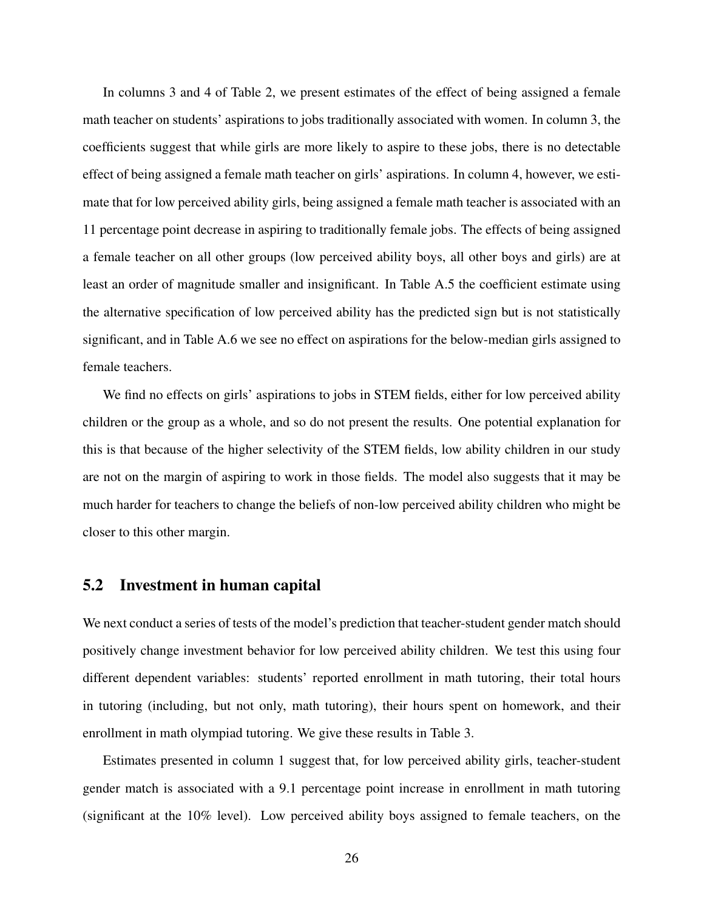In columns 3 and 4 of Table 2, we present estimates of the effect of being assigned a female math teacher on students' aspirations to jobs traditionally associated with women. In column 3, the coefficients suggest that while girls are more likely to aspire to these jobs, there is no detectable effect of being assigned a female math teacher on girls' aspirations. In column 4, however, we estimate that for low perceived ability girls, being assigned a female math teacher is associated with an 11 percentage point decrease in aspiring to traditionally female jobs. The effects of being assigned a female teacher on all other groups (low perceived ability boys, all other boys and girls) are at least an order of magnitude smaller and insignificant. In Table A.5 the coefficient estimate using the alternative specification of low perceived ability has the predicted sign but is not statistically significant, and in Table A.6 we see no effect on aspirations for the below-median girls assigned to female teachers.

We find no effects on girls' aspirations to jobs in STEM fields, either for low perceived ability children or the group as a whole, and so do not present the results. One potential explanation for this is that because of the higher selectivity of the STEM fields, low ability children in our study are not on the margin of aspiring to work in those fields. The model also suggests that it may be much harder for teachers to change the beliefs of non-low perceived ability children who might be closer to this other margin.

## 5.2 Investment in human capital

We next conduct a series of tests of the model's prediction that teacher-student gender match should positively change investment behavior for low perceived ability children. We test this using four different dependent variables: students' reported enrollment in math tutoring, their total hours in tutoring (including, but not only, math tutoring), their hours spent on homework, and their enrollment in math olympiad tutoring. We give these results in Table 3.

Estimates presented in column 1 suggest that, for low perceived ability girls, teacher-student gender match is associated with a 9.1 percentage point increase in enrollment in math tutoring (significant at the 10% level). Low perceived ability boys assigned to female teachers, on the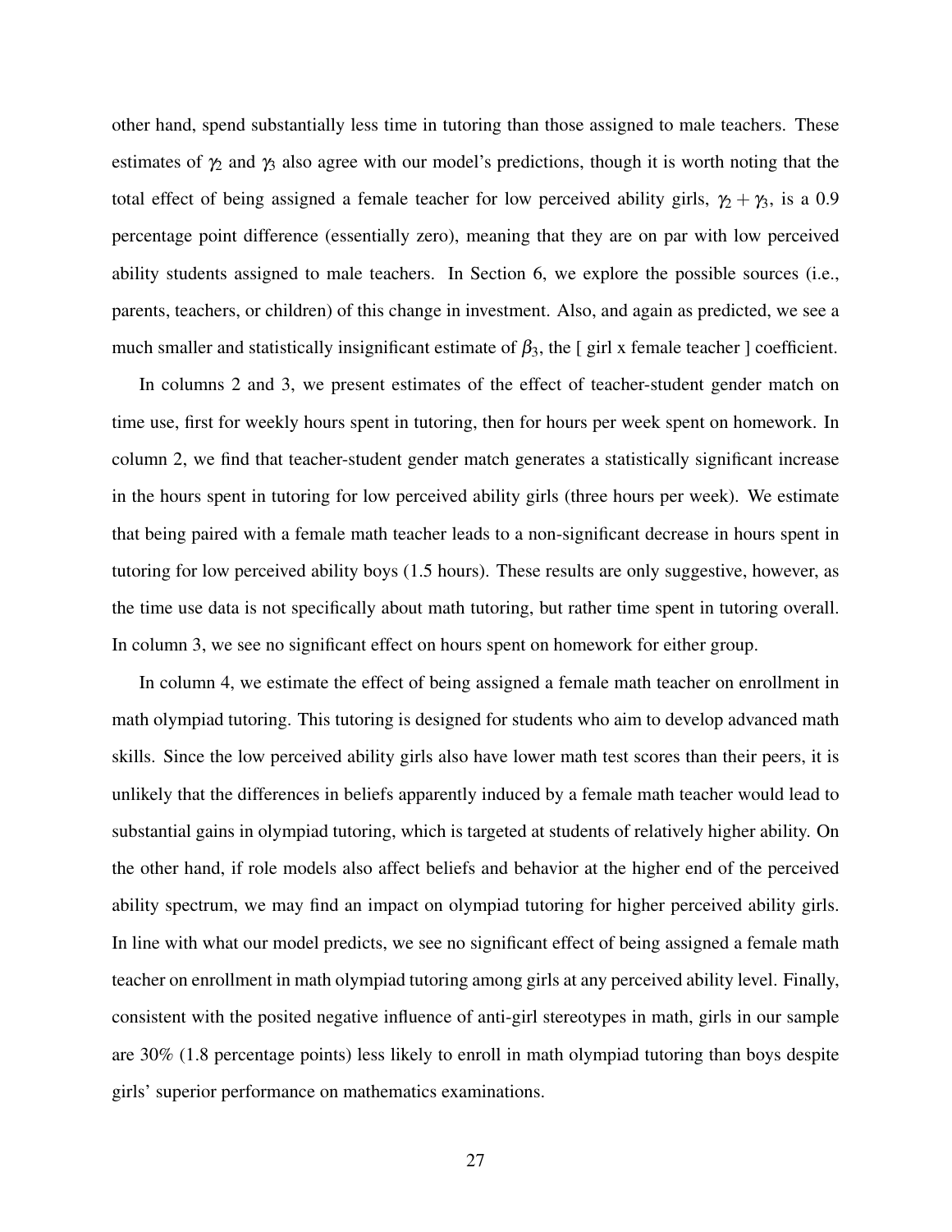other hand, spend substantially less time in tutoring than those assigned to male teachers. These estimates of $\gamma_2$ and $\gamma_3$ also agree with our model's predictions, though it is worth noting that the total effect of being assigned a female teacher for low perceived ability girls, $\gamma_2 + \gamma_3$, is a 0.9 percentage point difference (essentially zero), meaning that they are on par with low perceived ability students assigned to male teachers. In Section 6, we explore the possible sources (i.e., parents, teachers, or children) of this change in investment. Also, and again as predicted, we see a much smaller and statistically insignificant estimate of $\beta_3$, the [ girl x female teacher ] coefficient.

In columns 2 and 3, we present estimates of the effect of teacher-student gender match on time use, first for weekly hours spent in tutoring, then for hours per week spent on homework. In column 2, we find that teacher-student gender match generates a statistically significant increase in the hours spent in tutoring for low perceived ability girls (three hours per week). We estimate that being paired with a female math teacher leads to a non-significant decrease in hours spent in tutoring for low perceived ability boys (1.5 hours). These results are only suggestive, however, as the time use data is not specifically about math tutoring, but rather time spent in tutoring overall. In column 3, we see no significant effect on hours spent on homework for either group.

In column 4, we estimate the effect of being assigned a female math teacher on enrollment in math olympiad tutoring. This tutoring is designed for students who aim to develop advanced math skills. Since the low perceived ability girls also have lower math test scores than their peers, it is unlikely that the differences in beliefs apparently induced by a female math teacher would lead to substantial gains in olympiad tutoring, which is targeted at students of relatively higher ability. On the other hand, if role models also affect beliefs and behavior at the higher end of the perceived ability spectrum, we may find an impact on olympiad tutoring for higher perceived ability girls. In line with what our model predicts, we see no significant effect of being assigned a female math teacher on enrollment in math olympiad tutoring among girls at any perceived ability level. Finally, consistent with the posited negative influence of anti-girl stereotypes in math, girls in our sample are 30% (1.8 percentage points) less likely to enroll in math olympiad tutoring than boys despite girls' superior performance on mathematics examinations.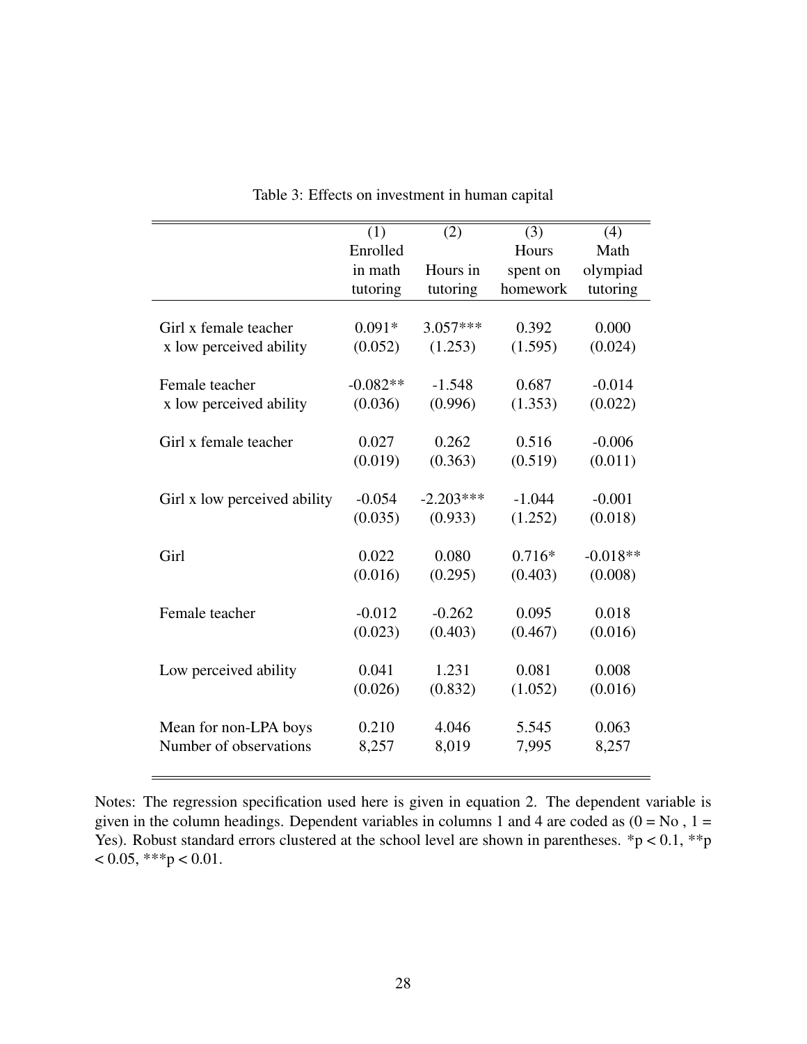Table 3: Effects on investment in human capital

| | (1) Enrolled in math tutoring | (2) Hours in tutoring | (3) Hours spent on homework | (4) Math olympiad tutoring |
|---|---|---|---|---|
| Girl x female teacher x low perceived ability | 0.091* | 3.057*** | 0.392 | 0.000 |
| | (0.052) | (1.253) | (1.595) | (0.024) |
| Female teacher x low perceived ability | -0.082** | -1.548 | 0.687 | -0.014 |
| | (0.036) | (0.996) | (1.353) | (0.022) |
| Girl x female teacher | 0.027 | 0.262 | 0.516 | -0.006 |
| | (0.019) | (0.363) | (0.519) | (0.011) |
| Girl x low perceived ability | -0.054 | -2.203*** | -1.044 | -0.001 |
| | (0.035) | (0.933) | (1.252) | (0.018) |
| Girl | 0.022 | 0.080 | 0.716* | -0.018** |
| | (0.016) | (0.295) | (0.403) | (0.008) |
| Female teacher | -0.012 | -0.262 | 0.095 | 0.018 |
| | (0.023) | (0.403) | (0.467) | (0.016) |
| Low perceived ability | 0.041 | 1.231 | 0.081 | 0.008 |
| | (0.026) | (0.832) | (1.052) | (0.016) |
| Mean for non-LPA boys | 0.210 | 4.046 | 5.545 | 0.063 |
| Number of observations | 8,257 | 8,019 | 7,995 | 8,257 |

Notes: The regression specification used here is given in equation 2. The dependent variable is given in the column headings. Dependent variables in columns 1 and 4 are coded as (0 = No , 1 = Yes). Robust standard errors clustered at the school level are shown in parentheses. *p < 0.1, **p < 0.05, ***p < 0.01.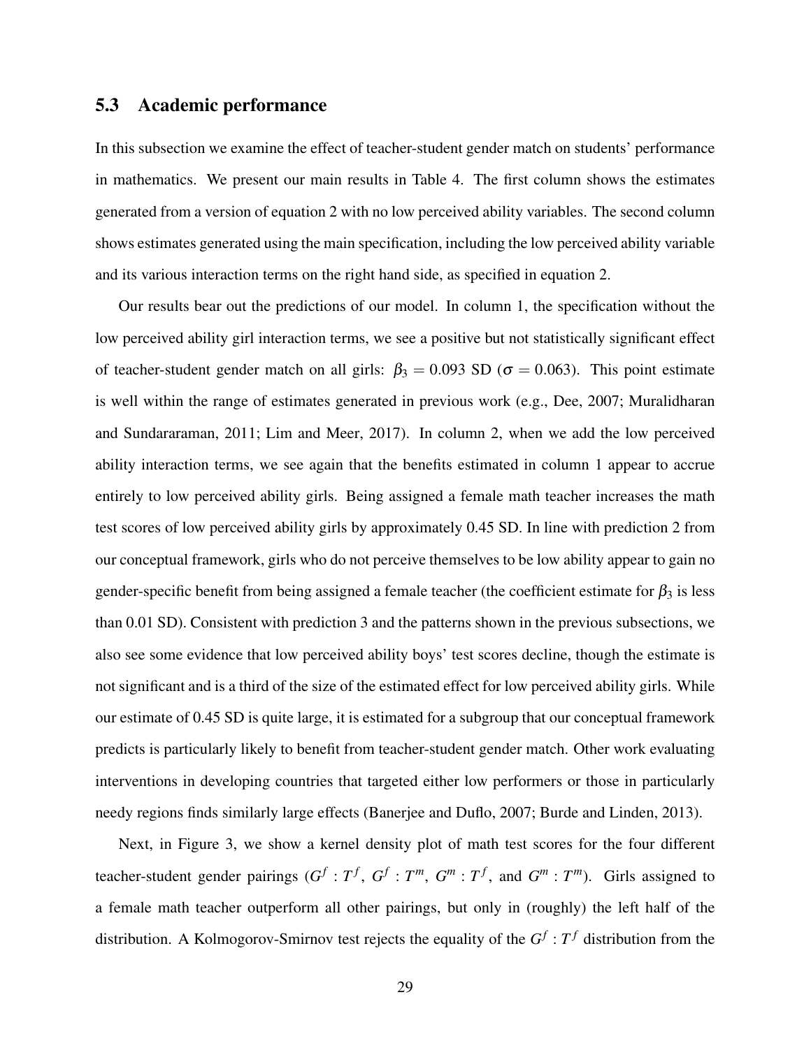### 5.3 Academic performance

In this subsection we examine the effect of teacher-student gender match on students' performance in mathematics. We present our main results in Table 4. The first column shows the estimates generated from a version of equation 2 with no low perceived ability variables. The second column shows estimates generated using the main specification, including the low perceived ability variable and its various interaction terms on the right hand side, as specified in equation 2.

Our results bear out the predictions of our model. In column 1, the specification without the low perceived ability girl interaction terms, we see a positive but not statistically significant effect of teacher-student gender match on all girls: $\beta_3 = 0.093$ SD ($\sigma = 0.063$). This point estimate is well within the range of estimates generated in previous work (e.g., Dee, 2007; Muralidharan and Sundararaman, 2011; Lim and Meer, 2017). In column 2, when we add the low perceived ability interaction terms, we see again that the benefits estimated in column 1 appear to accrue entirely to low perceived ability girls. Being assigned a female math teacher increases the math test scores of low perceived ability girls by approximately 0.45 SD. In line with prediction 2 from our conceptual framework, girls who do not perceive themselves to be low ability appear to gain no gender-specific benefit from being assigned a female teacher (the coefficient estimate for $\beta_3$ is less than 0.01 SD). Consistent with prediction 3 and the patterns shown in the previous subsections, we also see some evidence that low perceived ability boys' test scores decline, though the estimate is not significant and is a third of the size of the estimated effect for low perceived ability girls. While our estimate of 0.45 SD is quite large, it is estimated for a subgroup that our conceptual framework predicts is particularly likely to benefit from teacher-student gender match. Other work evaluating interventions in developing countries that targeted either low performers or those in particularly needy regions finds similarly large effects (Banerjee and Duflo, 2007; Burde and Linden, 2013).

Next, in Figure 3, we show a kernel density plot of math test scores for the four different teacher-student gender pairings ($G^f : T^f$, $G^f : T^m$, $G^m : T^f$, and $G^m : T^m$). Girls assigned to a female math teacher outperform all other pairings, but only in (roughly) the left half of the distribution. A Kolmogorov-Smirnov test rejects the equality of the $G^f : T^f$ distribution from the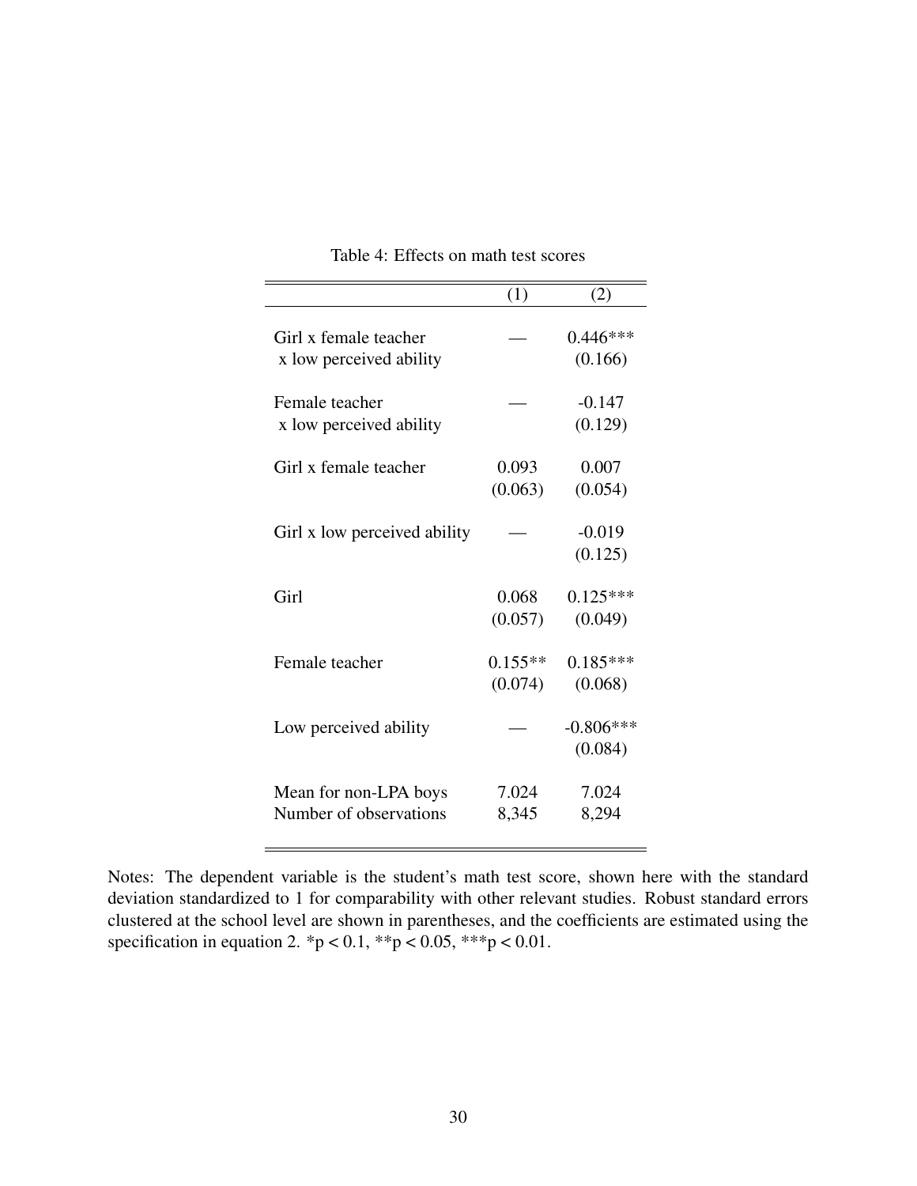Table 4: Effects on math test scores

| | (1) | (2) |
|---|---|---|
| Girl x female teacher x low perceived ability | — | 0.446*** |
| | | (0.166) |
| Female teacher x low perceived ability | — | -0.147 |
| | | (0.129) |
| Girl x female teacher | 0.093 | 0.007 |
| | (0.063) | (0.054) |
| Girl x low perceived ability | — | -0.019 |
| | | (0.125) |
| Girl | 0.068 | 0.125*** |
| | (0.057) | (0.049) |
| Female teacher | 0.155** | 0.185*** |
| | (0.074) | (0.068) |
| Low perceived ability | — | -0.806*** |
| | | (0.084) |
| Mean for non-LPA boys | 7.024 | 7.024 |
| Number of observations | 8,345 | 8,294 |

Notes: The dependent variable is the student's math test score, shown here with the standard deviation standardized to 1 for comparability with other relevant studies. Robust standard errors clustered at the school level are shown in parentheses, and the coefficients are estimated using the specification in equation 2. *$p < 0.1$, **$p < 0.05$, ***$p < 0.01$.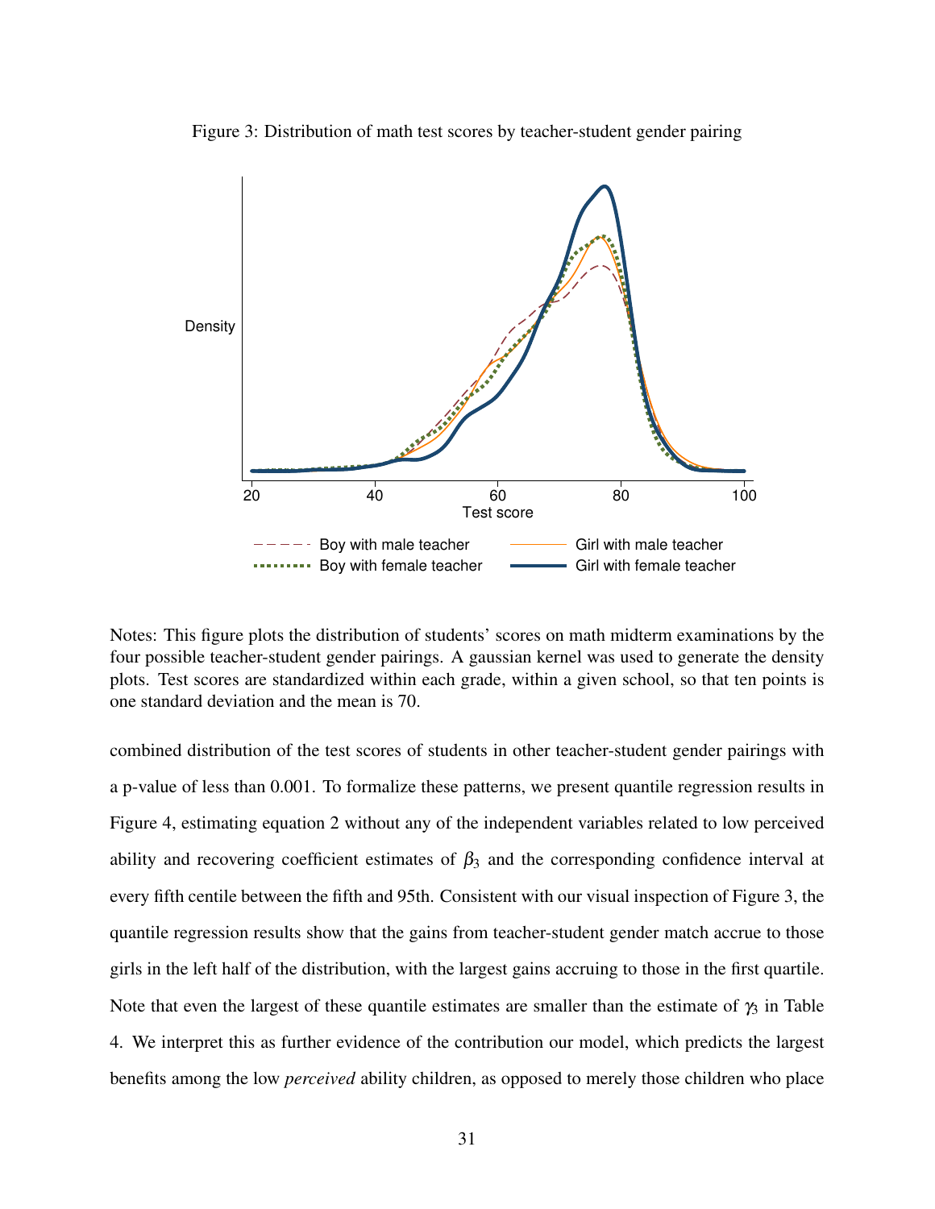Figure 3: Distribution of math test scores by teacher-student gender pairing

Notes: This figure plots the distribution of students' scores on math midterm examinations by the four possible teacher-student gender pairings. A gaussian kernel was used to generate the density plots. Test scores are standardized within each grade, within a given school, so that ten points is one standard deviation and the mean is 70.

combined distribution of the test scores of students in other teacher-student gender pairings with a p-value of less than 0.001. To formalize these patterns, we present quantile regression results in Figure 4, estimating equation 2 without any of the independent variables related to low perceived ability and recovering coefficient estimates of $\beta_3$ and the corresponding confidence interval at every fifth centile between the fifth and 95th. Consistent with our visual inspection of Figure 3, the quantile regression results show that the gains from teacher-student gender match accrue to those girls in the left half of the distribution, with the largest gains accruing to those in the first quartile. Note that even the largest of these quantile estimates are smaller than the estimate of $\gamma_3$ in Table 4. We interpret this as further evidence of the contribution our model, which predicts the largest benefits among the low *perceived* ability children, as opposed to merely those children who place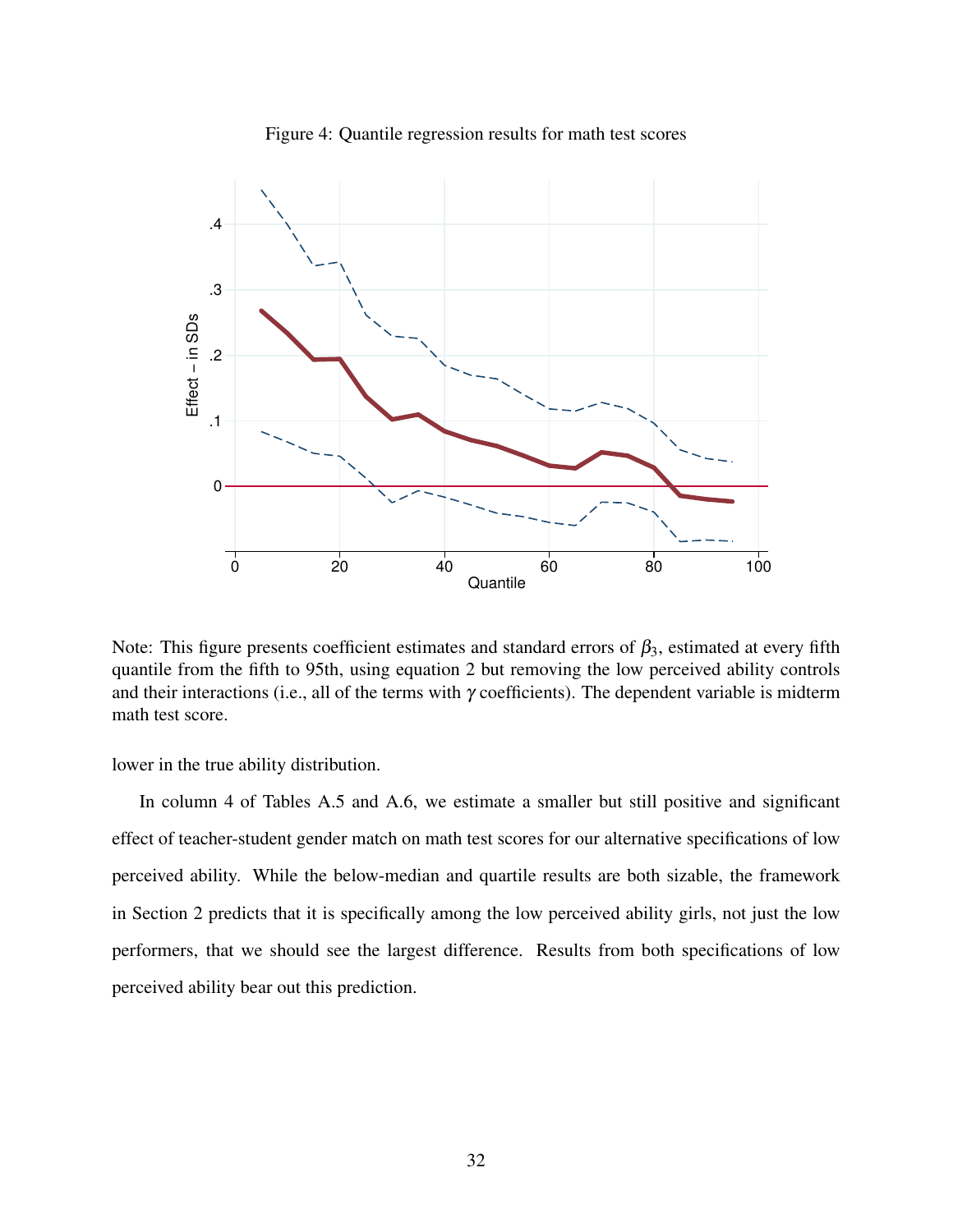Figure 4: Quantile regression results for math test scores

Note: This figure presents coefficient estimates and standard errors of $\beta_3$, estimated at every fifth quantile from the fifth to 95th, using equation 2 but removing the low perceived ability controls and their interactions (i.e., all of the terms with $\gamma$ coefficients). The dependent variable is midterm math test score.

lower in the true ability distribution.

In column 4 of Tables A.5 and A.6, we estimate a smaller but still positive and significant effect of teacher-student gender match on math test scores for our alternative specifications of low perceived ability. While the below-median and quartile results are both sizable, the framework in Section 2 predicts that it is specifically among the low perceived ability girls, not just the low performers, that we should see the largest difference. Results from both specifications of low perceived ability bear out this prediction.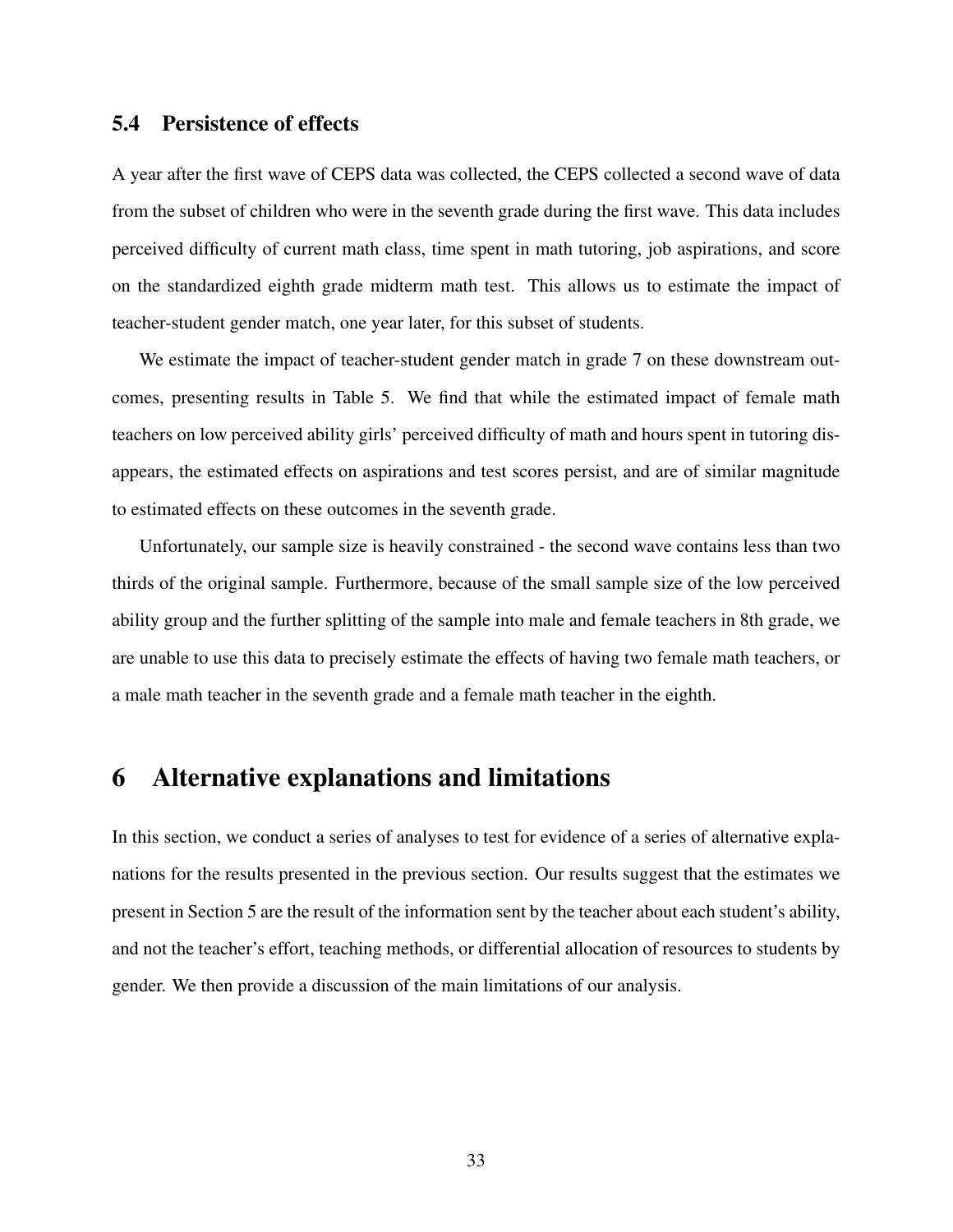### 5.4 Persistence of effects

A year after the first wave of CEPS data was collected, the CEPS collected a second wave of data from the subset of children who were in the seventh grade during the first wave. This data includes perceived difficulty of current math class, time spent in math tutoring, job aspirations, and score on the standardized eighth grade midterm math test. This allows us to estimate the impact of teacher-student gender match, one year later, for this subset of students.

We estimate the impact of teacher-student gender match in grade 7 on these downstream outcomes, presenting results in Table 5. We find that while the estimated impact of female math teachers on low perceived ability girls' perceived difficulty of math and hours spent in tutoring disappears, the estimated effects on aspirations and test scores persist, and are of similar magnitude to estimated effects on these outcomes in the seventh grade.

Unfortunately, our sample size is heavily constrained - the second wave contains less than two thirds of the original sample. Furthermore, because of the small sample size of the low perceived ability group and the further splitting of the sample into male and female teachers in 8th grade, we are unable to use this data to precisely estimate the effects of having two female math teachers, or a male math teacher in the seventh grade and a female math teacher in the eighth.

## 6 Alternative explanations and limitations

In this section, we conduct a series of analyses to test for evidence of a series of alternative explanations for the results presented in the previous section. Our results suggest that the estimates we present in Section 5 are the result of the information sent by the teacher about each student's ability, and not the teacher's effort, teaching methods, or differential allocation of resources to students by gender. We then provide a discussion of the main limitations of our analysis.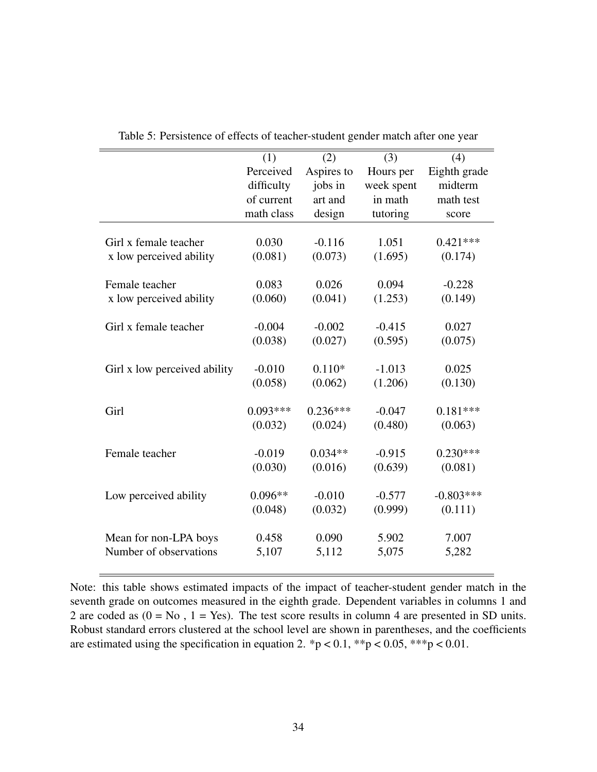Table 5: Persistence of effects of teacher-student gender match after one year

| | (1) Perceived difficulty of current math class | (2) Aspires to jobs in art and design | (3) Hours per week spent in math tutoring | (4) Eighth grade midterm math test score |
|---|---|---|---|---|
| Girl x female teacher x low perceived ability | 0.030 | -0.116 | 1.051 | 0.421*** |
| | (0.081) | (0.073) | (1.695) | (0.174) |
| Female teacher x low perceived ability | 0.083 | 0.026 | 0.094 | -0.228 |
| | (0.060) | (0.041) | (1.253) | (0.149) |
| Girl x female teacher | -0.004 | -0.002 | -0.415 | 0.027 |
| | (0.038) | (0.027) | (0.595) | (0.075) |
| Girl x low perceived ability | -0.010 | 0.110* | -1.013 | 0.025 |
| | (0.058) | (0.062) | (1.206) | (0.130) |
| Girl | 0.093*** | 0.236*** | -0.047 | 0.181*** |
| | (0.032) | (0.024) | (0.480) | (0.063) |
| Female teacher | -0.019 | 0.034** | -0.915 | 0.230*** |
| | (0.030) | (0.016) | (0.639) | (0.081) |
| Low perceived ability | 0.096** | -0.010 | -0.577 | -0.803*** |
| | (0.048) | (0.032) | (0.999) | (0.111) |
| Mean for non-LPA boys | 0.458 | 0.090 | 5.902 | 7.007 |
| Number of observations | 5,107 | 5,112 | 5,075 | 5,282 |

Note: this table shows estimated impacts of the impact of teacher-student gender match in the seventh grade on outcomes measured in the eighth grade. Dependent variables in columns 1 and 2 are coded as (0 = No , 1 = Yes). The test score results in column 4 are presented in SD units. Robust standard errors clustered at the school level are shown in parentheses, and the coefficients are estimated using the specification in equation 2. $^{*}p < 0.1$, $^{**}p < 0.05$, $^{***}p < 0.01$.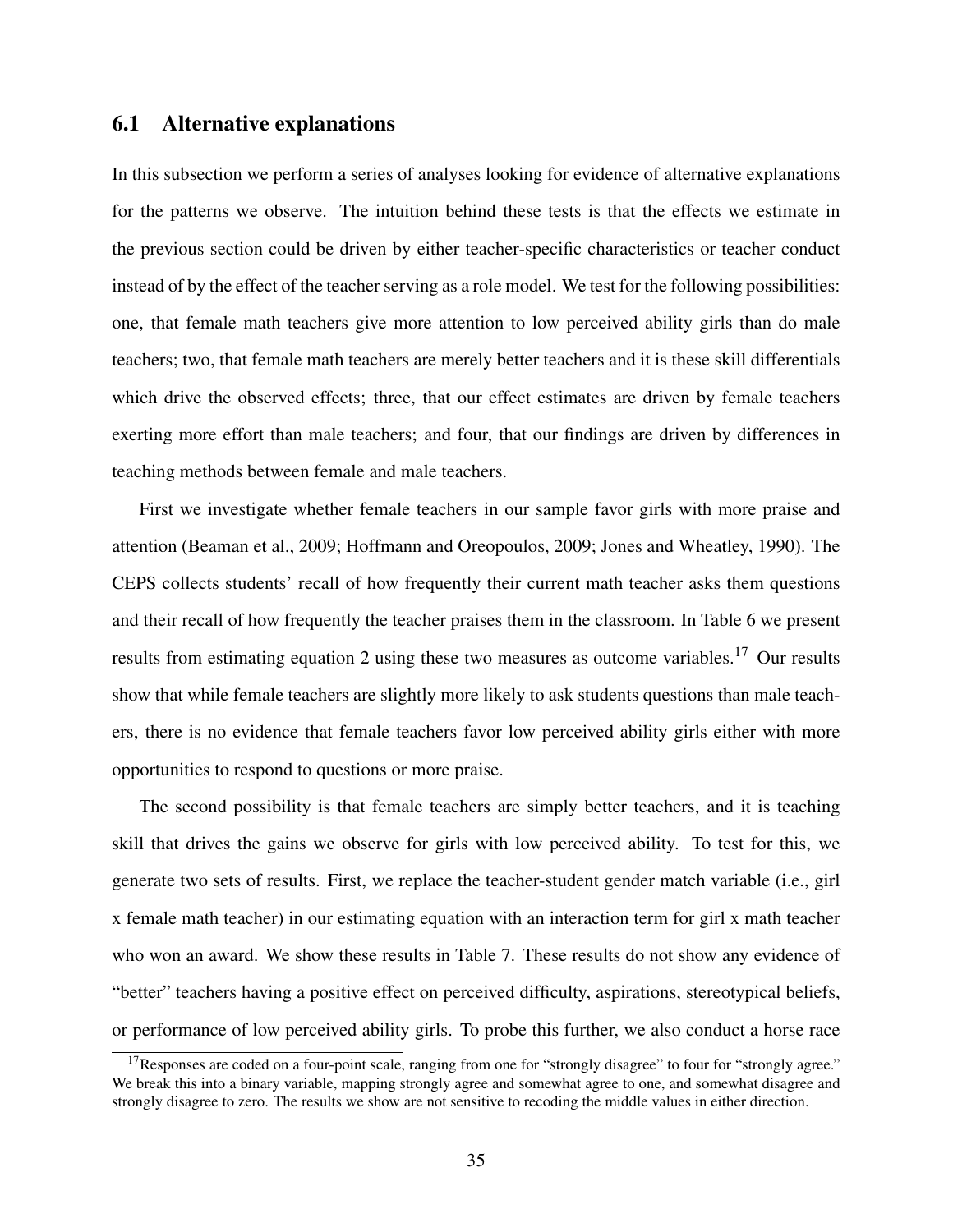## 6.1 Alternative explanations

In this subsection we perform a series of analyses looking for evidence of alternative explanations for the patterns we observe. The intuition behind these tests is that the effects we estimate in the previous section could be driven by either teacher-specific characteristics or teacher conduct instead of by the effect of the teacher serving as a role model. We test for the following possibilities: one, that female math teachers give more attention to low perceived ability girls than do male teachers; two, that female math teachers are merely better teachers and it is these skill differentials which drive the observed effects; three, that our effect estimates are driven by female teachers exerting more effort than male teachers; and four, that our findings are driven by differences in teaching methods between female and male teachers.

First we investigate whether female teachers in our sample favor girls with more praise and attention (Beaman et al., 2009; Hoffmann and Oreopoulos, 2009; Jones and Wheatley, 1990). The CEPS collects students' recall of how frequently their current math teacher asks them questions and their recall of how frequently the teacher praises them in the classroom. In Table 6 we present results from estimating equation 2 using these two measures as outcome variables.[17] Our results show that while female teachers are slightly more likely to ask students questions than male teachers, there is no evidence that female teachers favor low perceived ability girls either with more opportunities to respond to questions or more praise.

The second possibility is that female teachers are simply better teachers, and it is teaching skill that drives the gains we observe for girls with low perceived ability. To test for this, we generate two sets of results. First, we replace the teacher-student gender match variable (i.e., girl x female math teacher) in our estimating equation with an interaction term for girl x math teacher who won an award. We show these results in Table 7. These results do not show any evidence of "better" teachers having a positive effect on perceived difficulty, aspirations, stereotypical beliefs, or performance of low perceived ability girls. To probe this further, we also conduct a horse race

[17] Responses are coded on a four-point scale, ranging from one for "strongly disagree" to four for "strongly agree." We break this into a binary variable, mapping strongly agree and somewhat agree to one, and somewhat disagree and strongly disagree to zero. The results we show are not sensitive to recoding the middle values in either direction.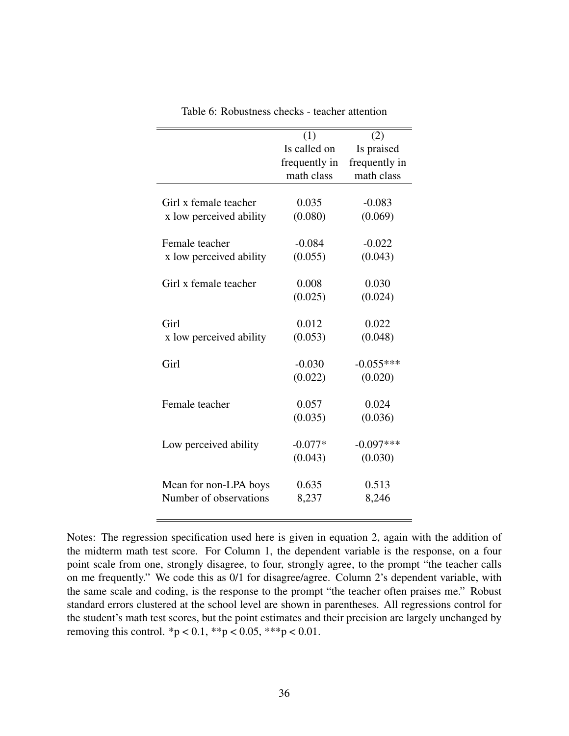Table 6: Robustness checks - teacher attention

| | (1) Is called on frequently in math class | (2) Is praised frequently in math class |
|---|---|---|
| Girl x female teacher x low perceived ability | 0.035 | -0.083 |
| | (0.080) | (0.069) |
| Female teacher x low perceived ability | -0.084 | -0.022 |
| | (0.055) | (0.043) |
| Girl x female teacher | 0.008 | 0.030 |
| | (0.025) | (0.024) |
| Girl x low perceived ability | 0.012 | 0.022 |
| | (0.053) | (0.048) |
| Girl | -0.030 | -0.055*** |
| | (0.022) | (0.020) |
| Female teacher | 0.057 | 0.024 |
| | (0.035) | (0.036) |
| Low perceived ability | -0.077* | -0.097*** |
| | (0.043) | (0.030) |
| Mean for non-LPA boys | 0.635 | 0.513 |
| Number of observations | 8,237 | 8,246 |

Notes: The regression specification used here is given in equation 2, again with the addition of the midterm math test score. For Column 1, the dependent variable is the response, on a four point scale from one, strongly disagree, to four, strongly agree, to the prompt "the teacher calls on me frequently." We code this as 0/1 for disagree/agree. Column 2's dependent variable, with the same scale and coding, is the response to the prompt "the teacher often praises me." Robust standard errors clustered at the school level are shown in parentheses. All regressions control for the student's math test scores, but the point estimates and their precision are largely unchanged by removing this control. *$p < 0.1$, **$p < 0.05$, ***$p < 0.01$.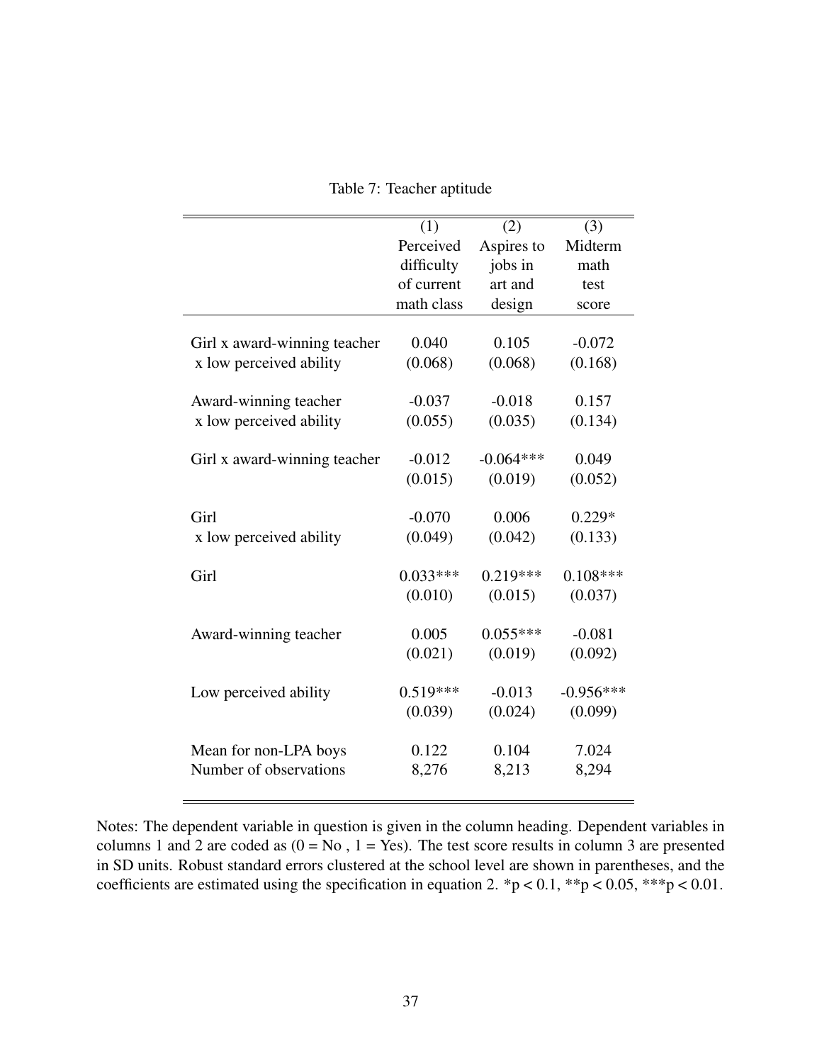Table 7: Teacher aptitude

| | (1) Perceived difficulty of current math class | (2) Aspires to jobs in art and design | (3) Midterm math test score |
|---|---|---|---|
| Girl x award-winning teacher x low perceived ability | 0.040 | 0.105 | -0.072 |
| | (0.068) | (0.068) | (0.168) |
| Award-winning teacher x low perceived ability | -0.037 | -0.018 | 0.157 |
| | (0.055) | (0.035) | (0.134) |
| Girl x award-winning teacher | -0.012 | -0.064*** | 0.049 |
| | (0.015) | (0.019) | (0.052) |
| Girl x low perceived ability | -0.070 | 0.006 | 0.229* |
| | (0.049) | (0.042) | (0.133) |
| Girl | 0.033*** | 0.219*** | 0.108*** |
| | (0.010) | (0.015) | (0.037) |
| Award-winning teacher | 0.005 | 0.055*** | -0.081 |
| | (0.021) | (0.019) | (0.092) |
| Low perceived ability | 0.519*** | -0.013 | -0.956*** |
| | (0.039) | (0.024) | (0.099) |
| Mean for non-LPA boys | 0.122 | 0.104 | 7.024 |
| Number of observations | 8,276 | 8,213 | 8,294 |

Notes: The dependent variable in question is given in the column heading. Dependent variables in columns 1 and 2 are coded as (0 = No , 1 = Yes). The test score results in column 3 are presented in SD units. Robust standard errors clustered at the school level are shown in parentheses, and the coefficients are estimated using the specification in equation 2. $^{*}p < 0.1$, $^{**}p < 0.05$, $^{***}p < 0.01$.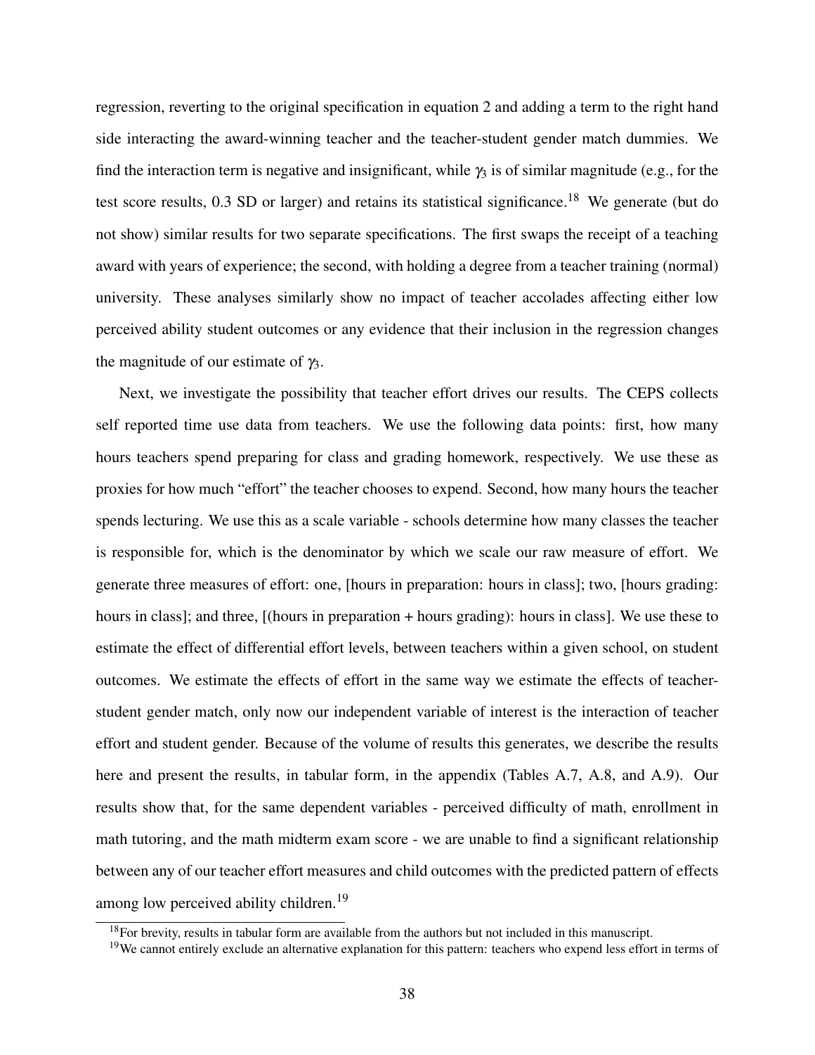regression, reverting to the original specification in equation 2 and adding a term to the right hand side interacting the award-winning teacher and the teacher-student gender match dummies. We find the interaction term is negative and insignificant, while $\gamma_3$ is of similar magnitude (e.g., for the test score results, 0.3 SD or larger) and retains its statistical significance.[18] We generate (but do not show) similar results for two separate specifications. The first swaps the receipt of a teaching award with years of experience; the second, with holding a degree from a teacher training (normal) university. These analyses similarly show no impact of teacher accolades affecting either low perceived ability student outcomes or any evidence that their inclusion in the regression changes the magnitude of our estimate of $\gamma_3$.

Next, we investigate the possibility that teacher effort drives our results. The CEPS collects self reported time use data from teachers. We use the following data points: first, how many hours teachers spend preparing for class and grading homework, respectively. We use these as proxies for how much "effort" the teacher chooses to expend. Second, how many hours the teacher spends lecturing. We use this as a scale variable - schools determine how many classes the teacher is responsible for, which is the denominator by which we scale our raw measure of effort. We generate three measures of effort: one, [hours in preparation: hours in class]; two, [hours grading: hours in class]; and three, [(hours in preparation + hours grading): hours in class]. We use these to estimate the effect of differential effort levels, between teachers within a given school, on student outcomes. We estimate the effects of effort in the same way we estimate the effects of teacher-student gender match, only now our independent variable of interest is the interaction of teacher effort and student gender. Because of the volume of results this generates, we describe the results here and present the results, in tabular form, in the appendix (Tables A.7, A.8, and A.9). Our results show that, for the same dependent variables - perceived difficulty of math, enrollment in math tutoring, and the math midterm exam score - we are unable to find a significant relationship between any of our teacher effort measures and child outcomes with the predicted pattern of effects among low perceived ability children.[19]

[18] For brevity, results in tabular form are available from the authors but not included in this manuscript.

[19] We cannot entirely exclude an alternative explanation for this pattern: teachers who expend less effort in terms of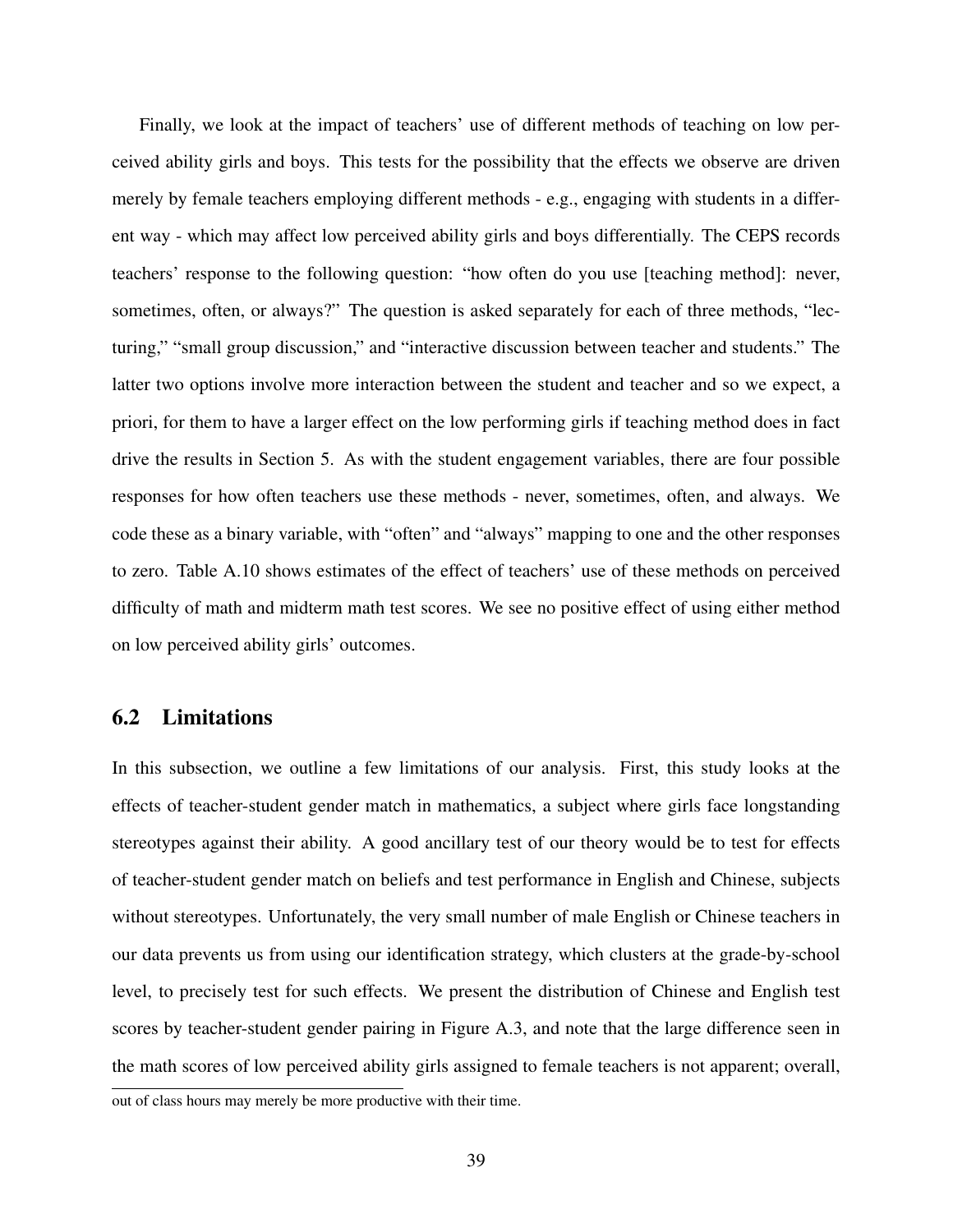Finally, we look at the impact of teachers' use of different methods of teaching on low perceived ability girls and boys. This tests for the possibility that the effects we observe are driven merely by female teachers employing different methods - e.g., engaging with students in a different way - which may affect low perceived ability girls and boys differentially. The CEPS records teachers' response to the following question: "how often do you use [teaching method]: never, sometimes, often, or always?" The question is asked separately for each of three methods, "lecturing," "small group discussion," and "interactive discussion between teacher and students." The latter two options involve more interaction between the student and teacher and so we expect, a priori, for them to have a larger effect on the low performing girls if teaching method does in fact drive the results in Section 5. As with the student engagement variables, there are four possible responses for how often teachers use these methods - never, sometimes, often, and always. We code these as a binary variable, with "often" and "always" mapping to one and the other responses to zero. Table A.10 shows estimates of the effect of teachers' use of these methods on perceived difficulty of math and midterm math test scores. We see no positive effect of using either method on low perceived ability girls' outcomes.

## 6.2 Limitations

In this subsection, we outline a few limitations of our analysis. First, this study looks at the effects of teacher-student gender match in mathematics, a subject where girls face longstanding stereotypes against their ability. A good ancillary test of our theory would be to test for effects of teacher-student gender match on beliefs and test performance in English and Chinese, subjects without stereotypes. Unfortunately, the very small number of male English or Chinese teachers in our data prevents us from using our identification strategy, which clusters at the grade-by-school level, to precisely test for such effects. We present the distribution of Chinese and English test scores by teacher-student gender pairing in Figure A.3, and note that the large difference seen in the math scores of low perceived ability girls assigned to female teachers is not apparent; overall,

out of class hours may merely be more productive with their time.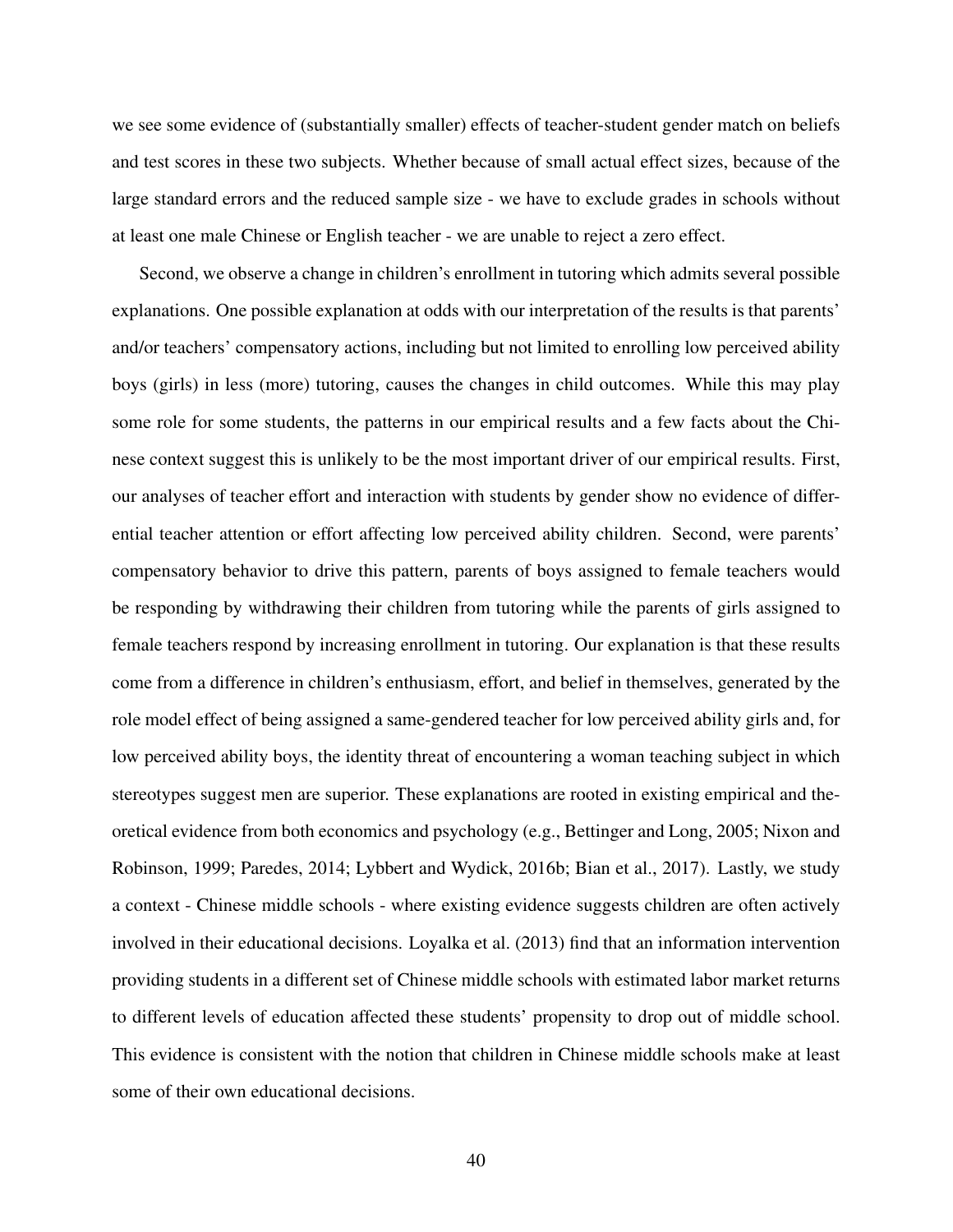we see some evidence of (substantially smaller) effects of teacher-student gender match on beliefs and test scores in these two subjects. Whether because of small actual effect sizes, because of the large standard errors and the reduced sample size - we have to exclude grades in schools without at least one male Chinese or English teacher - we are unable to reject a zero effect.

Second, we observe a change in children's enrollment in tutoring which admits several possible explanations. One possible explanation at odds with our interpretation of the results is that parents' and/or teachers' compensatory actions, including but not limited to enrolling low perceived ability boys (girls) in less (more) tutoring, causes the changes in child outcomes. While this may play some role for some students, the patterns in our empirical results and a few facts about the Chinese context suggest this is unlikely to be the most important driver of our empirical results. First, our analyses of teacher effort and interaction with students by gender show no evidence of differential teacher attention or effort affecting low perceived ability children. Second, were parents' compensatory behavior to drive this pattern, parents of boys assigned to female teachers would be responding by withdrawing their children from tutoring while the parents of girls assigned to female teachers respond by increasing enrollment in tutoring. Our explanation is that these results come from a difference in children's enthusiasm, effort, and belief in themselves, generated by the role model effect of being assigned a same-gendered teacher for low perceived ability girls and, for low perceived ability boys, the identity threat of encountering a woman teaching subject in which stereotypes suggest men are superior. These explanations are rooted in existing empirical and theoretical evidence from both economics and psychology (e.g., Bettinger and Long, 2005; Nixon and Robinson, 1999; Paredes, 2014; Lybbert and Wydick, 2016b; Bian et al., 2017). Lastly, we study a context - Chinese middle schools - where existing evidence suggests children are often actively involved in their educational decisions. Loyalka et al. (2013) find that an information intervention providing students in a different set of Chinese middle schools with estimated labor market returns to different levels of education affected these students' propensity to drop out of middle school. This evidence is consistent with the notion that children in Chinese middle schools make at least some of their own educational decisions.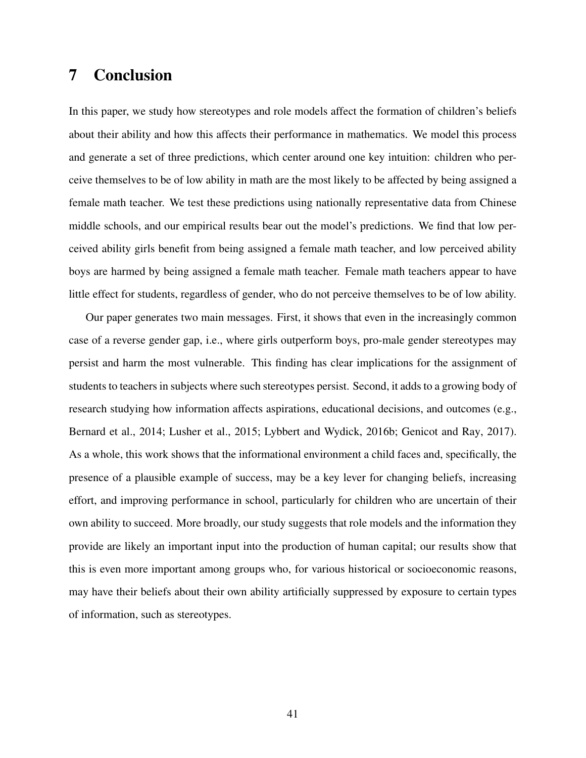# 7 Conclusion

In this paper, we study how stereotypes and role models affect the formation of children's beliefs about their ability and how this affects their performance in mathematics. We model this process and generate a set of three predictions, which center around one key intuition: children who perceive themselves to be of low ability in math are the most likely to be affected by being assigned a female math teacher. We test these predictions using nationally representative data from Chinese middle schools, and our empirical results bear out the model's predictions. We find that low perceived ability girls benefit from being assigned a female math teacher, and low perceived ability boys are harmed by being assigned a female math teacher. Female math teachers appear to have little effect for students, regardless of gender, who do not perceive themselves to be of low ability.

Our paper generates two main messages. First, it shows that even in the increasingly common case of a reverse gender gap, i.e., where girls outperform boys, pro-male gender stereotypes may persist and harm the most vulnerable. This finding has clear implications for the assignment of students to teachers in subjects where such stereotypes persist. Second, it adds to a growing body of research studying how information affects aspirations, educational decisions, and outcomes (e.g., Bernard et al., 2014; Lusher et al., 2015; Lybbert and Wydick, 2016b; Genicot and Ray, 2017). As a whole, this work shows that the informational environment a child faces and, specifically, the presence of a plausible example of success, may be a key lever for changing beliefs, increasing effort, and improving performance in school, particularly for children who are uncertain of their own ability to succeed. More broadly, our study suggests that role models and the information they provide are likely an important input into the production of human capital; our results show that this is even more important among groups who, for various historical or socioeconomic reasons, may have their beliefs about their own ability artificially suppressed by exposure to certain types of information, such as stereotypes.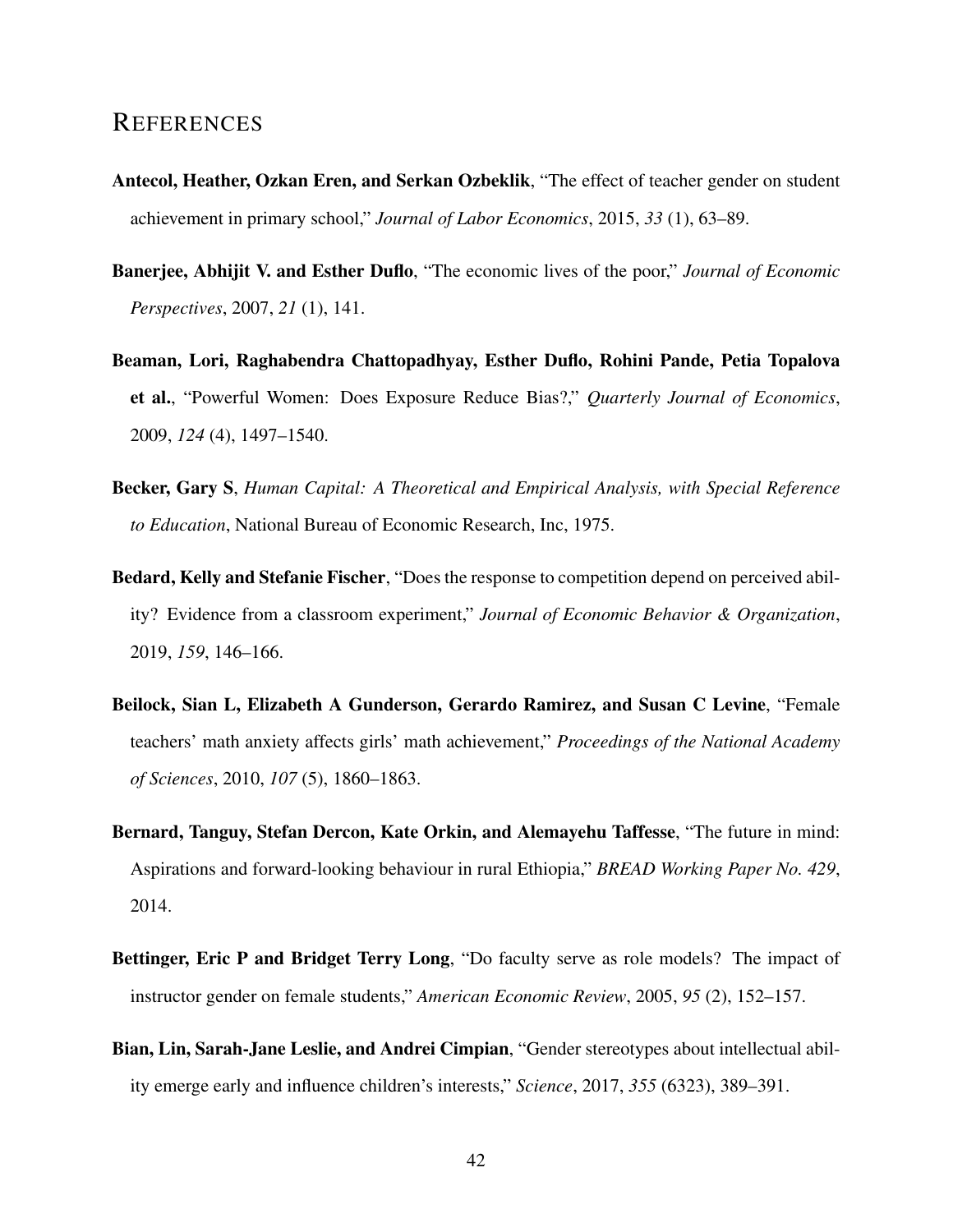# References

**Antecol, Heather, Ozkan Eren, and Serkan Ozbeklik**, "The effect of teacher gender on student achievement in primary school," *Journal of Labor Economics*, 2015, *33* (1), 63–89.

**Banerjee, Abhijit V. and Esther Duflo**, "The economic lives of the poor," *Journal of Economic Perspectives*, 2007, *21* (1), 141.

**Beaman, Lori, Raghabendra Chattopadhyay, Esther Duflo, Rohini Pande, Petia Topalova et al.**, "Powerful Women: Does Exposure Reduce Bias?," *Quarterly Journal of Economics*, 2009, *124* (4), 1497–1540.

**Becker, Gary S**, *Human Capital: A Theoretical and Empirical Analysis, with Special Reference to Education*, National Bureau of Economic Research, Inc, 1975.

**Bedard, Kelly and Stefanie Fischer**, "Does the response to competition depend on perceived ability? Evidence from a classroom experiment," *Journal of Economic Behavior & Organization*, 2019, *159*, 146–166.

**Beilock, Sian L, Elizabeth A Gunderson, Gerardo Ramirez, and Susan C Levine**, "Female teachers' math anxiety affects girls' math achievement," *Proceedings of the National Academy of Sciences*, 2010, *107* (5), 1860–1863.

**Bernard, Tanguy, Stefan Dercon, Kate Orkin, and Alemayehu Taffesse**, "The future in mind: Aspirations and forward-looking behaviour in rural Ethiopia," *BREAD Working Paper No. 429*, 2014.

**Bettinger, Eric P and Bridget Terry Long**, "Do faculty serve as role models? The impact of instructor gender on female students," *American Economic Review*, 2005, *95* (2), 152–157.

**Bian, Lin, Sarah-Jane Leslie, and Andrei Cimpian**, "Gender stereotypes about intellectual ability emerge early and influence children's interests," *Science*, 2017, *355* (6323), 389–391.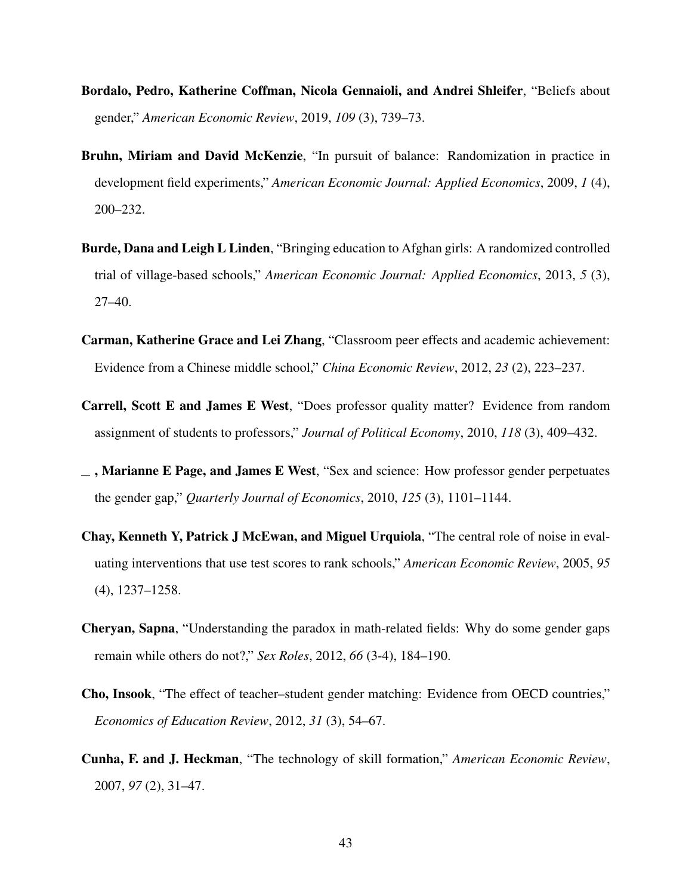**Bordalo, Pedro, Katherine Coffman, Nicola Gennaioli, and Andrei Shleifer**, "Beliefs about gender," *American Economic Review*, 2019, *109* (3), 739–73.

**Bruhn, Miriam and David McKenzie**, "In pursuit of balance: Randomization in practice in development field experiments," *American Economic Journal: Applied Economics*, 2009, *1* (4), 200–232.

**Burde, Dana and Leigh L Linden**, "Bringing education to Afghan girls: A randomized controlled trial of village-based schools," *American Economic Journal: Applied Economics*, 2013, *5* (3), 27–40.

**Carman, Katherine Grace and Lei Zhang**, "Classroom peer effects and academic achievement: Evidence from a Chinese middle school," *China Economic Review*, 2012, *23* (2), 223–237.

**Carrell, Scott E and James E West**, "Does professor quality matter? Evidence from random assignment of students to professors," *Journal of Political Economy*, 2010, *118* (3), 409–432.

**_ , Marianne E Page, and James E West**, "Sex and science: How professor gender perpetuates the gender gap," *Quarterly Journal of Economics*, 2010, *125* (3), 1101–1144.

**Chay, Kenneth Y, Patrick J McEwan, and Miguel Urquiola**, "The central role of noise in evaluating interventions that use test scores to rank schools," *American Economic Review*, 2005, *95* (4), 1237–1258.

**Cheryan, Sapna**, "Understanding the paradox in math-related fields: Why do some gender gaps remain while others do not?," *Sex Roles*, 2012, *66* (3-4), 184–190.

**Cho, Insook**, "The effect of teacher–student gender matching: Evidence from OECD countries," *Economics of Education Review*, 2012, *31* (3), 54–67.

**Cunha, F. and J. Heckman**, "The technology of skill formation," *American Economic Review*, 2007, *97* (2), 31–47.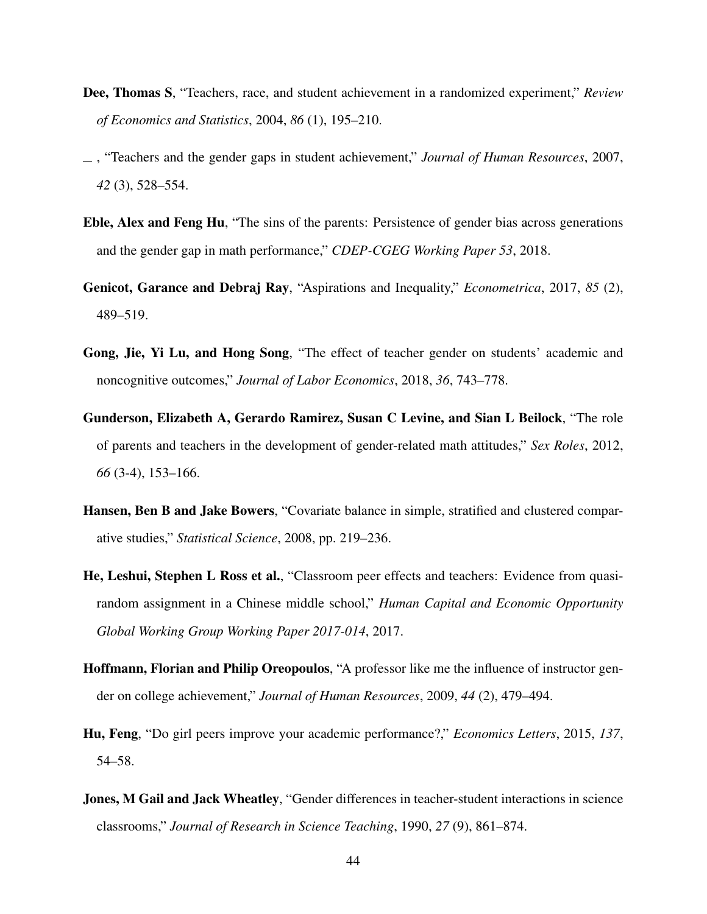**Dee, Thomas S**, "Teachers, race, and student achievement in a randomized experiment," *Review of Economics and Statistics*, 2004, *86* (1), 195–210.

_ , "Teachers and the gender gaps in student achievement," *Journal of Human Resources*, 2007, *42* (3), 528–554.

**Eble, Alex and Feng Hu**, "The sins of the parents: Persistence of gender bias across generations and the gender gap in math performance," *CDEP-CGEG Working Paper 53*, 2018.

**Genicot, Garance and Debraj Ray**, "Aspirations and Inequality," *Econometrica*, 2017, *85* (2), 489–519.

**Gong, Jie, Yi Lu, and Hong Song**, "The effect of teacher gender on students' academic and noncognitive outcomes," *Journal of Labor Economics*, 2018, *36*, 743–778.

**Gunderson, Elizabeth A, Gerardo Ramirez, Susan C Levine, and Sian L Beilock**, "The role of parents and teachers in the development of gender-related math attitudes," *Sex Roles*, 2012, *66* (3-4), 153–166.

**Hansen, Ben B and Jake Bowers**, "Covariate balance in simple, stratified and clustered comparative studies," *Statistical Science*, 2008, pp. 219–236.

**He, Leshui, Stephen L Ross et al.**, "Classroom peer effects and teachers: Evidence from quasi-random assignment in a Chinese middle school," *Human Capital and Economic Opportunity Global Working Group Working Paper 2017-014*, 2017.

**Hoffmann, Florian and Philip Oreopoulos**, "A professor like me the influence of instructor gender on college achievement," *Journal of Human Resources*, 2009, *44* (2), 479–494.

**Hu, Feng**, "Do girl peers improve your academic performance?," *Economics Letters*, 2015, *137*, 54–58.

**Jones, M Gail and Jack Wheatley**, "Gender differences in teacher-student interactions in science classrooms," *Journal of Research in Science Teaching*, 1990, *27* (9), 861–874.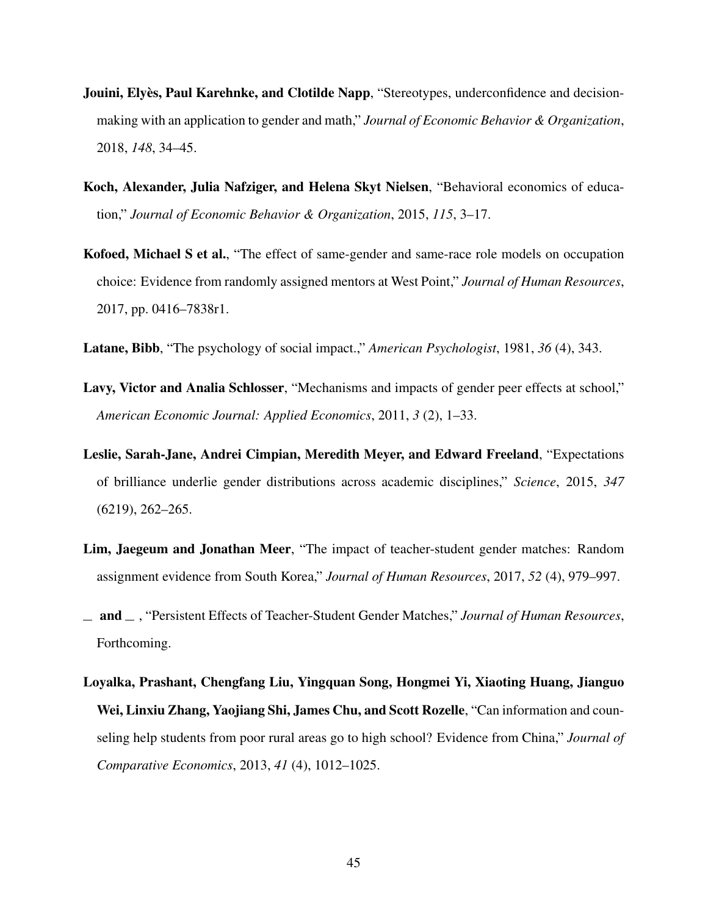**Jouini, Elyès, Paul Karehnke, and Clotilde Napp**, "Stereotypes, underconfidence and decision-making with an application to gender and math," *Journal of Economic Behavior & Organization*, 2018, *148*, 34–45.

**Koch, Alexander, Julia Nafziger, and Helena Skyt Nielsen**, "Behavioral economics of education," *Journal of Economic Behavior & Organization*, 2015, *115*, 3–17.

**Kofoed, Michael S et al.**, "The effect of same-gender and same-race role models on occupation choice: Evidence from randomly assigned mentors at West Point," *Journal of Human Resources*, 2017, pp. 0416–7838r1.

**Latane, Bibb**, "The psychology of social impact.," *American Psychologist*, 1981, *36* (4), 343.

**Lavy, Victor and Analia Schlosser**, "Mechanisms and impacts of gender peer effects at school," *American Economic Journal: Applied Economics*, 2011, *3* (2), 1–33.

**Leslie, Sarah-Jane, Andrei Cimpian, Meredith Meyer, and Edward Freeland**, "Expectations of brilliance underlie gender distributions across academic disciplines," *Science*, 2015, *347* (6219), 262–265.

**Lim, Jaegeum and Jonathan Meer**, "The impact of teacher-student gender matches: Random assignment evidence from South Korea," *Journal of Human Resources*, 2017, *52* (4), 979–997.

__ **and** __ , "Persistent Effects of Teacher-Student Gender Matches," *Journal of Human Resources*, Forthcoming.

**Loyalka, Prashant, Chengfang Liu, Yingquan Song, Hongmei Yi, Xiaoting Huang, Jianguo Wei, Linxiu Zhang, Yaojiang Shi, James Chu, and Scott Rozelle**, "Can information and counseling help students from poor rural areas go to high school? Evidence from China," *Journal of Comparative Economics*, 2013, *41* (4), 1012–1025.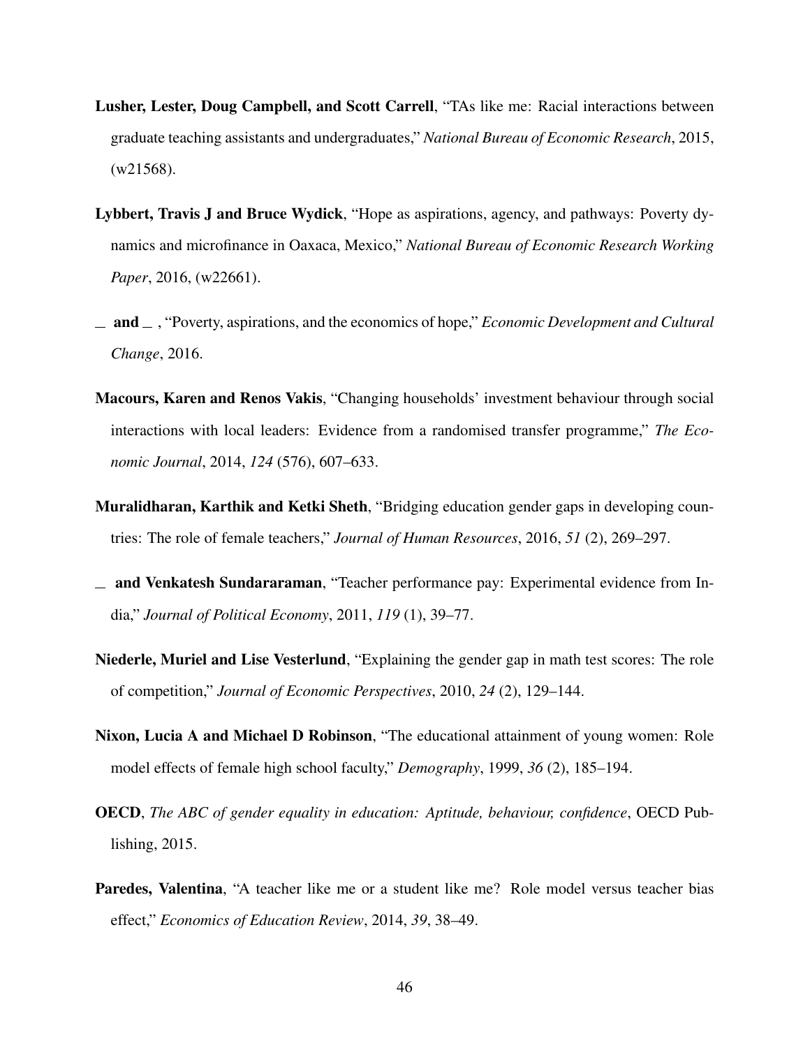**Lusher, Lester, Doug Campbell, and Scott Carrell**, "TAs like me: Racial interactions between graduate teaching assistants and undergraduates," *National Bureau of Economic Research*, 2015, (w21568).

**Lybbert, Travis J and Bruce Wydick**, "Hope as aspirations, agency, and pathways: Poverty dynamics and microfinance in Oaxaca, Mexico," *National Bureau of Economic Research Working Paper*, 2016, (w22661).

**_ and _** , "Poverty, aspirations, and the economics of hope," *Economic Development and Cultural Change*, 2016.

**Macours, Karen and Renos Vakis**, "Changing households' investment behaviour through social interactions with local leaders: Evidence from a randomised transfer programme," *The Economic Journal*, 2014, *124* (576), 607–633.

**Muralidharan, Karthik and Ketki Sheth**, "Bridging education gender gaps in developing countries: The role of female teachers," *Journal of Human Resources*, 2016, *51* (2), 269–297.

**_ and Venkatesh Sundararaman**, "Teacher performance pay: Experimental evidence from India," *Journal of Political Economy*, 2011, *119* (1), 39–77.

**Niederle, Muriel and Lise Vesterlund**, "Explaining the gender gap in math test scores: The role of competition," *Journal of Economic Perspectives*, 2010, *24* (2), 129–144.

**Nixon, Lucia A and Michael D Robinson**, "The educational attainment of young women: Role model effects of female high school faculty," *Demography*, 1999, *36* (2), 185–194.

**OECD**, *The ABC of gender equality in education: Aptitude, behaviour, confidence*, OECD Publishing, 2015.

**Paredes, Valentina**, "A teacher like me or a student like me? Role model versus teacher bias effect," *Economics of Education Review*, 2014, *39*, 38–49.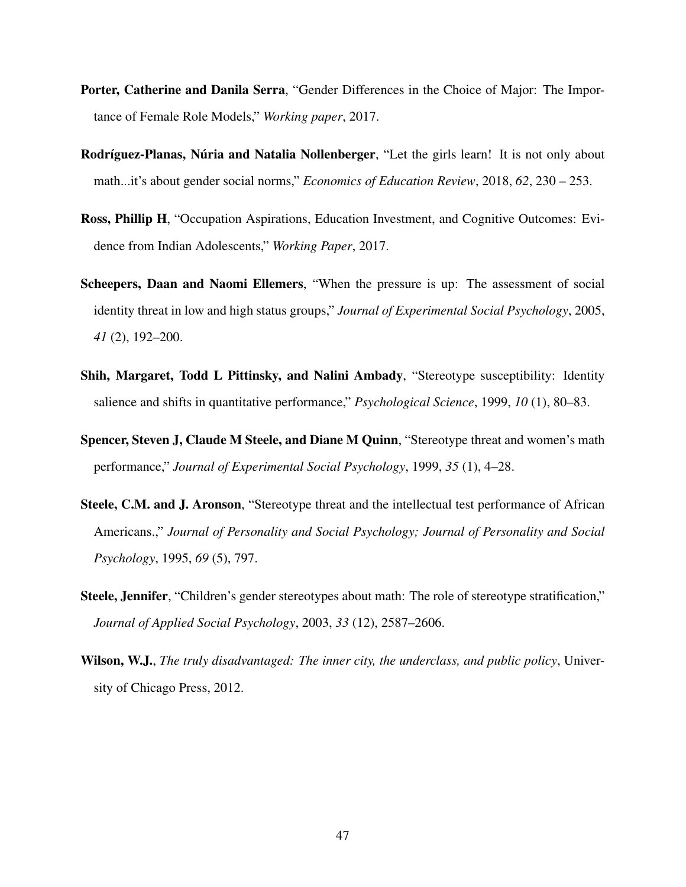**Porter, Catherine and Danila Serra**, "Gender Differences in the Choice of Major: The Importance of Female Role Models," *Working paper*, 2017.

**Rodríguez-Planas, Núria and Natalia Nollenberger**, "Let the girls learn! It is not only about math...it's about gender social norms," *Economics of Education Review*, 2018, *62*, 230 – 253.

**Ross, Phillip H**, "Occupation Aspirations, Education Investment, and Cognitive Outcomes: Evidence from Indian Adolescents," *Working Paper*, 2017.

**Scheepers, Daan and Naomi Ellemers**, "When the pressure is up: The assessment of social identity threat in low and high status groups," *Journal of Experimental Social Psychology*, 2005, *41* (2), 192–200.

**Shih, Margaret, Todd L Pittinsky, and Nalini Ambady**, "Stereotype susceptibility: Identity salience and shifts in quantitative performance," *Psychological Science*, 1999, *10* (1), 80–83.

**Spencer, Steven J, Claude M Steele, and Diane M Quinn**, "Stereotype threat and women's math performance," *Journal of Experimental Social Psychology*, 1999, *35* (1), 4–28.

**Steele, C.M. and J. Aronson**, "Stereotype threat and the intellectual test performance of African Americans.," *Journal of Personality and Social Psychology; Journal of Personality and Social Psychology*, 1995, *69* (5), 797.

**Steele, Jennifer**, "Children's gender stereotypes about math: The role of stereotype stratification," *Journal of Applied Social Psychology*, 2003, *33* (12), 2587–2606.

**Wilson, W.J.**, *The truly disadvantaged: The inner city, the underclass, and public policy*, University of Chicago Press, 2012.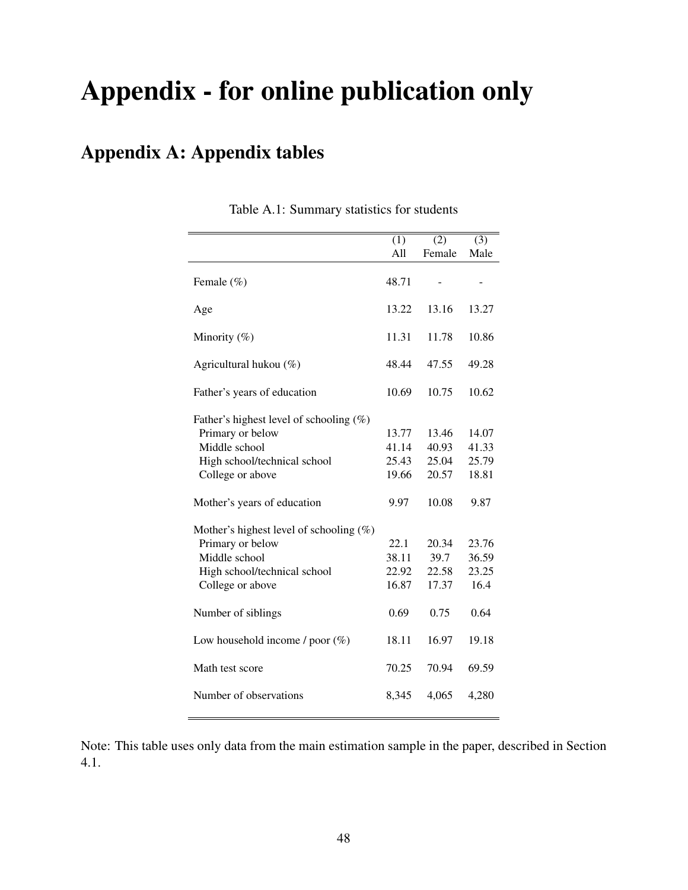# Appendix - for online publication only

## Appendix A: Appendix tables

Table A.1: Summary statistics for students

| | (1)<br>All | (2)<br>Female | (3)<br>Male |
|---|---|---|---|
| Female (%) | 48.71 | - | - |
| Age | 13.22 | 13.16 | 13.27 |
| Minority (%) | 11.31 | 11.78 | 10.86 |
| Agricultural hukou (%) | 48.44 | 47.55 | 49.28 |
| Father's years of education | 10.69 | 10.75 | 10.62 |
| Father's highest level of schooling (%) | | | |
| Primary or below | 13.77 | 13.46 | 14.07 |
| Middle school | 41.14 | 40.93 | 41.33 |
| High school/technical school | 25.43 | 25.04 | 25.79 |
| College or above | 19.66 | 20.57 | 18.81 |
| Mother's years of education | 9.97 | 10.08 | 9.87 |
| Mother's highest level of schooling (%) | | | |
| Primary or below | 22.1 | 20.34 | 23.76 |
| Middle school | 38.11 | 39.7 | 36.59 |
| High school/technical school | 22.92 | 22.58 | 23.25 |
| College or above | 16.87 | 17.37 | 16.4 |
| Number of siblings | 0.69 | 0.75 | 0.64 |
| Low household income / poor (%) | 18.11 | 16.97 | 19.18 |
| Math test score | 70.25 | 70.94 | 69.59 |
| Number of observations | 8,345 | 4,065 | 4,280 |

Note: This table uses only data from the main estimation sample in the paper, described in Section 4.1.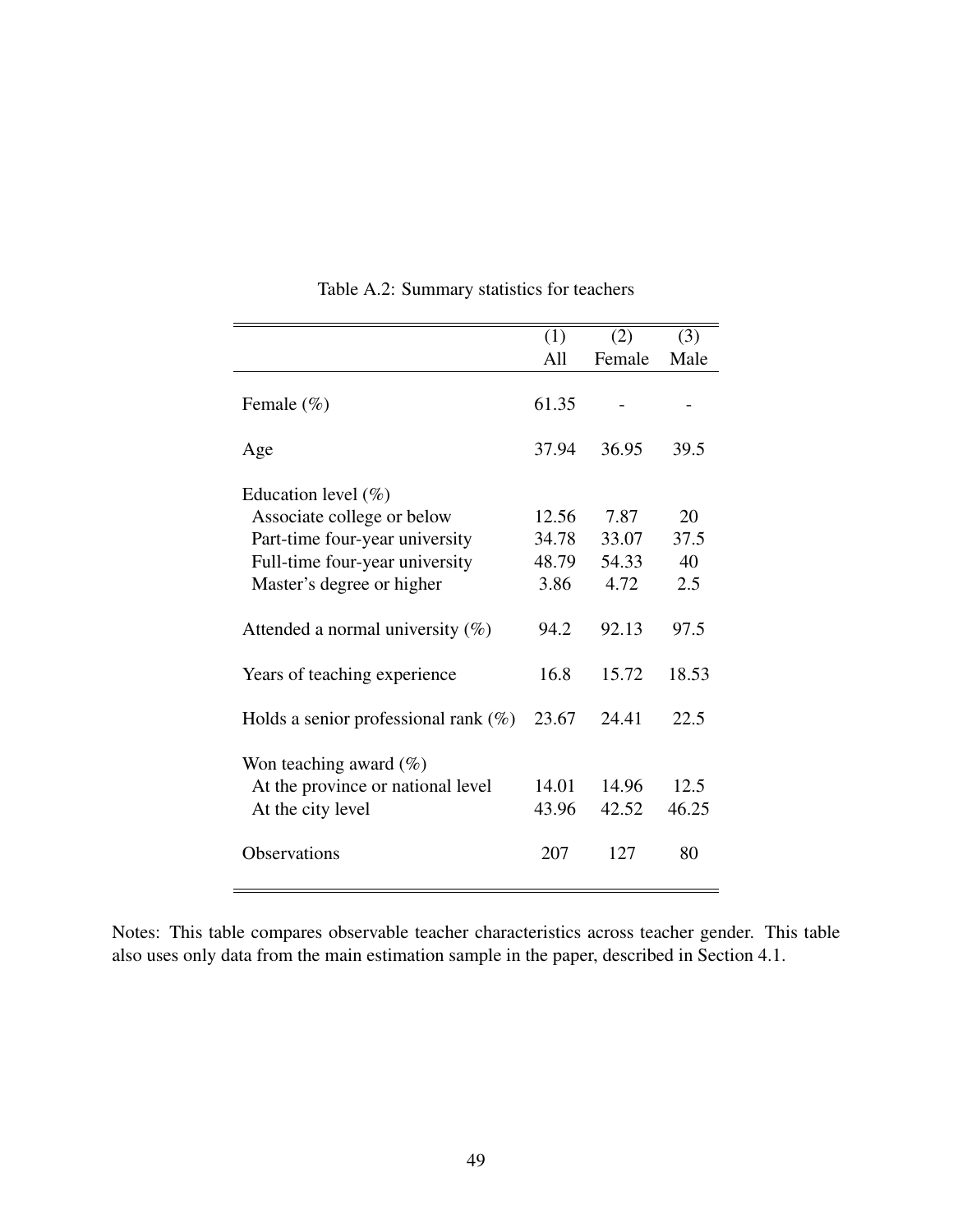Table A.2: Summary statistics for teachers

| | (1) All | (2) Female | (3) Male |
|---|---|---|---|
| Female (%) | 61.35 | - | - |
| Age | 37.94 | 36.95 | 39.5 |
| Education level (%) | | | |
| Associate college or below | 12.56 | 7.87 | 20 |
| Part-time four-year university | 34.78 | 33.07 | 37.5 |
| Full-time four-year university | 48.79 | 54.33 | 40 |
| Master's degree or higher | 3.86 | 4.72 | 2.5 |
| Attended a normal university (%) | 94.2 | 92.13 | 97.5 |
| Years of teaching experience | 16.8 | 15.72 | 18.53 |
| Holds a senior professional rank (%) | 23.67 | 24.41 | 22.5 |
| Won teaching award (%) | | | |
| At the province or national level | 14.01 | 14.96 | 12.5 |
| At the city level | 43.96 | 42.52 | 46.25 |
| Observations | 207 | 127 | 80 |

Notes: This table compares observable teacher characteristics across teacher gender. This table also uses only data from the main estimation sample in the paper, described in Section 4.1.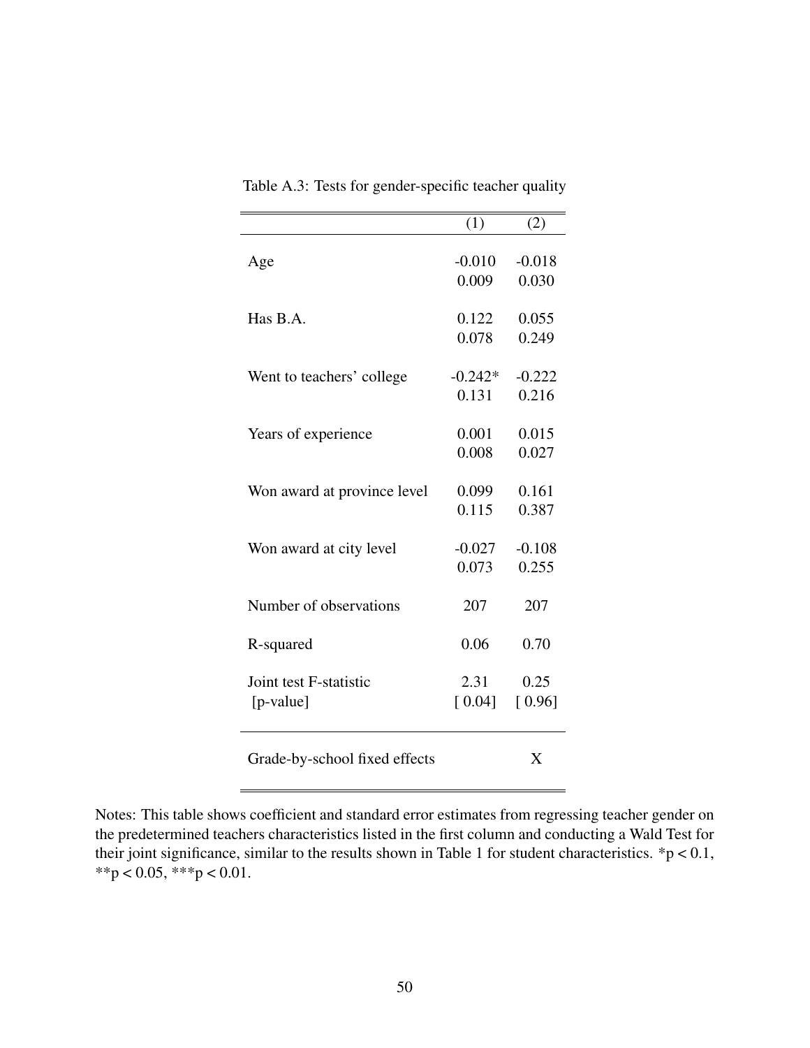Table A.3: Tests for gender-specific teacher quality

| | (1) | (2) |
|---|---|---|
| Age | -0.010 | -0.018 |
| | 0.009 | 0.030 |
| Has B.A. | 0.122 | 0.055 |
| | 0.078 | 0.249 |
| Went to teachers' college | -0.242* | -0.222 |
| | 0.131 | 0.216 |
| Years of experience | 0.001 | 0.015 |
| | 0.008 | 0.027 |
| Won award at province level | 0.099 | 0.161 |
| | 0.115 | 0.387 |
| Won award at city level | -0.027 | -0.108 |
| | 0.073 | 0.255 |
| Number of observations | 207 | 207 |
| R-squared | 0.06 | 0.70 |
| Joint test F-statistic | 2.31 | 0.25 |
| [p-value] | [ 0.04] | [ 0.96] |
| Grade-by-school fixed effects | | X |

Notes: This table shows coefficient and standard error estimates from regressing teacher gender on the predetermined teachers characteristics listed in the first column and conducting a Wald Test for their joint significance, similar to the results shown in Table 1 for student characteristics. \*$p < 0.1$, \*\*$p < 0.05$, \*\*\*$p < 0.01$.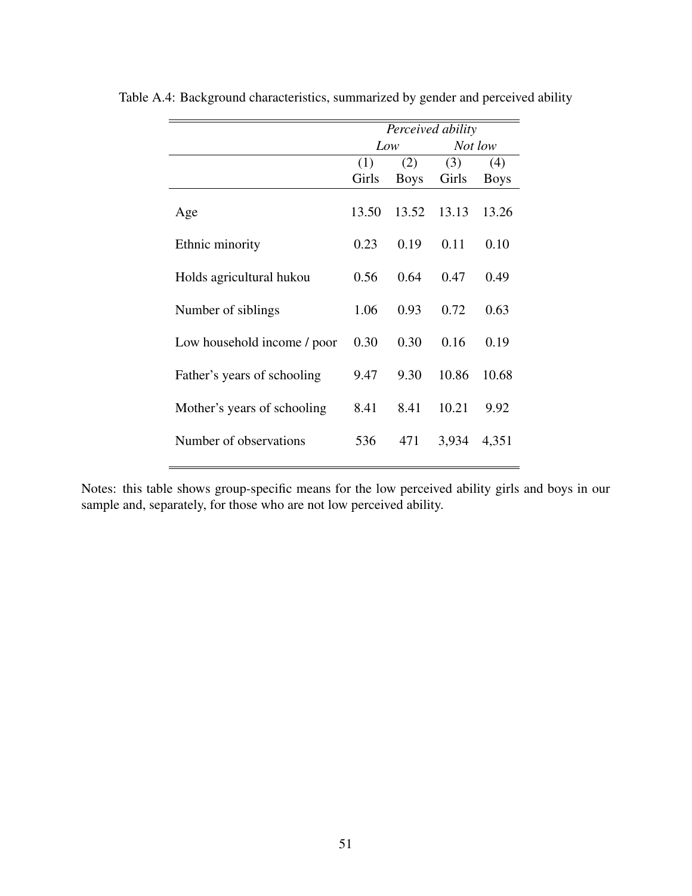Table A.4: Background characteristics, summarized by gender and perceived ability

| | *Perceived ability* | | | |
|---|---|---|---|---|
| | *Low* | | *Not low* | |
| | (1) Girls | (2) Boys | (3) Girls | (4) Boys |
| Age | 13.50 | 13.52 | 13.13 | 13.26 |
| Ethnic minority | 0.23 | 0.19 | 0.11 | 0.10 |
| Holds agricultural hukou | 0.56 | 0.64 | 0.47 | 0.49 |
| Number of siblings | 1.06 | 0.93 | 0.72 | 0.63 |
| Low household income / poor | 0.30 | 0.30 | 0.16 | 0.19 |
| Father's years of schooling | 9.47 | 9.30 | 10.86 | 10.68 |
| Mother's years of schooling | 8.41 | 8.41 | 10.21 | 9.92 |
| Number of observations | 536 | 471 | 3,934 | 4,351 |

Notes: this table shows group-specific means for the low perceived ability girls and boys in our sample and, separately, for those who are not low perceived ability.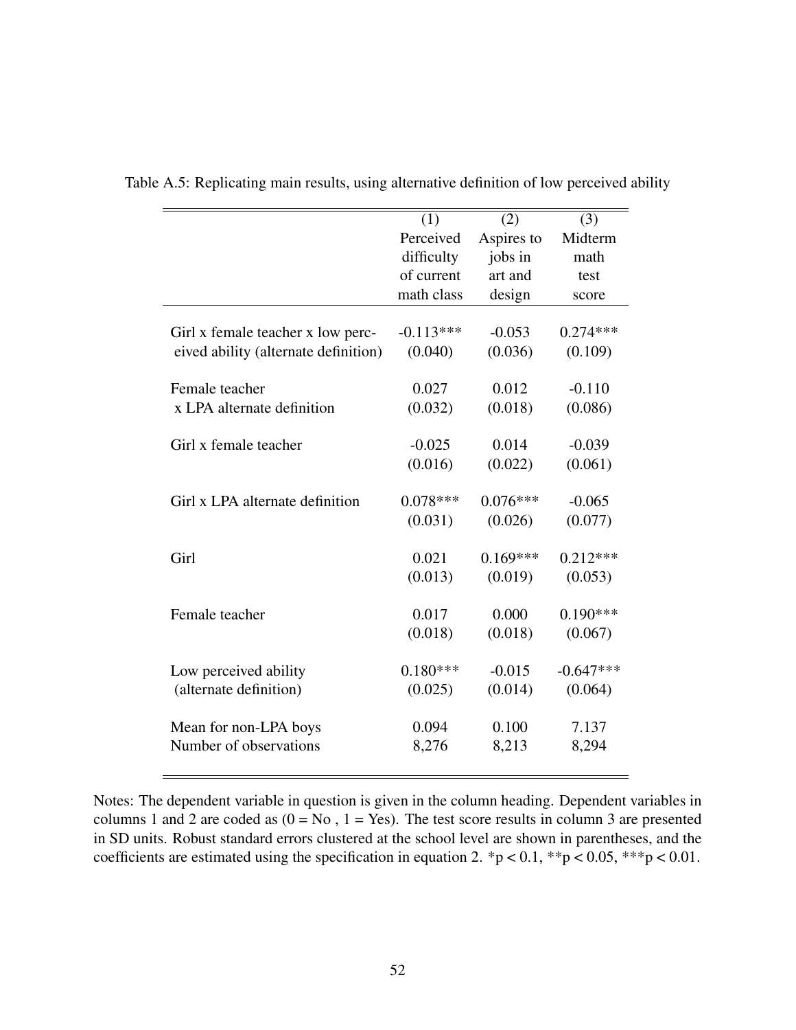Table A.5: Replicating main results, using alternative definition of low perceived ability

| | (1) Perceived difficulty of current math class | (2) Aspires to jobs in art and design | (3) Midterm math test score |
|---|---|---|---|
| Girl x female teacher x low perceived ability (alternate definition) | -0.113*** | -0.053 | 0.274*** |
| | (0.040) | (0.036) | (0.109) |
| Female teacher x LPA alternate definition | 0.027 | 0.012 | -0.110 |
| | (0.032) | (0.018) | (0.086) |
| Girl x female teacher | -0.025 | 0.014 | -0.039 |
| | (0.016) | (0.022) | (0.061) |
| Girl x LPA alternate definition | 0.078*** | 0.076*** | -0.065 |
| | (0.031) | (0.026) | (0.077) |
| Girl | 0.021 | 0.169*** | 0.212*** |
| | (0.013) | (0.019) | (0.053) |
| Female teacher | 0.017 | 0.000 | 0.190*** |
| | (0.018) | (0.018) | (0.067) |
| Low perceived ability (alternate definition) | 0.180*** | -0.015 | -0.647*** |
| | (0.025) | (0.014) | (0.064) |
| Mean for non-LPA boys | 0.094 | 0.100 | 7.137 |
| Number of observations | 8,276 | 8,213 | 8,294 |

Notes: The dependent variable in question is given in the column heading. Dependent variables in columns 1 and 2 are coded as (0 = No , 1 = Yes). The test score results in column 3 are presented in SD units. Robust standard errors clustered at the school level are shown in parentheses, and the coefficients are estimated using the specification in equation 2. *p < 0.1, **p < 0.05, ***p < 0.01.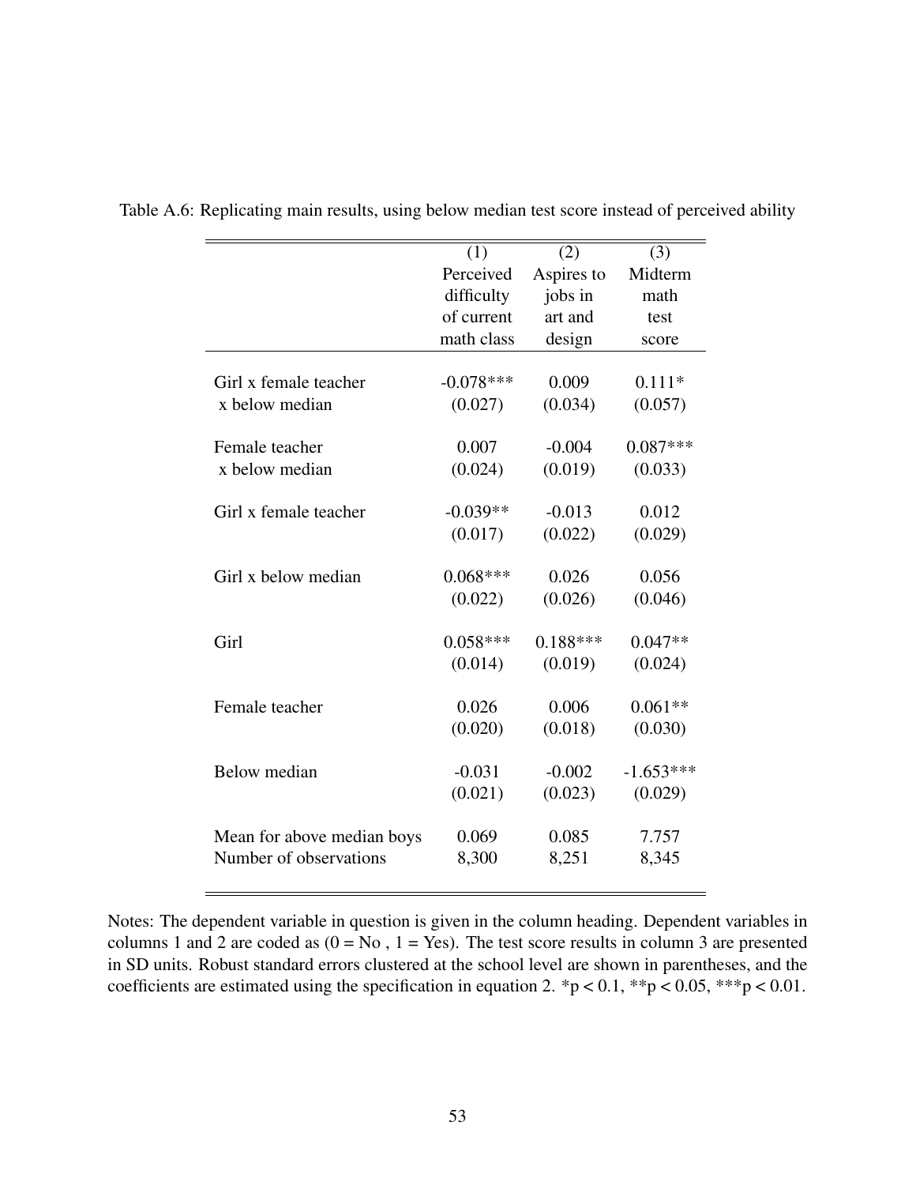Table A.6: Replicating main results, using below median test score instead of perceived ability

| | (1) Perceived difficulty of current math class | (2) Aspires to jobs in art and design | (3) Midterm math test score |
|---|---|---|---|
| Girl x female teacher x below median | -0.078*** | 0.009 | 0.111* |
| | (0.027) | (0.034) | (0.057) |
| Female teacher x below median | 0.007 | -0.004 | 0.087*** |
| | (0.024) | (0.019) | (0.033) |
| Girl x female teacher | -0.039** | -0.013 | 0.012 |
| | (0.017) | (0.022) | (0.029) |
| Girl x below median | 0.068*** | 0.026 | 0.056 |
| | (0.022) | (0.026) | (0.046) |
| Girl | 0.058*** | 0.188*** | 0.047** |
| | (0.014) | (0.019) | (0.024) |
| Female teacher | 0.026 | 0.006 | 0.061** |
| | (0.020) | (0.018) | (0.030) |
| Below median | -0.031 | -0.002 | -1.653*** |
| | (0.021) | (0.023) | (0.029) |
| Mean for above median boys | 0.069 | 0.085 | 7.757 |
| Number of observations | 8,300 | 8,251 | 8,345 |

Notes: The dependent variable in question is given in the column heading. Dependent variables in columns 1 and 2 are coded as (0 = No , 1 = Yes). The test score results in column 3 are presented in SD units. Robust standard errors clustered at the school level are shown in parentheses, and the coefficients are estimated using the specification in equation 2. *$p < 0.1$, **$p < 0.05$, ***$p < 0.01$.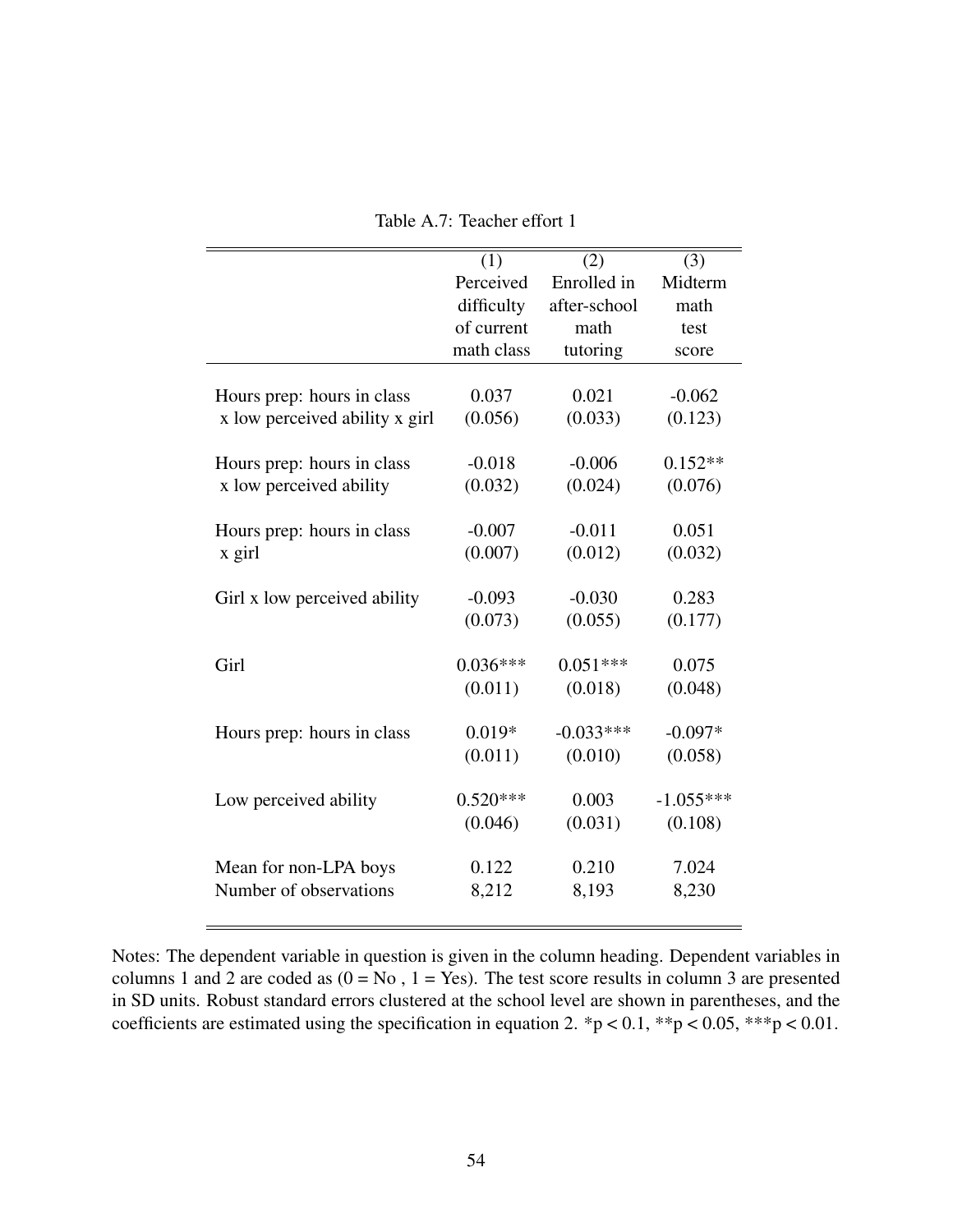Table A.7: Teacher effort 1

| | (1) Perceived difficulty of current math class | (2) Enrolled in after-school math tutoring | (3) Midterm math test score |
|---|---|---|---|
| Hours prep: hours in class x low perceived ability x girl | 0.037 | 0.021 | -0.062 |
| | (0.056) | (0.033) | (0.123) |
| Hours prep: hours in class x low perceived ability | -0.018 | -0.006 | 0.152** |
| | (0.032) | (0.024) | (0.076) |
| Hours prep: hours in class x girl | -0.007 | -0.011 | 0.051 |
| | (0.007) | (0.012) | (0.032) |
| Girl x low perceived ability | -0.093 | -0.030 | 0.283 |
| | (0.073) | (0.055) | (0.177) |
| Girl | 0.036*** | 0.051*** | 0.075 |
| | (0.011) | (0.018) | (0.048) |
| Hours prep: hours in class | 0.019* | -0.033*** | -0.097* |
| | (0.011) | (0.010) | (0.058) |
| Low perceived ability | 0.520*** | 0.003 | -1.055*** |
| | (0.046) | (0.031) | (0.108) |
| Mean for non-LPA boys | 0.122 | 0.210 | 7.024 |
| Number of observations | 8,212 | 8,193 | 8,230 |

Notes: The dependent variable in question is given in the column heading. Dependent variables in columns 1 and 2 are coded as (0 = No , 1 = Yes). The test score results in column 3 are presented in SD units. Robust standard errors clustered at the school level are shown in parentheses, and the coefficients are estimated using the specification in equation 2. *p < 0.1, **p < 0.05, ***p < 0.01.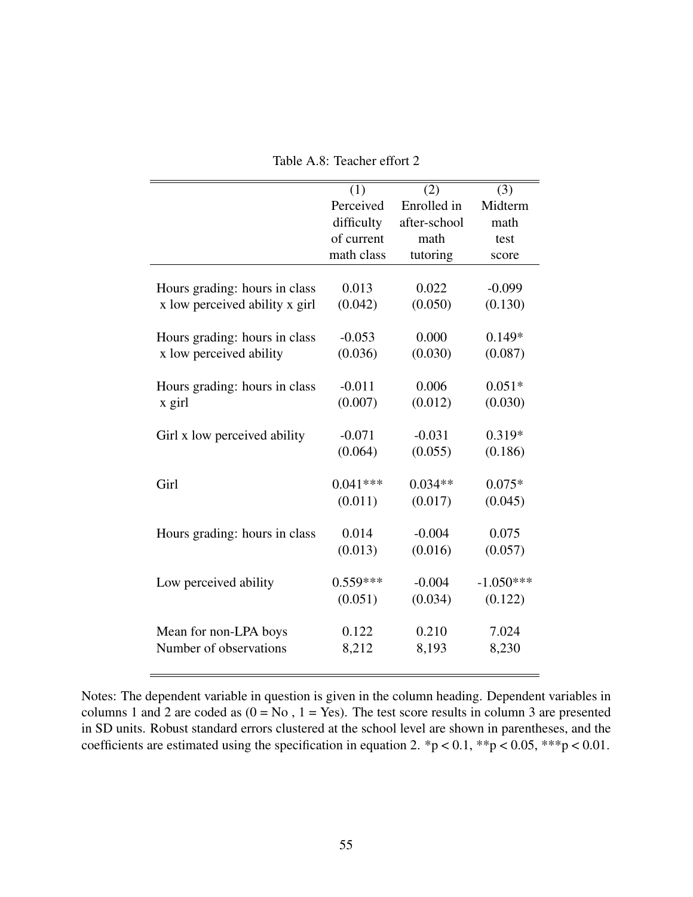Table A.8: Teacher effort 2

| | (1) Perceived difficulty of current math class | (2) Enrolled in after-school math tutoring | (3) Midterm math test score |
|---|---|---|---|
| Hours grading: hours in class x low perceived ability x girl | 0.013 | 0.022 | -0.099 |
| | (0.042) | (0.050) | (0.130) |
| Hours grading: hours in class x low perceived ability | -0.053 | 0.000 | 0.149* |
| | (0.036) | (0.030) | (0.087) |
| Hours grading: hours in class x girl | -0.011 | 0.006 | 0.051* |
| | (0.007) | (0.012) | (0.030) |
| Girl x low perceived ability | -0.071 | -0.031 | 0.319* |
| | (0.064) | (0.055) | (0.186) |
| Girl | 0.041*** | 0.034** | 0.075* |
| | (0.011) | (0.017) | (0.045) |
| Hours grading: hours in class | 0.014 | -0.004 | 0.075 |
| | (0.013) | (0.016) | (0.057) |
| Low perceived ability | 0.559*** | -0.004 | -1.050*** |
| | (0.051) | (0.034) | (0.122) |
| Mean for non-LPA boys | 0.122 | 0.210 | 7.024 |
| Number of observations | 8,212 | 8,193 | 8,230 |

Notes: The dependent variable in question is given in the column heading. Dependent variables in columns 1 and 2 are coded as (0 = No , 1 = Yes). The test score results in column 3 are presented in SD units. Robust standard errors clustered at the school level are shown in parentheses, and the coefficients are estimated using the specification in equation 2. *$p < 0.1$, **$p < 0.05$, ***$p < 0.01$.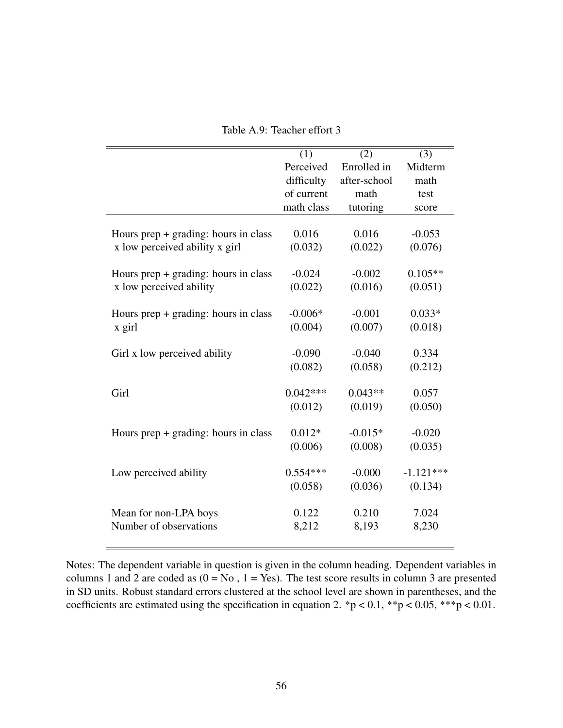Table A.9: Teacher effort 3

| | (1) Perceived difficulty of current math class | (2) Enrolled in after-school math tutoring | (3) Midterm math test score |
|---|---|---|---|
| Hours prep + grading: hours in class x low perceived ability x girl | 0.016 | 0.016 | -0.053 |
| | (0.032) | (0.022) | (0.076) |
| Hours prep + grading: hours in class x low perceived ability | -0.024 | -0.002 | 0.105** |
| | (0.022) | (0.016) | (0.051) |
| Hours prep + grading: hours in class x girl | -0.006* | -0.001 | 0.033* |
| | (0.004) | (0.007) | (0.018) |
| Girl x low perceived ability | -0.090 | -0.040 | 0.334 |
| | (0.082) | (0.058) | (0.212) |
| Girl | 0.042*** | 0.043** | 0.057 |
| | (0.012) | (0.019) | (0.050) |
| Hours prep + grading: hours in class | 0.012* | -0.015* | -0.020 |
| | (0.006) | (0.008) | (0.035) |
| Low perceived ability | 0.554*** | -0.000 | -1.121*** |
| | (0.058) | (0.036) | (0.134) |
| Mean for non-LPA boys | 0.122 | 0.210 | 7.024 |
| Number of observations | 8,212 | 8,193 | 8,230 |

Notes: The dependent variable in question is given in the column heading. Dependent variables in columns 1 and 2 are coded as (0 = No , 1 = Yes). The test score results in column 3 are presented in SD units. Robust standard errors clustered at the school level are shown in parentheses, and the coefficients are estimated using the specification in equation 2. *$p < 0.1$, **$p < 0.05$, ***$p < 0.01$.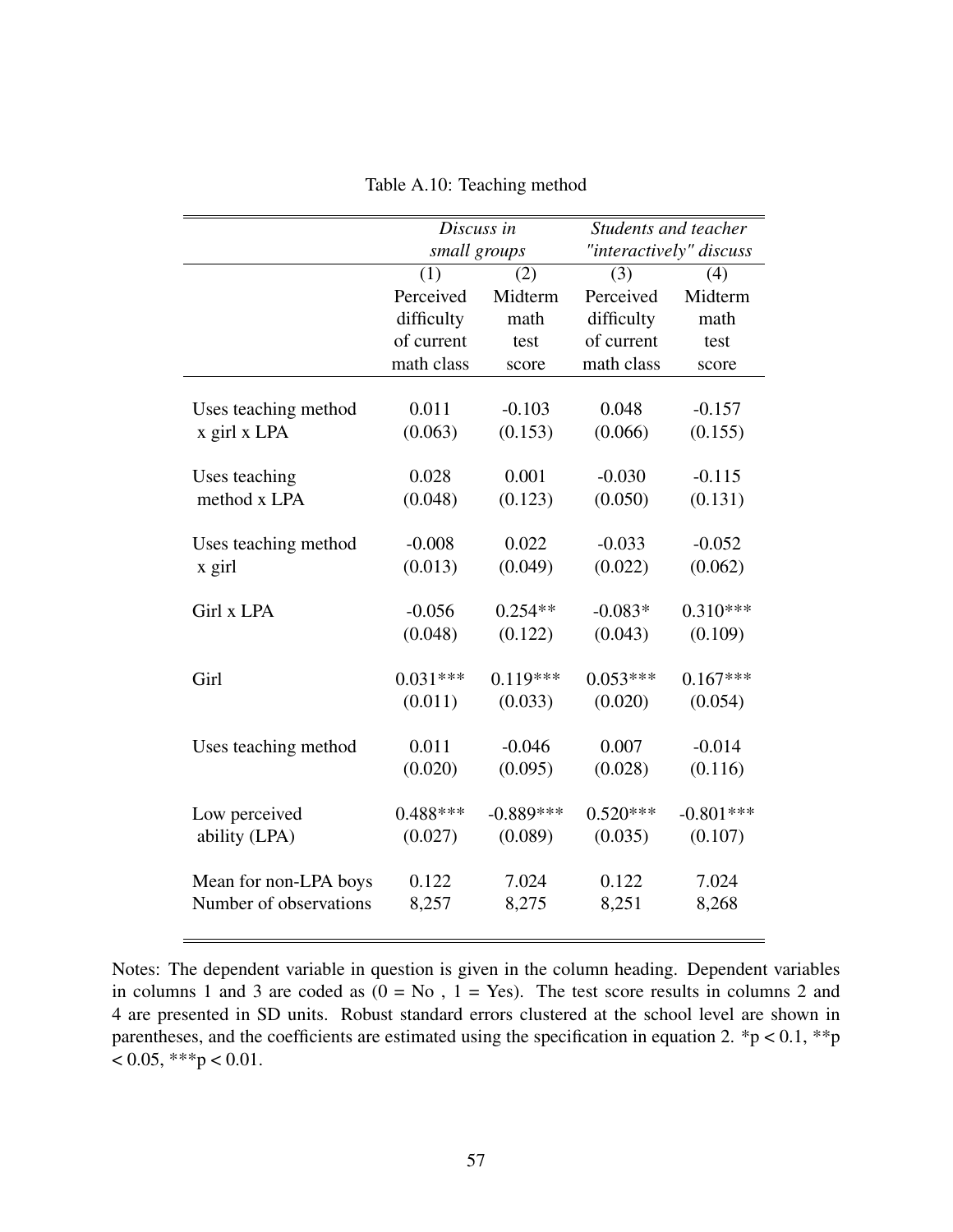Table A.10: Teaching method

| | *Discuss in small groups* | | *Students and teacher "interactively" discuss* | |
|---|---|---|---|---|
| | (1) | (2) | (3) | (4) |
| | Perceived difficulty of current math class | Midterm math test score | Perceived difficulty of current math class | Midterm math test score |
| Uses teaching method x girl x LPA | 0.011 | -0.103 | 0.048 | -0.157 |
| | (0.063) | (0.153) | (0.066) | (0.155) |
| Uses teaching method x LPA | 0.028 | 0.001 | -0.030 | -0.115 |
| | (0.048) | (0.123) | (0.050) | (0.131) |
| Uses teaching method x girl | -0.008 | 0.022 | -0.033 | -0.052 |
| | (0.013) | (0.049) | (0.022) | (0.062) |
| Girl x LPA | -0.056 | 0.254** | -0.083* | 0.310*** |
| | (0.048) | (0.122) | (0.043) | (0.109) |
| Girl | 0.031*** | 0.119*** | 0.053*** | 0.167*** |
| | (0.011) | (0.033) | (0.020) | (0.054) |
| Uses teaching method | 0.011 | -0.046 | 0.007 | -0.014 |
| | (0.020) | (0.095) | (0.028) | (0.116) |
| Low perceived ability (LPA) | 0.488*** | -0.889*** | 0.520*** | -0.801*** |
| | (0.027) | (0.089) | (0.035) | (0.107) |
| Mean for non-LPA boys | 0.122 | 7.024 | 0.122 | 7.024 |
| Number of observations | 8,257 | 8,275 | 8,251 | 8,268 |

Notes: The dependent variable in question is given in the column heading. Dependent variables in columns 1 and 3 are coded as (0 = No , 1 = Yes). The test score results in columns 2 and 4 are presented in SD units. Robust standard errors clustered at the school level are shown in parentheses, and the coefficients are estimated using the specification in equation 2. *p < 0.1, **p < 0.05, ***p < 0.01.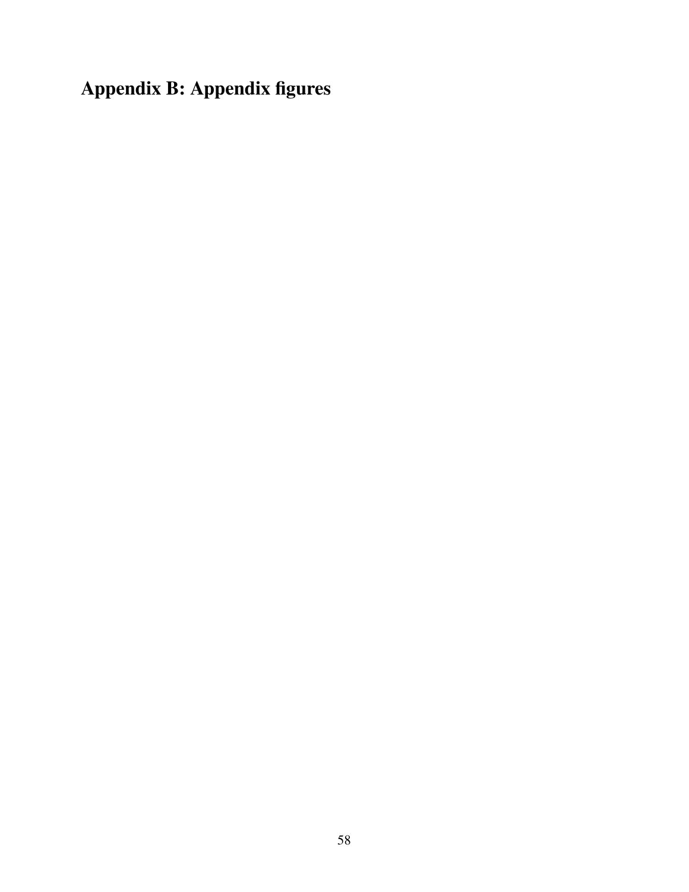# Appendix B: Appendix figures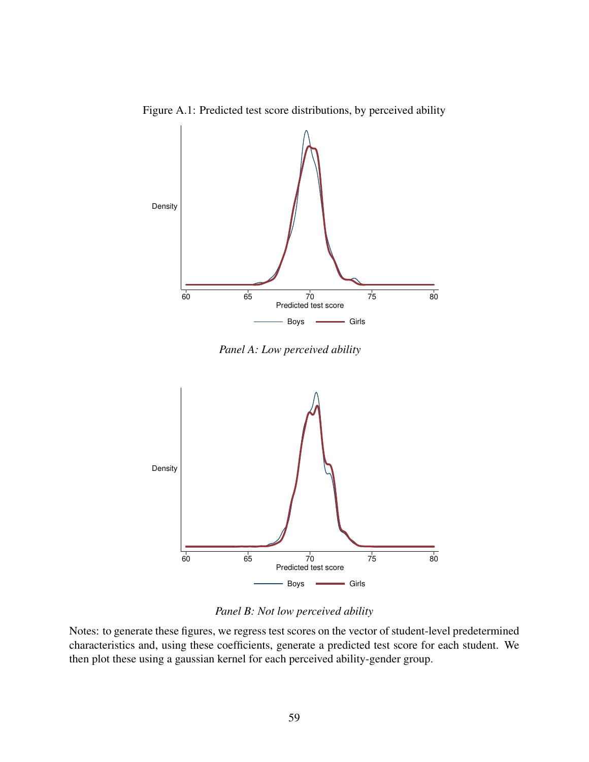Figure A.1: Predicted test score distributions, by perceived ability

*Panel A: Low perceived ability*

*Panel B: Not low perceived ability*

Notes: to generate these figures, we regress test scores on the vector of student-level predetermined characteristics and, using these coefficients, generate a predicted test score for each student. We then plot these using a gaussian kernel for each perceived ability-gender group.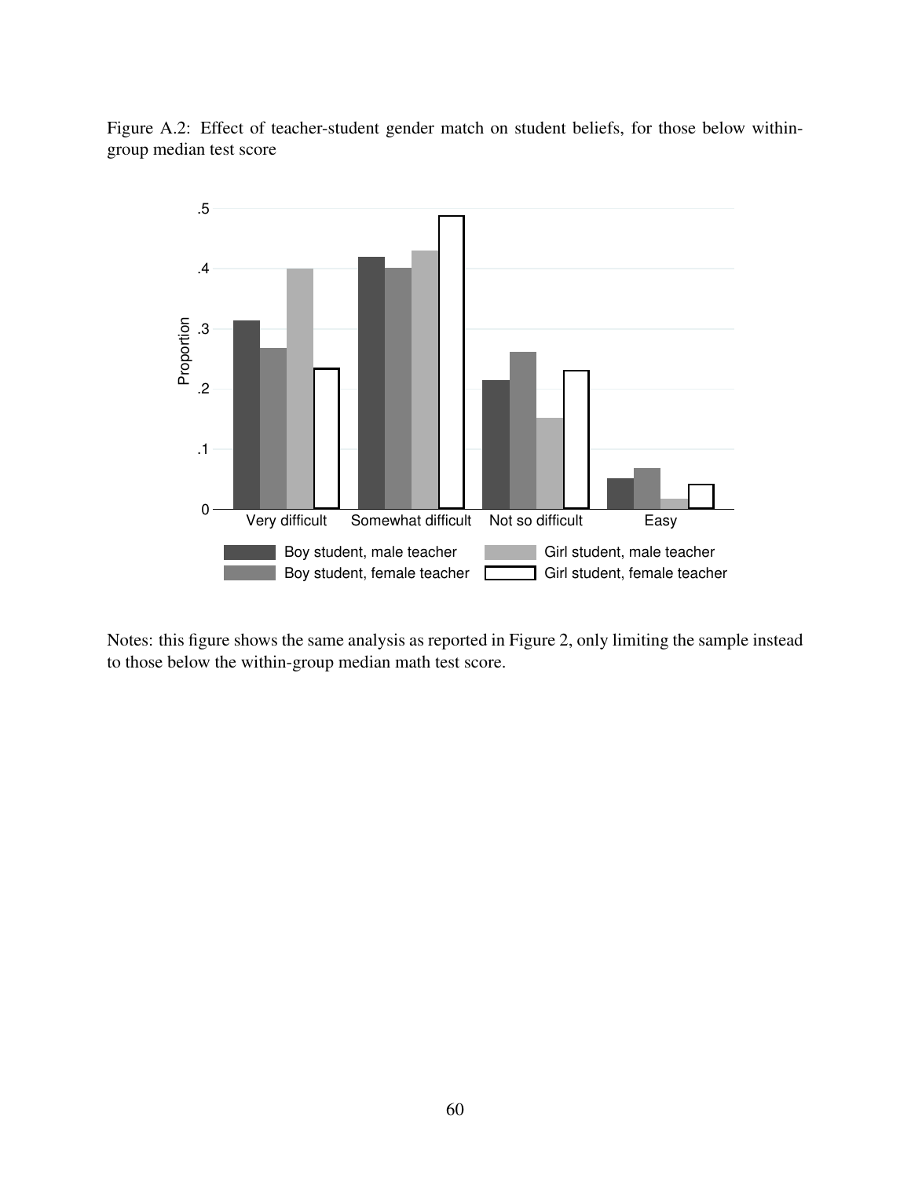Figure A.2: Effect of teacher-student gender match on student beliefs, for those below within-group median test score

Notes: this figure shows the same analysis as reported in Figure 2, only limiting the sample instead to those below the within-group median math test score.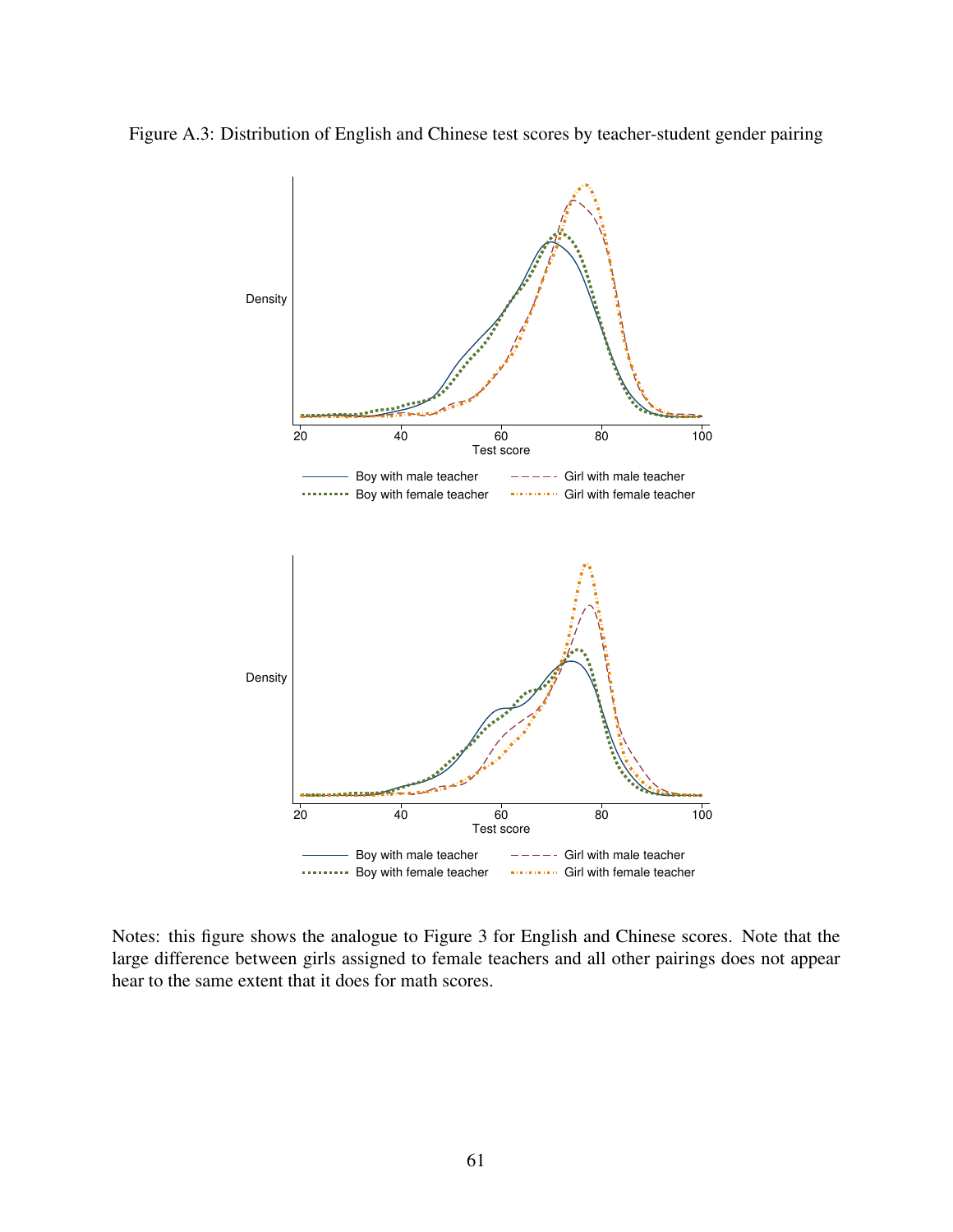Figure A.3: Distribution of English and Chinese test scores by teacher-student gender pairing

Notes: this figure shows the analogue to Figure 3 for English and Chinese scores. Note that the large difference between girls assigned to female teachers and all other pairings does not appear hear to the same extent that it does for math scores.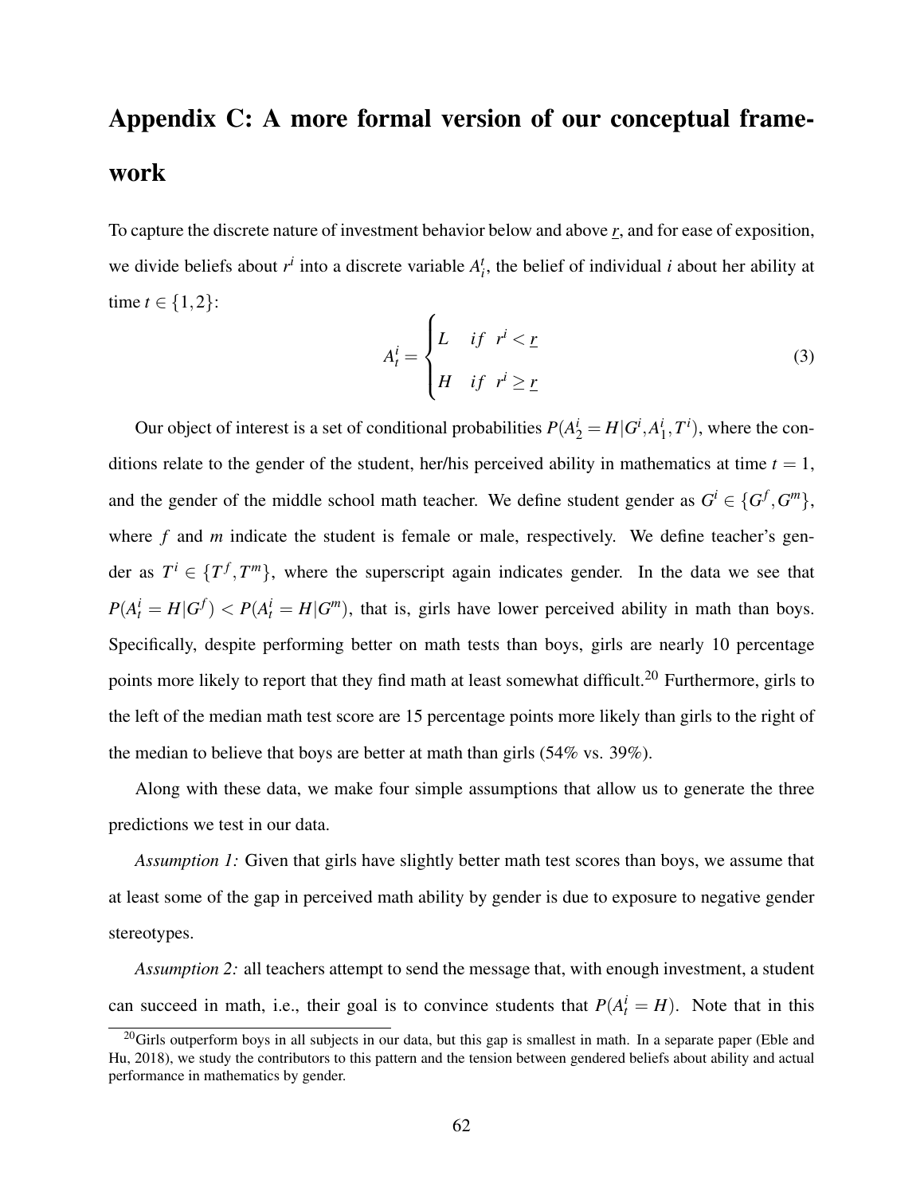# Appendix C: A more formal version of our conceptual framework

To capture the discrete nature of investment behavior below and above $\underline{r}$, and for ease of exposition, we divide beliefs about $r^i$ into a discrete variable $A_i^t$, the belief of individual $i$ about her ability at time $t \in \{1,2\}$:

$$A_t^i = \begin{cases} L & if \;\; r^i < \underline{r} \\ H & if \;\; r^i \geq \underline{r} \end{cases} \tag{3}$$

Our object of interest is a set of conditional probabilities $P(A_2^i = H | G^i, A_1^i, T^i)$, where the conditions relate to the gender of the student, her/his perceived ability in mathematics at time $t = 1$, and the gender of the middle school math teacher. We define student gender as $G^i \in \{G^f, G^m\}$, where $f$ and $m$ indicate the student is female or male, respectively. We define teacher's gender as $T^i \in \{T^f, T^m\}$, where the superscript again indicates gender. In the data we see that $P(A_t^i = H | G^f) < P(A_t^i = H | G^m)$, that is, girls have lower perceived ability in math than boys. Specifically, despite performing better on math tests than boys, girls are nearly 10 percentage points more likely to report that they find math at least somewhat difficult.[20] Furthermore, girls to the left of the median math test score are 15 percentage points more likely than girls to the right of the median to believe that boys are better at math than girls (54% vs. 39%).

Along with these data, we make four simple assumptions that allow us to generate the three predictions we test in our data.

*Assumption 1:* Given that girls have slightly better math test scores than boys, we assume that at least some of the gap in perceived math ability by gender is due to exposure to negative gender stereotypes.

*Assumption 2:* all teachers attempt to send the message that, with enough investment, a student can succeed in math, i.e., their goal is to convince students that $P(A_t^i = H)$. Note that in this

[20] Girls outperform boys in all subjects in our data, but this gap is smallest in math. In a separate paper (Eble and Hu, 2018), we study the contributors to this pattern and the tension between gendered beliefs about ability and actual performance in mathematics by gender.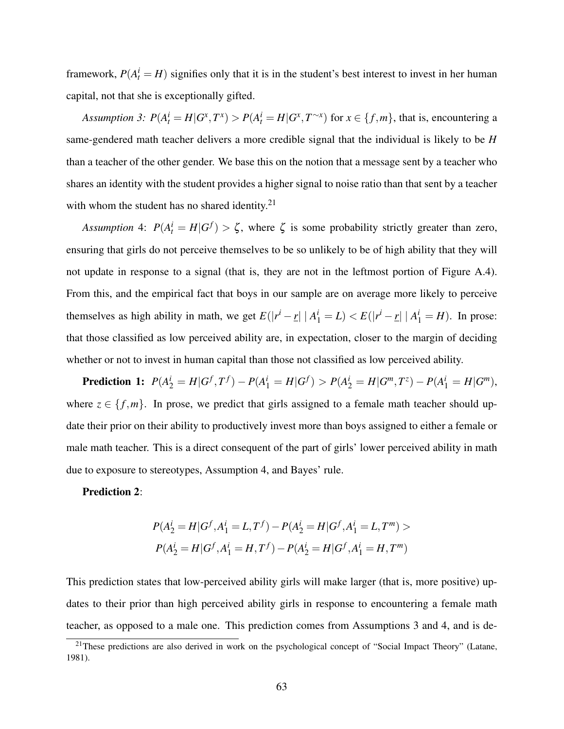framework, $P(A_t^i = H)$ signifies only that it is in the student's best interest to invest in her human capital, not that she is exceptionally gifted.

*Assumption 3:* $P(A_t^i = H|G^x, T^x) > P(A_t^i = H|G^x, T^{\sim x})$ for $x \in \{f, m\}$, that is, encountering a same-gendered math teacher delivers a more credible signal that the individual is likely to be $H$ than a teacher of the other gender. We base this on the notion that a message sent by a teacher who shares an identity with the student provides a higher signal to noise ratio than that sent by a teacher with whom the student has no shared identity.[21]

*Assumption* 4: $P(A_t^i = H|G^f) > \zeta$, where $\zeta$ is some probability strictly greater than zero, ensuring that girls do not perceive themselves to be so unlikely to be of high ability that they will not update in response to a signal (that is, they are not in the leftmost portion of Figure A.4). From this, and the empirical fact that boys in our sample are on average more likely to perceive themselves as high ability in math, we get $E(|r^i - \underline{r}| \mid A_1^i = L) < E(|r^i - \underline{r}| \mid A_1^i = H)$. In prose: that those classified as low perceived ability are, in expectation, closer to the margin of deciding whether or not to invest in human capital than those not classified as low perceived ability.

**Prediction 1:** $P(A_2^i = H|G^f, T^f) - P(A_1^i = H|G^f) > P(A_2^i = H|G^m, T^z) - P(A_1^i = H|G^m)$, where $z \in \{f, m\}$. In prose, we predict that girls assigned to a female math teacher should update their prior on their ability to productively invest more than boys assigned to either a female or male math teacher. This is a direct consequent of the part of girls' lower perceived ability in math due to exposure to stereotypes, Assumption 4, and Bayes' rule.

**Prediction 2**:

$$
\begin{aligned}
P(A_2^i = H|G^f, A_1^i = L, T^f) - P(A_2^i = H|G^f, A_1^i = L, T^m) > \\
P(A_2^i = H|G^f, A_1^i = H, T^f) - P(A_2^i = H|G^f, A_1^i = H, T^m)
\end{aligned}
$$

This prediction states that low-perceived ability girls will make larger (that is, more positive) updates to their prior than high perceived ability girls in response to encountering a female math teacher, as opposed to a male one. This prediction comes from Assumptions 3 and 4, and is de-

[21] These predictions are also derived in work on the psychological concept of "Social Impact Theory" (Latane, 1981).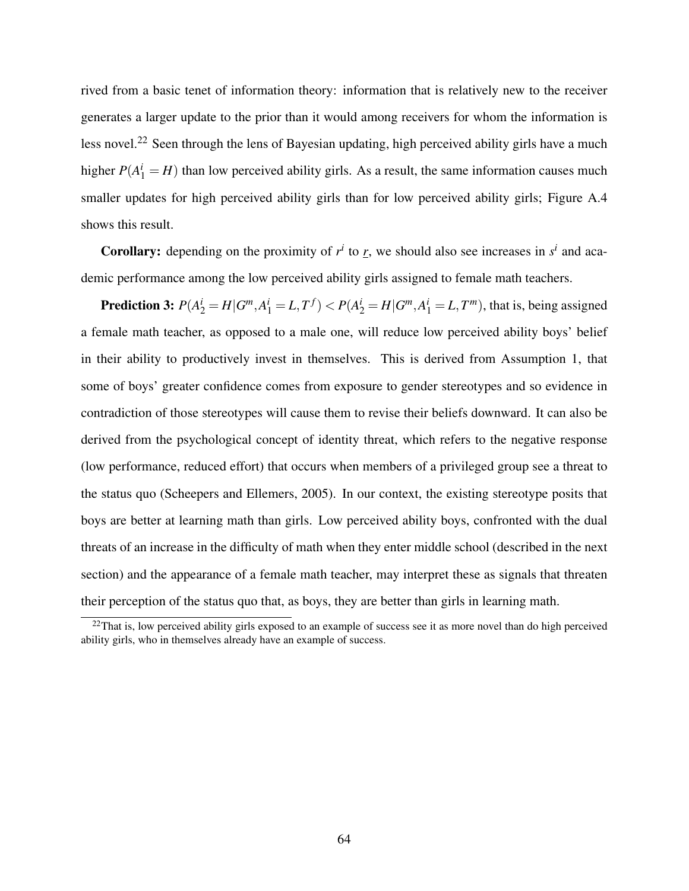rived from a basic tenet of information theory: information that is relatively new to the receiver generates a larger update to the prior than it would among receivers for whom the information is less novel.[22] Seen through the lens of Bayesian updating, high perceived ability girls have a much higher $P(A_1^i = H)$ than low perceived ability girls. As a result, the same information causes much smaller updates for high perceived ability girls than for low perceived ability girls; Figure A.4 shows this result.

**Corollary:** depending on the proximity of $r^i$ to $\underline{r}$, we should also see increases in $s^i$ and academic performance among the low perceived ability girls assigned to female math teachers.

**Prediction 3:** $P(A_2^i = H|G^m, A_1^i = L, T^f) < P(A_2^i = H|G^m, A_1^i = L, T^m)$, that is, being assigned a female math teacher, as opposed to a male one, will reduce low perceived ability boys' belief in their ability to productively invest in themselves. This is derived from Assumption 1, that some of boys' greater confidence comes from exposure to gender stereotypes and so evidence in contradiction of those stereotypes will cause them to revise their beliefs downward. It can also be derived from the psychological concept of identity threat, which refers to the negative response (low performance, reduced effort) that occurs when members of a privileged group see a threat to the status quo (Scheepers and Ellemers, 2005). In our context, the existing stereotype posits that boys are better at learning math than girls. Low perceived ability boys, confronted with the dual threats of an increase in the difficulty of math when they enter middle school (described in the next section) and the appearance of a female math teacher, may interpret these as signals that threaten their perception of the status quo that, as boys, they are better than girls in learning math.

[22] That is, low perceived ability girls exposed to an example of success see it as more novel than do high perceived ability girls, who in themselves already have an example of success.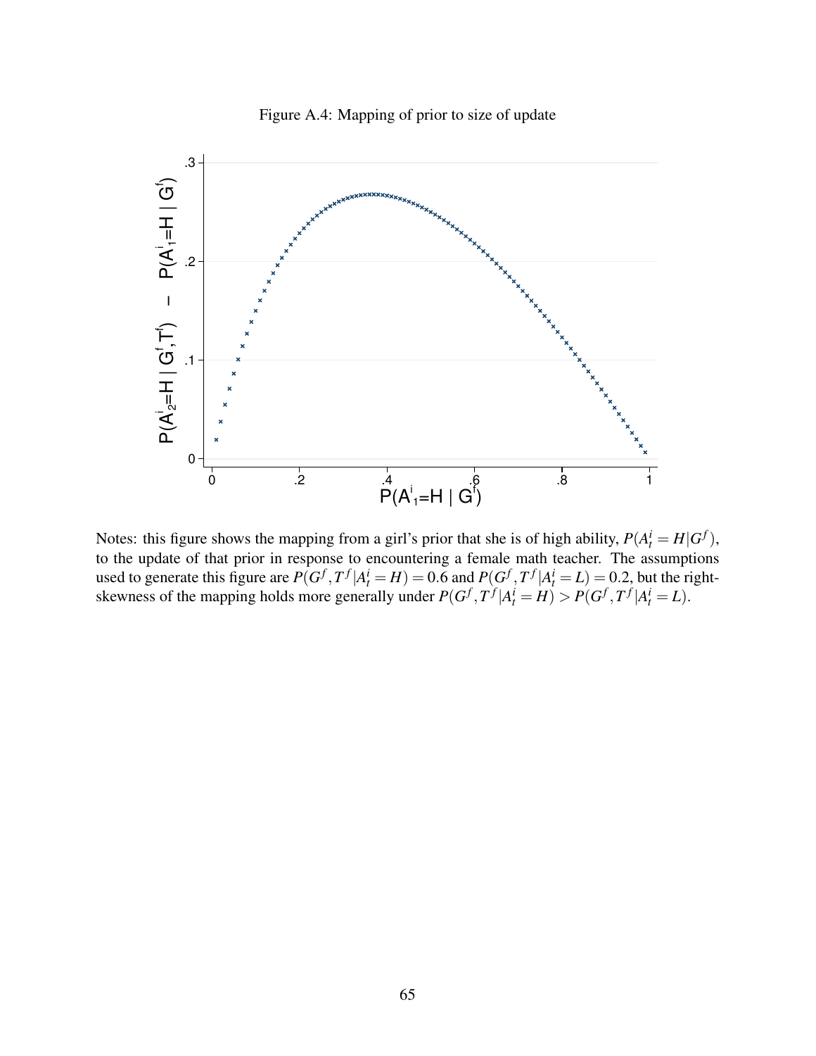Figure A.4: Mapping of prior to size of update

Notes: this figure shows the mapping from a girl's prior that she is of high ability, $P(A_t^i = H|G^f)$, to the update of that prior in response to encountering a female math teacher. The assumptions used to generate this figure are $P(G^f, T^f|A_t^i = H) = 0.6$ and $P(G^f, T^f|A_t^i = L) = 0.2$, but the right-skewness of the mapping holds more generally under $P(G^f, T^f|A_t^i = H) > P(G^f, T^f|A_t^i = L)$.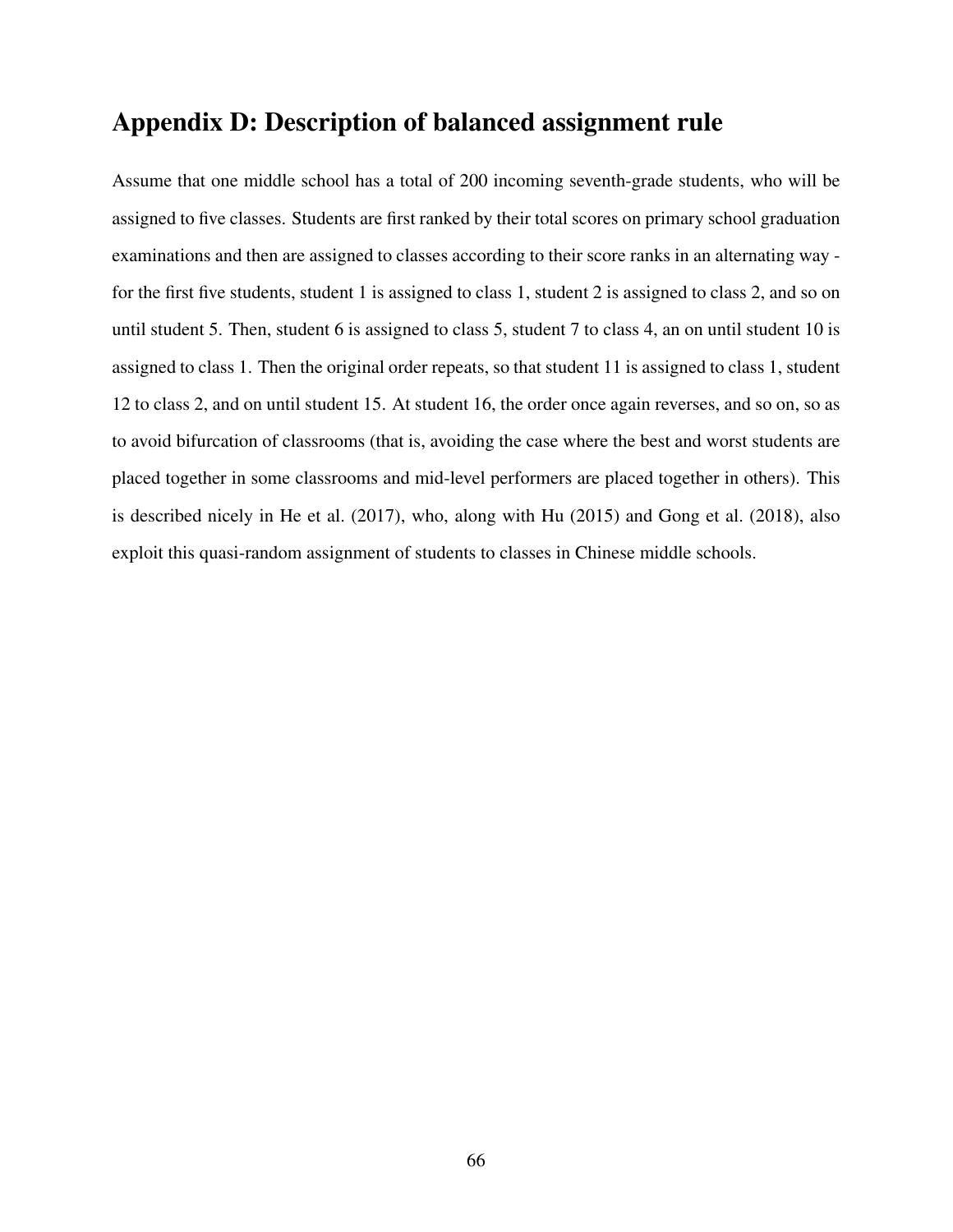## Appendix D: Description of balanced assignment rule

Assume that one middle school has a total of 200 incoming seventh-grade students, who will be assigned to five classes. Students are first ranked by their total scores on primary school graduation examinations and then are assigned to classes according to their score ranks in an alternating way - for the first five students, student 1 is assigned to class 1, student 2 is assigned to class 2, and so on until student 5. Then, student 6 is assigned to class 5, student 7 to class 4, an on until student 10 is assigned to class 1. Then the original order repeats, so that student 11 is assigned to class 1, student 12 to class 2, and on until student 15. At student 16, the order once again reverses, and so on, so as to avoid bifurcation of classrooms (that is, avoiding the case where the best and worst students are placed together in some classrooms and mid-level performers are placed together in others). This is described nicely in He et al. (2017), who, along with Hu (2015) and Gong et al. (2018), also exploit this quasi-random assignment of students to classes in Chinese middle schools.